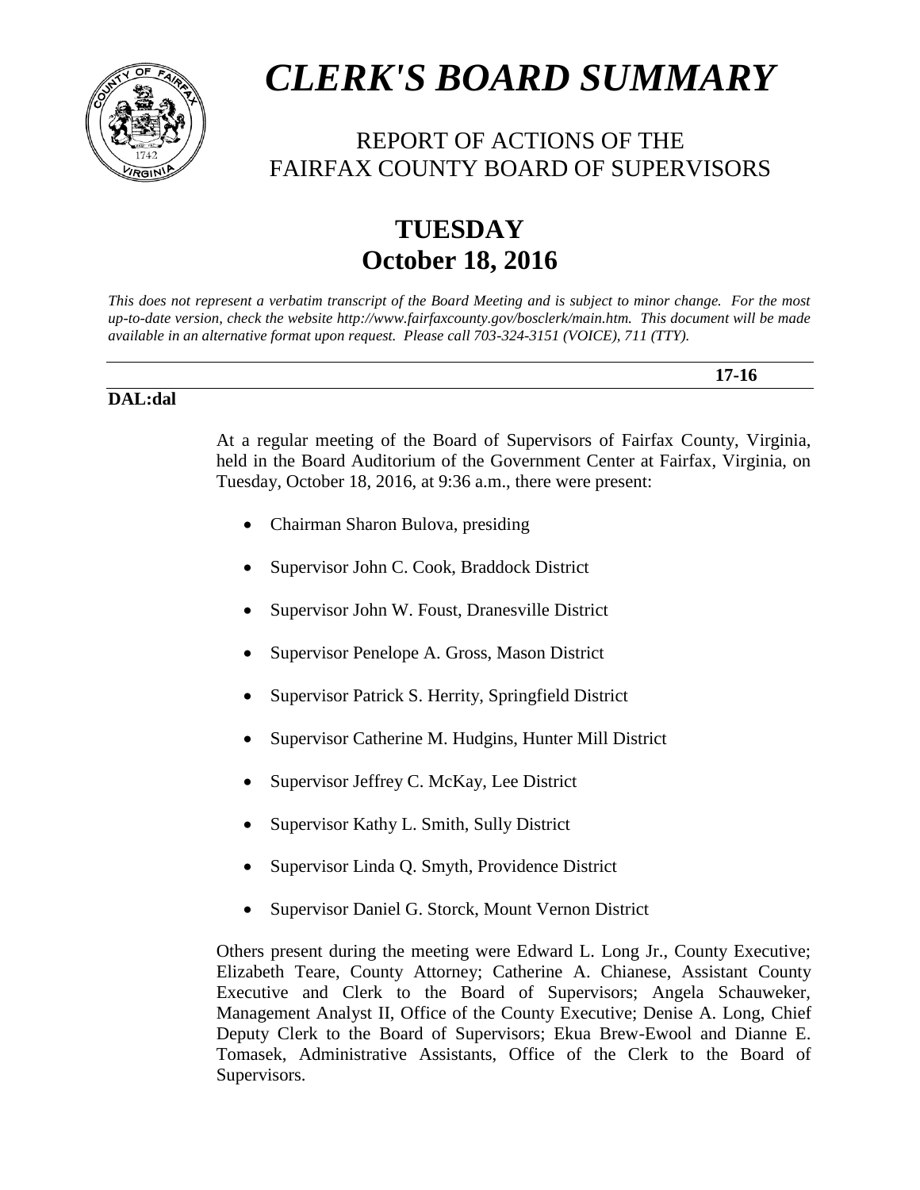# *CLERK'S BOARD SUMMARY*

## REPORT OF ACTIONS OF THE FAIRFAX COUNTY BOARD OF SUPERVISORS

## TUESDAY
## October 18, 2016

*This does not represent a verbatim transcript of the Board Meeting and is subject to minor change. For the most up-to-date version, check the website http://www.fairfaxcounty.gov/bosclerk/main.htm. This document will be made available in an alternative format upon request. Please call 703-324-3151 (VOICE), 711 (TTY).*

---

**17-16**

---

**DAL:dal**

At a regular meeting of the Board of Supervisors of Fairfax County, Virginia, held in the Board Auditorium of the Government Center at Fairfax, Virginia, on Tuesday, October 18, 2016, at 9:36 a.m., there were present:

- Chairman Sharon Bulova, presiding
- Supervisor John C. Cook, Braddock District
- Supervisor John W. Foust, Dranesville District
- Supervisor Penelope A. Gross, Mason District
- Supervisor Patrick S. Herrity, Springfield District
- Supervisor Catherine M. Hudgins, Hunter Mill District
- Supervisor Jeffrey C. McKay, Lee District
- Supervisor Kathy L. Smith, Sully District
- Supervisor Linda Q. Smyth, Providence District
- Supervisor Daniel G. Storck, Mount Vernon District

Others present during the meeting were Edward L. Long Jr., County Executive; Elizabeth Teare, County Attorney; Catherine A. Chianese, Assistant County Executive and Clerk to the Board of Supervisors; Angela Schauweker, Management Analyst II, Office of the County Executive; Denise A. Long, Chief Deputy Clerk to the Board of Supervisors; Ekua Brew-Ewool and Dianne E. Tomasek, Administrative Assistants, Office of the Clerk to the Board of Supervisors.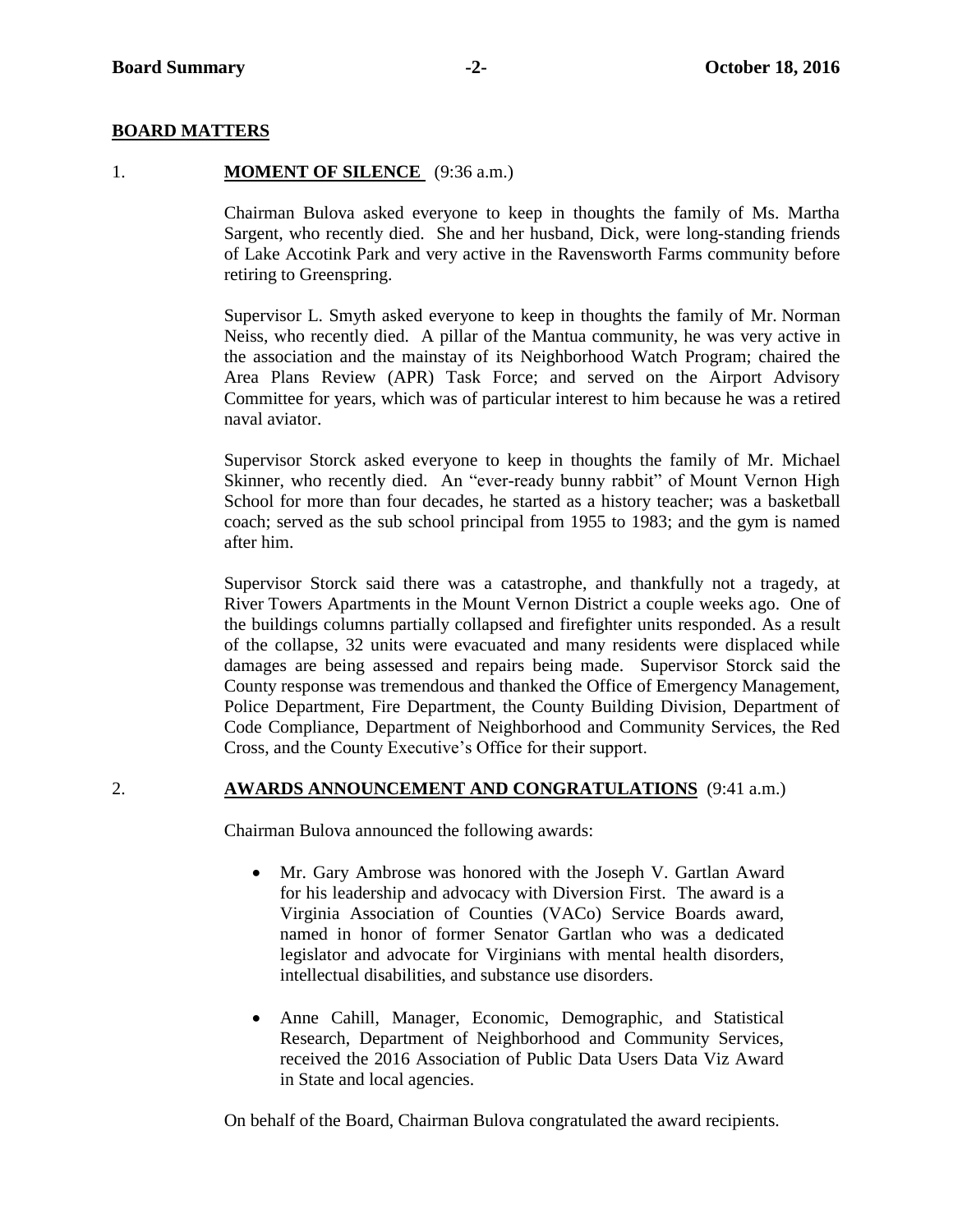## BOARD MATTERS

1. **MOMENT OF SILENCE** (9:36 a.m.)

   Chairman Bulova asked everyone to keep in thoughts the family of Ms. Martha Sargent, who recently died. She and her husband, Dick, were long-standing friends of Lake Accotink Park and very active in the Ravensworth Farms community before retiring to Greenspring.

   Supervisor L. Smyth asked everyone to keep in thoughts the family of Mr. Norman Neiss, who recently died. A pillar of the Mantua community, he was very active in the association and the mainstay of its Neighborhood Watch Program; chaired the Area Plans Review (APR) Task Force; and served on the Airport Advisory Committee for years, which was of particular interest to him because he was a retired naval aviator.

   Supervisor Storck asked everyone to keep in thoughts the family of Mr. Michael Skinner, who recently died. An "ever-ready bunny rabbit" of Mount Vernon High School for more than four decades, he started as a history teacher; was a basketball coach; served as the sub school principal from 1955 to 1983; and the gym is named after him.

   Supervisor Storck said there was a catastrophe, and thankfully not a tragedy, at River Towers Apartments in the Mount Vernon District a couple weeks ago. One of the buildings columns partially collapsed and firefighter units responded. As a result of the collapse, 32 units were evacuated and many residents were displaced while damages are being assessed and repairs being made. Supervisor Storck said the County response was tremendous and thanked the Office of Emergency Management, Police Department, Fire Department, the County Building Division, Department of Code Compliance, Department of Neighborhood and Community Services, the Red Cross, and the County Executive's Office for their support.

2. **AWARDS ANNOUNCEMENT AND CONGRATULATIONS** (9:41 a.m.)

   Chairman Bulova announced the following awards:

   - Mr. Gary Ambrose was honored with the Joseph V. Gartlan Award for his leadership and advocacy with Diversion First. The award is a Virginia Association of Counties (VACo) Service Boards award, named in honor of former Senator Gartlan who was a dedicated legislator and advocate for Virginians with mental health disorders, intellectual disabilities, and substance use disorders.

   - Anne Cahill, Manager, Economic, Demographic, and Statistical Research, Department of Neighborhood and Community Services, received the 2016 Association of Public Data Users Data Viz Award in State and local agencies.

   On behalf of the Board, Chairman Bulova congratulated the award recipients.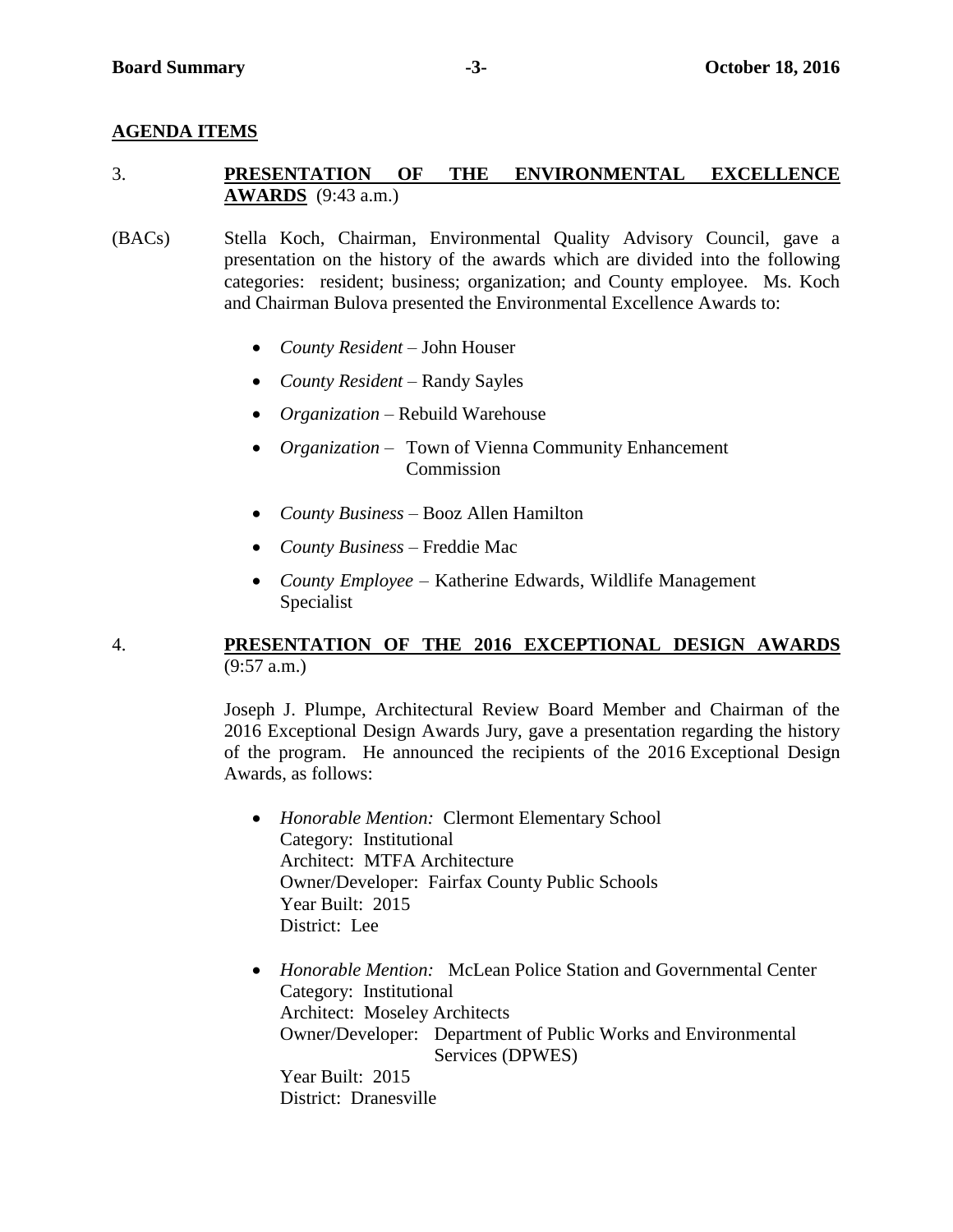## AGENDA ITEMS

3. **PRESENTATION OF THE ENVIRONMENTAL EXCELLENCE AWARDS** (9:43 a.m.)

(BACs) Stella Koch, Chairman, Environmental Quality Advisory Council, gave a presentation on the history of the awards which are divided into the following categories: resident; business; organization; and County employee. Ms. Koch and Chairman Bulova presented the Environmental Excellence Awards to:

- *County Resident* – John Houser
- *County Resident* – Randy Sayles
- *Organization* – Rebuild Warehouse
- *Organization* – Town of Vienna Community Enhancement Commission
- *County Business* – Booz Allen Hamilton
- *County Business* – Freddie Mac
- *County Employee* – Katherine Edwards, Wildlife Management Specialist

4. **PRESENTATION OF THE 2016 EXCEPTIONAL DESIGN AWARDS** (9:57 a.m.)

Joseph J. Plumpe, Architectural Review Board Member and Chairman of the 2016 Exceptional Design Awards Jury, gave a presentation regarding the history of the program. He announced the recipients of the 2016 Exceptional Design Awards, as follows:

- *Honorable Mention:* Clermont Elementary School
  Category: Institutional
  Architect: MTFA Architecture
  Owner/Developer: Fairfax County Public Schools
  Year Built: 2015
  District: Lee

- *Honorable Mention:* McLean Police Station and Governmental Center
  Category: Institutional
  Architect: Moseley Architects
  Owner/Developer: Department of Public Works and Environmental Services (DPWES)
  Year Built: 2015
  District: Dranesville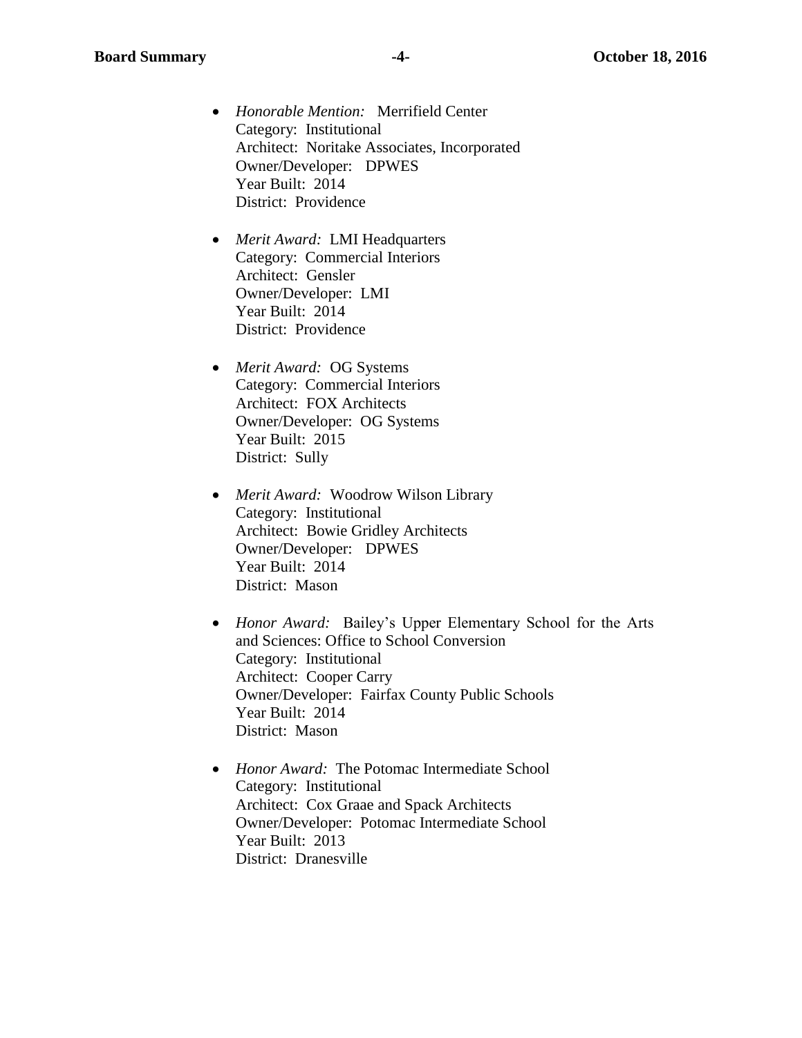- *Honorable Mention:* Merrifield Center
  Category: Institutional
  Architect: Noritake Associates, Incorporated
  Owner/Developer: DPWES
  Year Built: 2014
  District: Providence

- *Merit Award:* LMI Headquarters
  Category: Commercial Interiors
  Architect: Gensler
  Owner/Developer: LMI
  Year Built: 2014
  District: Providence

- *Merit Award:* OG Systems
  Category: Commercial Interiors
  Architect: FOX Architects
  Owner/Developer: OG Systems
  Year Built: 2015
  District: Sully

- *Merit Award:* Woodrow Wilson Library
  Category: Institutional
  Architect: Bowie Gridley Architects
  Owner/Developer: DPWES
  Year Built: 2014
  District: Mason

- *Honor Award:* Bailey's Upper Elementary School for the Arts and Sciences: Office to School Conversion
  Category: Institutional
  Architect: Cooper Carry
  Owner/Developer: Fairfax County Public Schools
  Year Built: 2014
  District: Mason

- *Honor Award:* The Potomac Intermediate School
  Category: Institutional
  Architect: Cox Graae and Spack Architects
  Owner/Developer: Potomac Intermediate School
  Year Built: 2013
  District: Dranesville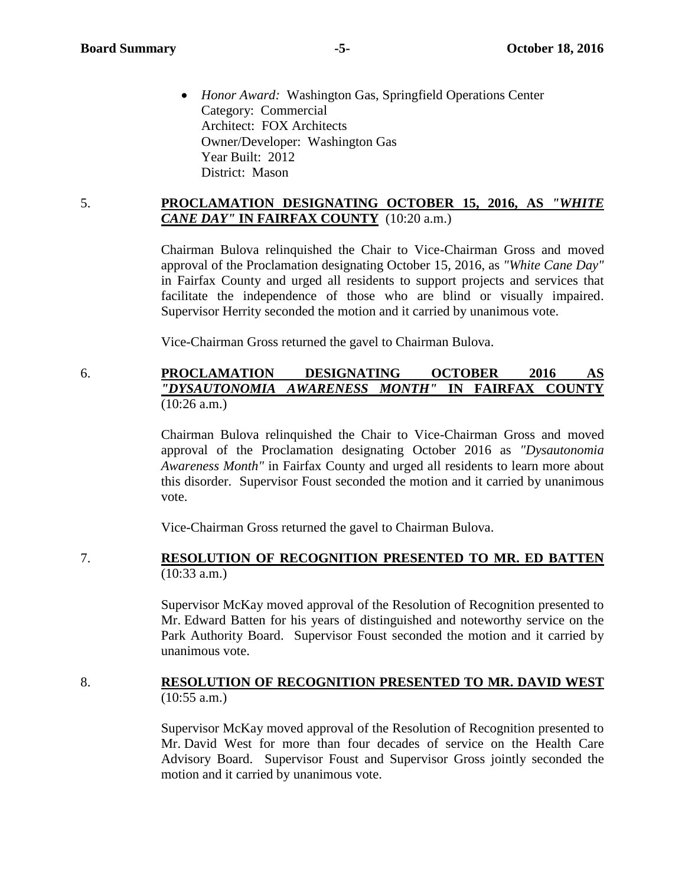- *Honor Award:* Washington Gas, Springfield Operations Center
  Category: Commercial
  Architect: FOX Architects
  Owner/Developer: Washington Gas
  Year Built: 2012
  District: Mason

5. **PROCLAMATION DESIGNATING OCTOBER 15, 2016, AS *"WHITE CANE DAY"* IN FAIRFAX COUNTY** (10:20 a.m.)

   Chairman Bulova relinquished the Chair to Vice-Chairman Gross and moved approval of the Proclamation designating October 15, 2016, as *"White Cane Day"* in Fairfax County and urged all residents to support projects and services that facilitate the independence of those who are blind or visually impaired. Supervisor Herrity seconded the motion and it carried by unanimous vote.

   Vice-Chairman Gross returned the gavel to Chairman Bulova.

6. **PROCLAMATION DESIGNATING OCTOBER 2016 AS *"DYSAUTONOMIA AWARENESS MONTH"* IN FAIRFAX COUNTY** (10:26 a.m.)

   Chairman Bulova relinquished the Chair to Vice-Chairman Gross and moved approval of the Proclamation designating October 2016 as *"Dysautonomia Awareness Month"* in Fairfax County and urged all residents to learn more about this disorder. Supervisor Foust seconded the motion and it carried by unanimous vote.

   Vice-Chairman Gross returned the gavel to Chairman Bulova.

7. **RESOLUTION OF RECOGNITION PRESENTED TO MR. ED BATTEN** (10:33 a.m.)

   Supervisor McKay moved approval of the Resolution of Recognition presented to Mr. Edward Batten for his years of distinguished and noteworthy service on the Park Authority Board. Supervisor Foust seconded the motion and it carried by unanimous vote.

8. **RESOLUTION OF RECOGNITION PRESENTED TO MR. DAVID WEST** (10:55 a.m.)

   Supervisor McKay moved approval of the Resolution of Recognition presented to Mr. David West for more than four decades of service on the Health Care Advisory Board. Supervisor Foust and Supervisor Gross jointly seconded the motion and it carried by unanimous vote.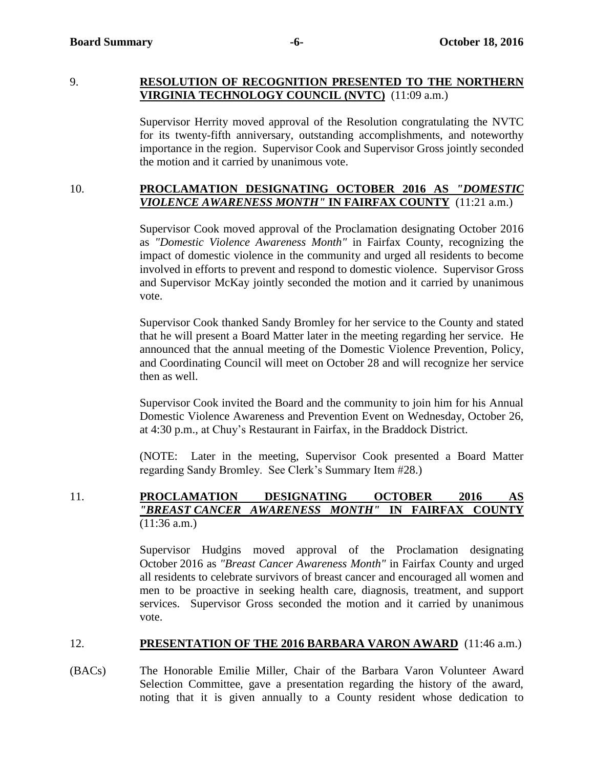9. **RESOLUTION OF RECOGNITION PRESENTED TO THE NORTHERN VIRGINIA TECHNOLOGY COUNCIL (NVTC)** (11:09 a.m.)

Supervisor Herrity moved approval of the Resolution congratulating the NVTC for its twenty-fifth anniversary, outstanding accomplishments, and noteworthy importance in the region. Supervisor Cook and Supervisor Gross jointly seconded the motion and it carried by unanimous vote.

10. **PROCLAMATION DESIGNATING OCTOBER 2016 AS *"DOMESTIC VIOLENCE AWARENESS MONTH"* IN FAIRFAX COUNTY** (11:21 a.m.)

Supervisor Cook moved approval of the Proclamation designating October 2016 as *"Domestic Violence Awareness Month"* in Fairfax County, recognizing the impact of domestic violence in the community and urged all residents to become involved in efforts to prevent and respond to domestic violence. Supervisor Gross and Supervisor McKay jointly seconded the motion and it carried by unanimous vote.

Supervisor Cook thanked Sandy Bromley for her service to the County and stated that he will present a Board Matter later in the meeting regarding her service. He announced that the annual meeting of the Domestic Violence Prevention, Policy, and Coordinating Council will meet on October 28 and will recognize her service then as well.

Supervisor Cook invited the Board and the community to join him for his Annual Domestic Violence Awareness and Prevention Event on Wednesday, October 26, at 4:30 p.m., at Chuy's Restaurant in Fairfax, in the Braddock District.

(NOTE: Later in the meeting, Supervisor Cook presented a Board Matter regarding Sandy Bromley. See Clerk's Summary Item #28.)

11. **PROCLAMATION DESIGNATING OCTOBER 2016 AS *"BREAST CANCER AWARENESS MONTH"* IN FAIRFAX COUNTY** (11:36 a.m.)

Supervisor Hudgins moved approval of the Proclamation designating October 2016 as *"Breast Cancer Awareness Month"* in Fairfax County and urged all residents to celebrate survivors of breast cancer and encouraged all women and men to be proactive in seeking health care, diagnosis, treatment, and support services. Supervisor Gross seconded the motion and it carried by unanimous vote.

12. **PRESENTATION OF THE 2016 BARBARA VARON AWARD** (11:46 a.m.)

(BACs) The Honorable Emilie Miller, Chair of the Barbara Varon Volunteer Award Selection Committee, gave a presentation regarding the history of the award, noting that it is given annually to a County resident whose dedication to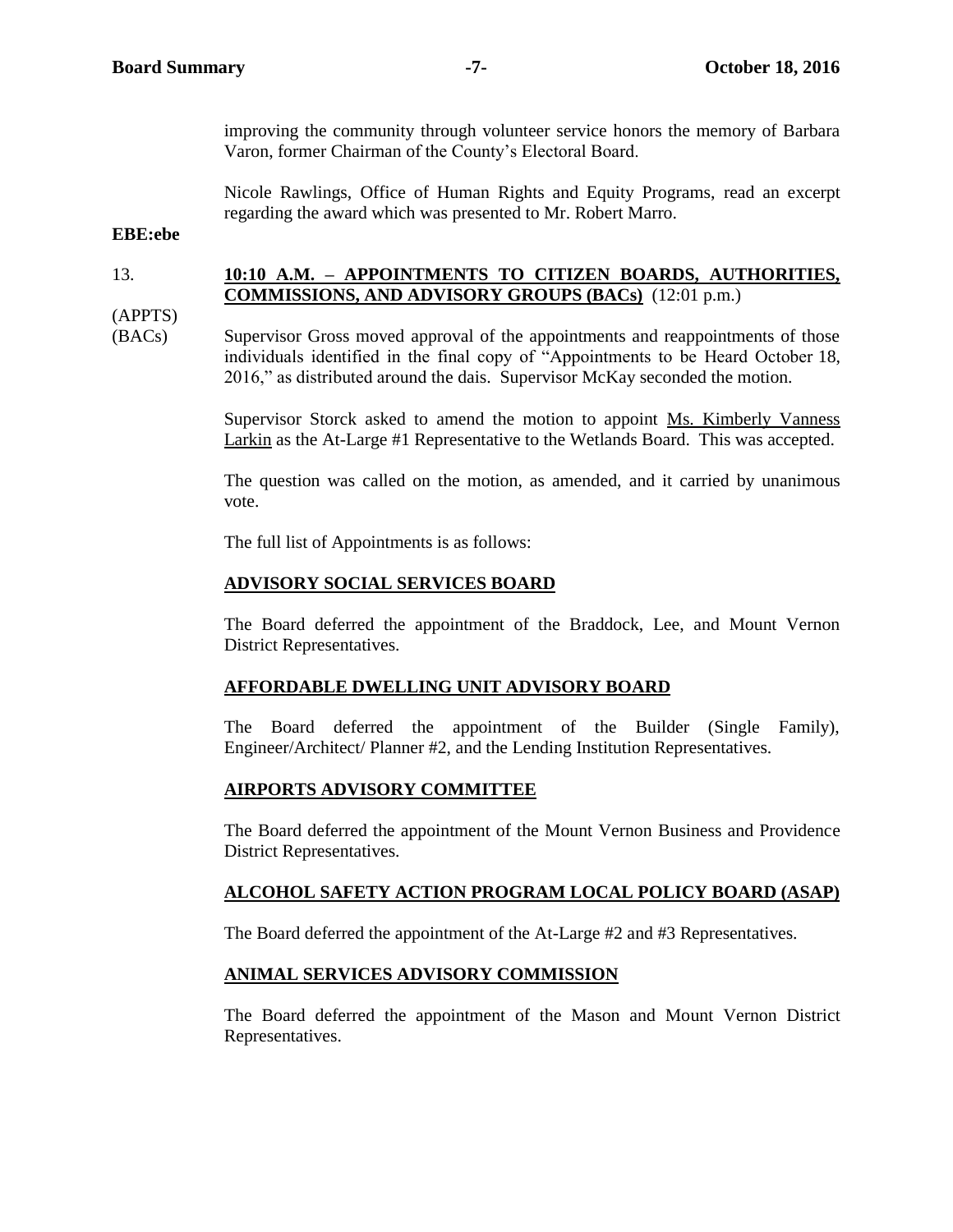improving the community through volunteer service honors the memory of Barbara Varon, former Chairman of the County's Electoral Board.

Nicole Rawlings, Office of Human Rights and Equity Programs, read an excerpt regarding the award which was presented to Mr. Robert Marro.

**EBE:ebe**

13. **10:10 A.M. – APPOINTMENTS TO CITIZEN BOARDS, AUTHORITIES, COMMISSIONS, AND ADVISORY GROUPS (BACs)** (12:01 p.m.)

(APPTS)
(BACs)

Supervisor Gross moved approval of the appointments and reappointments of those individuals identified in the final copy of "Appointments to be Heard October 18, 2016," as distributed around the dais. Supervisor McKay seconded the motion.

Supervisor Storck asked to amend the motion to appoint Ms. Kimberly Vanness Larkin as the At-Large #1 Representative to the Wetlands Board. This was accepted.

The question was called on the motion, as amended, and it carried by unanimous vote.

The full list of Appointments is as follows:

**ADVISORY SOCIAL SERVICES BOARD**

The Board deferred the appointment of the Braddock, Lee, and Mount Vernon District Representatives.

**AFFORDABLE DWELLING UNIT ADVISORY BOARD**

The Board deferred the appointment of the Builder (Single Family), Engineer/Architect/ Planner #2, and the Lending Institution Representatives.

**AIRPORTS ADVISORY COMMITTEE**

The Board deferred the appointment of the Mount Vernon Business and Providence District Representatives.

**ALCOHOL SAFETY ACTION PROGRAM LOCAL POLICY BOARD (ASAP)**

The Board deferred the appointment of the At-Large #2 and #3 Representatives.

**ANIMAL SERVICES ADVISORY COMMISSION**

The Board deferred the appointment of the Mason and Mount Vernon District Representatives.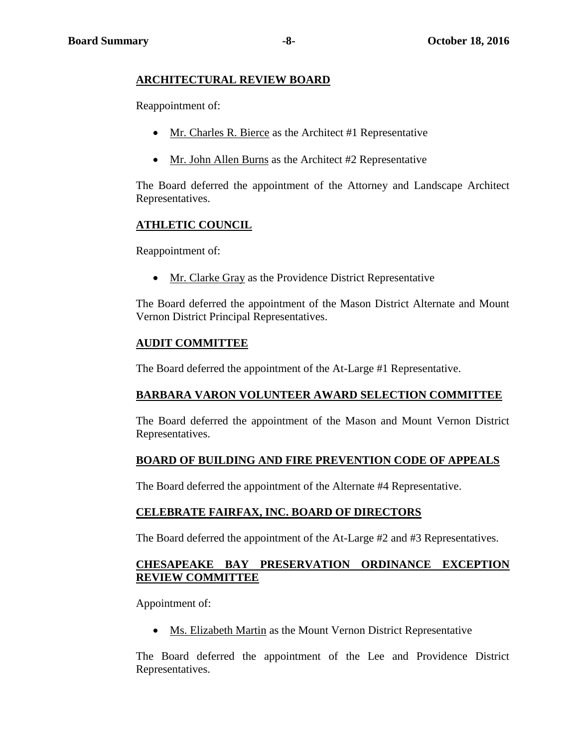## ARCHITECTURAL REVIEW BOARD

Reappointment of:

- Mr. Charles R. Bierce as the Architect #1 Representative
- Mr. John Allen Burns as the Architect #2 Representative

The Board deferred the appointment of the Attorney and Landscape Architect Representatives.

## ATHLETIC COUNCIL

Reappointment of:

- Mr. Clarke Gray as the Providence District Representative

The Board deferred the appointment of the Mason District Alternate and Mount Vernon District Principal Representatives.

## AUDIT COMMITTEE

The Board deferred the appointment of the At-Large #1 Representative.

## BARBARA VARON VOLUNTEER AWARD SELECTION COMMITTEE

The Board deferred the appointment of the Mason and Mount Vernon District Representatives.

## BOARD OF BUILDING AND FIRE PREVENTION CODE OF APPEALS

The Board deferred the appointment of the Alternate #4 Representative.

## CELEBRATE FAIRFAX, INC. BOARD OF DIRECTORS

The Board deferred the appointment of the At-Large #2 and #3 Representatives.

## CHESAPEAKE BAY PRESERVATION ORDINANCE EXCEPTION REVIEW COMMITTEE

Appointment of:

- Ms. Elizabeth Martin as the Mount Vernon District Representative

The Board deferred the appointment of the Lee and Providence District Representatives.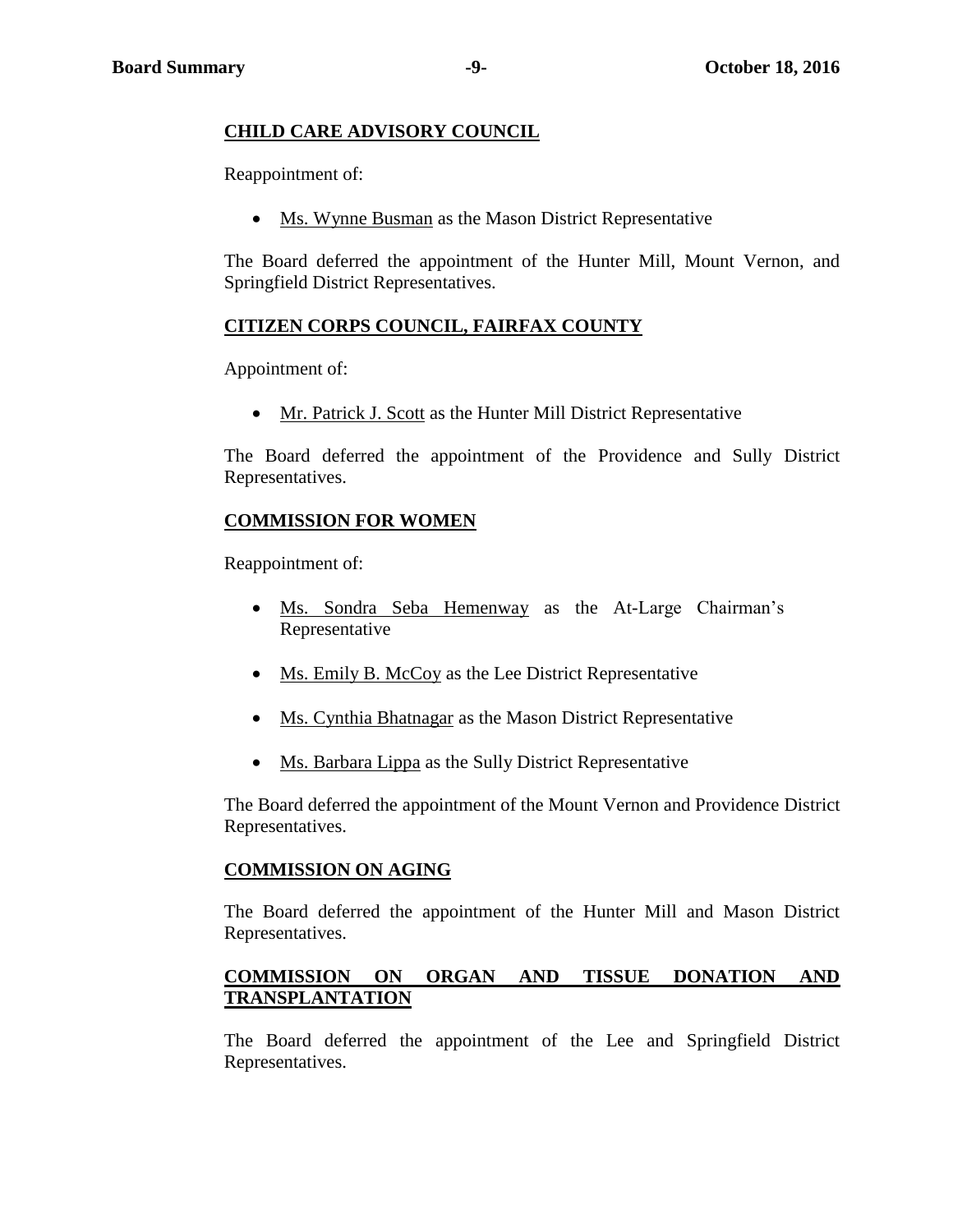**CHILD CARE ADVISORY COUNCIL**

Reappointment of:

- Ms. Wynne Busman as the Mason District Representative

The Board deferred the appointment of the Hunter Mill, Mount Vernon, and Springfield District Representatives.

**CITIZEN CORPS COUNCIL, FAIRFAX COUNTY**

Appointment of:

- Mr. Patrick J. Scott as the Hunter Mill District Representative

The Board deferred the appointment of the Providence and Sully District Representatives.

**COMMISSION FOR WOMEN**

Reappointment of:

- Ms. Sondra Seba Hemenway as the At-Large Chairman's Representative
- Ms. Emily B. McCoy as the Lee District Representative
- Ms. Cynthia Bhatnagar as the Mason District Representative
- Ms. Barbara Lippa as the Sully District Representative

The Board deferred the appointment of the Mount Vernon and Providence District Representatives.

**COMMISSION ON AGING**

The Board deferred the appointment of the Hunter Mill and Mason District Representatives.

**COMMISSION ON ORGAN AND TISSUE DONATION AND TRANSPLANTATION**

The Board deferred the appointment of the Lee and Springfield District Representatives.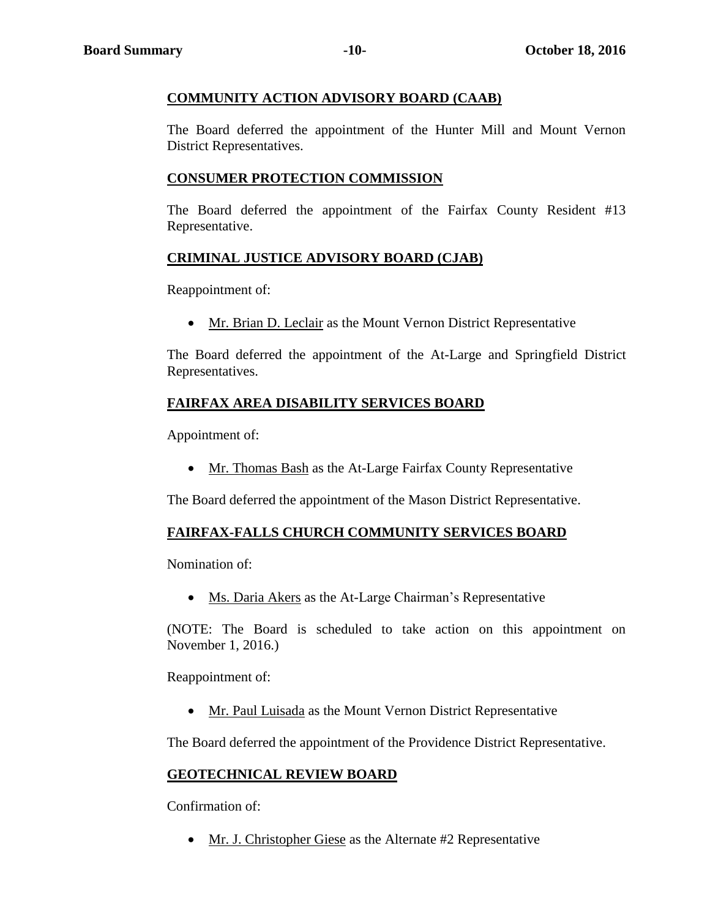## COMMUNITY ACTION ADVISORY BOARD (CAAB)

The Board deferred the appointment of the Hunter Mill and Mount Vernon District Representatives.

## CONSUMER PROTECTION COMMISSION

The Board deferred the appointment of the Fairfax County Resident #13 Representative.

## CRIMINAL JUSTICE ADVISORY BOARD (CJAB)

Reappointment of:

- Mr. Brian D. Leclair as the Mount Vernon District Representative

The Board deferred the appointment of the At-Large and Springfield District Representatives.

## FAIRFAX AREA DISABILITY SERVICES BOARD

Appointment of:

- Mr. Thomas Bash as the At-Large Fairfax County Representative

The Board deferred the appointment of the Mason District Representative.

## FAIRFAX-FALLS CHURCH COMMUNITY SERVICES BOARD

Nomination of:

- Ms. Daria Akers as the At-Large Chairman's Representative

(NOTE: The Board is scheduled to take action on this appointment on November 1, 2016.)

Reappointment of:

- Mr. Paul Luisada as the Mount Vernon District Representative

The Board deferred the appointment of the Providence District Representative.

## GEOTECHNICAL REVIEW BOARD

Confirmation of:

- Mr. J. Christopher Giese as the Alternate #2 Representative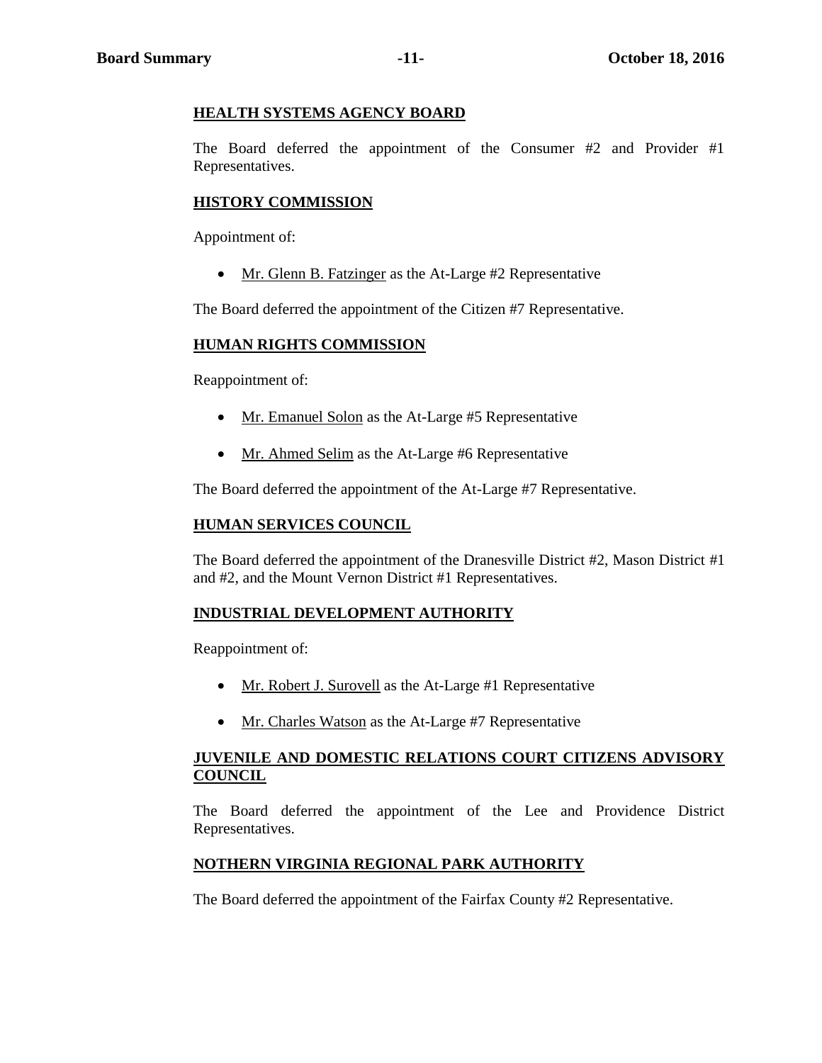**HEALTH SYSTEMS AGENCY BOARD**

The Board deferred the appointment of the Consumer #2 and Provider #1 Representatives.

**HISTORY COMMISSION**

Appointment of:

- Mr. Glenn B. Fatzinger as the At-Large #2 Representative

The Board deferred the appointment of the Citizen #7 Representative.

**HUMAN RIGHTS COMMISSION**

Reappointment of:

- Mr. Emanuel Solon as the At-Large #5 Representative
- Mr. Ahmed Selim as the At-Large #6 Representative

The Board deferred the appointment of the At-Large #7 Representative.

**HUMAN SERVICES COUNCIL**

The Board deferred the appointment of the Dranesville District #2, Mason District #1 and #2, and the Mount Vernon District #1 Representatives.

**INDUSTRIAL DEVELOPMENT AUTHORITY**

Reappointment of:

- Mr. Robert J. Surovell as the At-Large #1 Representative
- Mr. Charles Watson as the At-Large #7 Representative

**JUVENILE AND DOMESTIC RELATIONS COURT CITIZENS ADVISORY COUNCIL**

The Board deferred the appointment of the Lee and Providence District Representatives.

**NOTHERN VIRGINIA REGIONAL PARK AUTHORITY**

The Board deferred the appointment of the Fairfax County #2 Representative.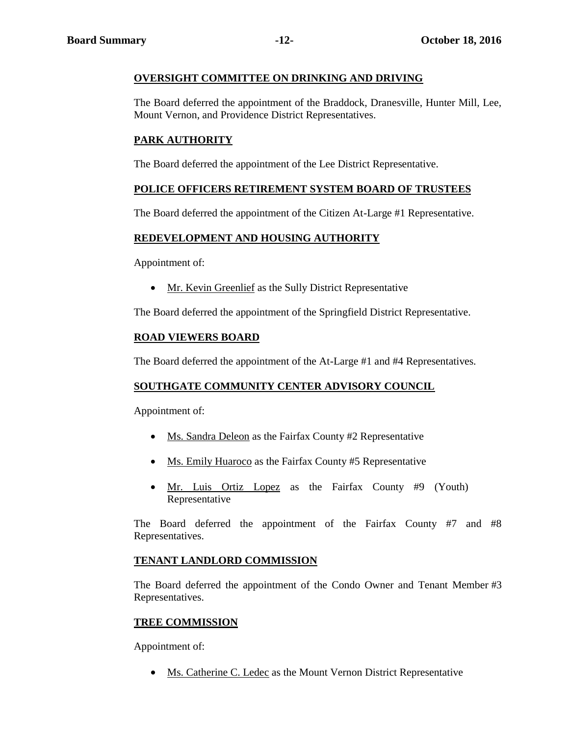**OVERSIGHT COMMITTEE ON DRINKING AND DRIVING**

The Board deferred the appointment of the Braddock, Dranesville, Hunter Mill, Lee, Mount Vernon, and Providence District Representatives.

**PARK AUTHORITY**

The Board deferred the appointment of the Lee District Representative.

**POLICE OFFICERS RETIREMENT SYSTEM BOARD OF TRUSTEES**

The Board deferred the appointment of the Citizen At-Large #1 Representative.

**REDEVELOPMENT AND HOUSING AUTHORITY**

Appointment of:

- Mr. Kevin Greenlief as the Sully District Representative

The Board deferred the appointment of the Springfield District Representative.

**ROAD VIEWERS BOARD**

The Board deferred the appointment of the At-Large #1 and #4 Representatives.

**SOUTHGATE COMMUNITY CENTER ADVISORY COUNCIL**

Appointment of:

- Ms. Sandra Deleon as the Fairfax County #2 Representative
- Ms. Emily Huaroco as the Fairfax County #5 Representative
- Mr. Luis Ortiz Lopez as the Fairfax County #9 (Youth) Representative

The Board deferred the appointment of the Fairfax County #7 and #8 Representatives.

**TENANT LANDLORD COMMISSION**

The Board deferred the appointment of the Condo Owner and Tenant Member #3 Representatives.

**TREE COMMISSION**

Appointment of:

- Ms. Catherine C. Ledec as the Mount Vernon District Representative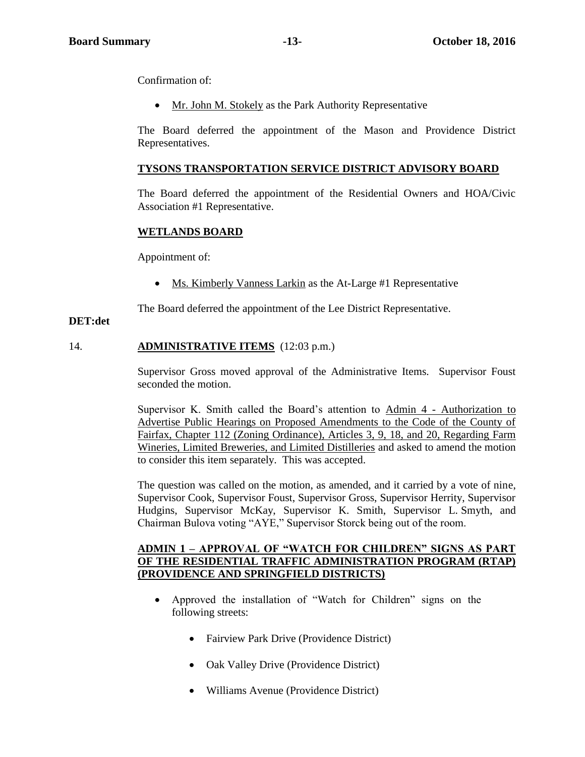Confirmation of:

- Mr. John M. Stokely as the Park Authority Representative

The Board deferred the appointment of the Mason and Providence District Representatives.

**TYSONS TRANSPORTATION SERVICE DISTRICT ADVISORY BOARD**

The Board deferred the appointment of the Residential Owners and HOA/Civic Association #1 Representative.

**WETLANDS BOARD**

Appointment of:

- Ms. Kimberly Vanness Larkin as the At-Large #1 Representative

The Board deferred the appointment of the Lee District Representative.

**DET:det**

14. **ADMINISTRATIVE ITEMS** (12:03 p.m.)

Supervisor Gross moved approval of the Administrative Items. Supervisor Foust seconded the motion.

Supervisor K. Smith called the Board's attention to Admin 4 - Authorization to Advertise Public Hearings on Proposed Amendments to the Code of the County of Fairfax, Chapter 112 (Zoning Ordinance), Articles 3, 9, 18, and 20, Regarding Farm Wineries, Limited Breweries, and Limited Distilleries and asked to amend the motion to consider this item separately. This was accepted.

The question was called on the motion, as amended, and it carried by a vote of nine, Supervisor Cook, Supervisor Foust, Supervisor Gross, Supervisor Herrity, Supervisor Hudgins, Supervisor McKay, Supervisor K. Smith, Supervisor L. Smyth, and Chairman Bulova voting "AYE," Supervisor Storck being out of the room.

**ADMIN 1 – APPROVAL OF "WATCH FOR CHILDREN" SIGNS AS PART OF THE RESIDENTIAL TRAFFIC ADMINISTRATION PROGRAM (RTAP) (PROVIDENCE AND SPRINGFIELD DISTRICTS)**

- Approved the installation of "Watch for Children" signs on the following streets:
  - Fairview Park Drive (Providence District)
  - Oak Valley Drive (Providence District)
  - Williams Avenue (Providence District)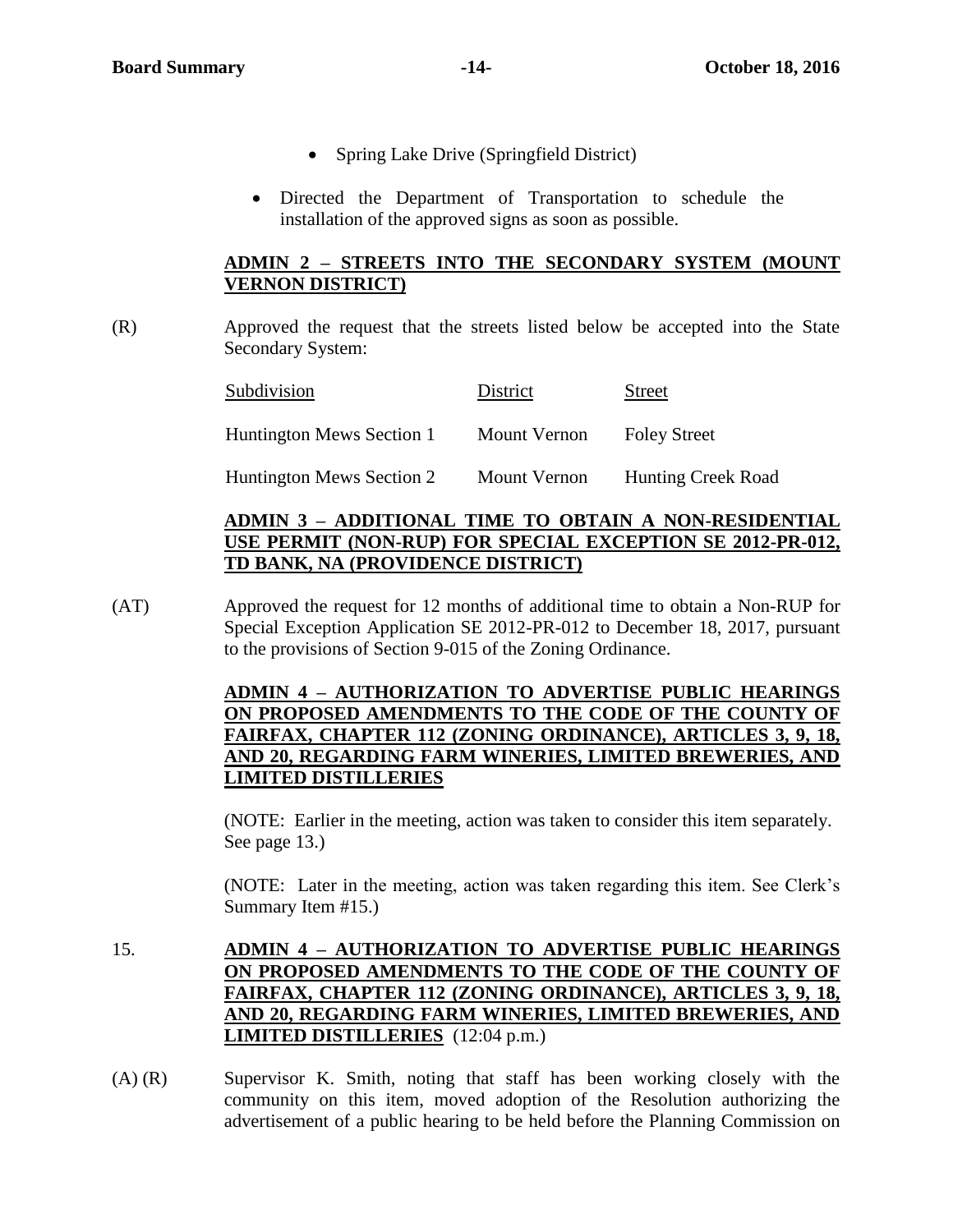- Spring Lake Drive (Springfield District)

- Directed the Department of Transportation to schedule the installation of the approved signs as soon as possible.

**ADMIN 2 – STREETS INTO THE SECONDARY SYSTEM (MOUNT VERNON DISTRICT)**

(R) Approved the request that the streets listed below be accepted into the State Secondary System:

| Subdivision | District | Street |
|---|---|---|
| Huntington Mews Section 1 | Mount Vernon | Foley Street |
| Huntington Mews Section 2 | Mount Vernon | Hunting Creek Road |

**ADMIN 3 – ADDITIONAL TIME TO OBTAIN A NON-RESIDENTIAL USE PERMIT (NON-RUP) FOR SPECIAL EXCEPTION SE 2012-PR-012, TD BANK, NA (PROVIDENCE DISTRICT)**

(AT) Approved the request for 12 months of additional time to obtain a Non-RUP for Special Exception Application SE 2012-PR-012 to December 18, 2017, pursuant to the provisions of Section 9-015 of the Zoning Ordinance.

**ADMIN 4 – AUTHORIZATION TO ADVERTISE PUBLIC HEARINGS ON PROPOSED AMENDMENTS TO THE CODE OF THE COUNTY OF FAIRFAX, CHAPTER 112 (ZONING ORDINANCE), ARTICLES 3, 9, 18, AND 20, REGARDING FARM WINERIES, LIMITED BREWERIES, AND LIMITED DISTILLERIES**

(NOTE: Earlier in the meeting, action was taken to consider this item separately. See page 13.)

(NOTE: Later in the meeting, action was taken regarding this item. See Clerk's Summary Item #15.)

15. **ADMIN 4 – AUTHORIZATION TO ADVERTISE PUBLIC HEARINGS ON PROPOSED AMENDMENTS TO THE CODE OF THE COUNTY OF FAIRFAX, CHAPTER 112 (ZONING ORDINANCE), ARTICLES 3, 9, 18, AND 20, REGARDING FARM WINERIES, LIMITED BREWERIES, AND LIMITED DISTILLERIES** (12:04 p.m.)

(A) (R) Supervisor K. Smith, noting that staff has been working closely with the community on this item, moved adoption of the Resolution authorizing the advertisement of a public hearing to be held before the Planning Commission on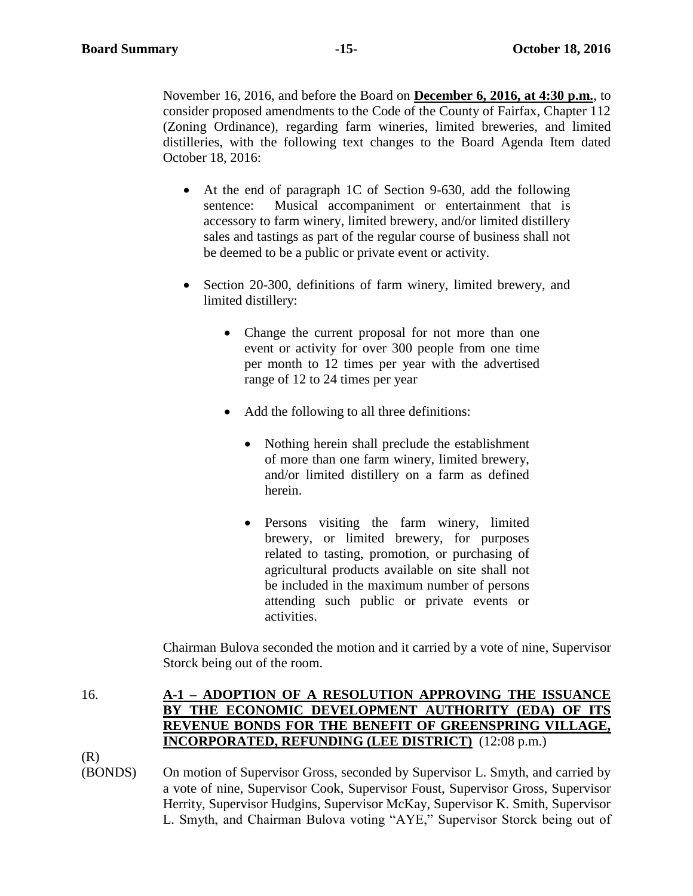November 16, 2016, and before the Board on **December 6, 2016, at 4:30 p.m.**, to consider proposed amendments to the Code of the County of Fairfax, Chapter 112 (Zoning Ordinance), regarding farm wineries, limited breweries, and limited distilleries, with the following text changes to the Board Agenda Item dated October 18, 2016:

- At the end of paragraph 1C of Section 9-630, add the following sentence: Musical accompaniment or entertainment that is accessory to farm winery, limited brewery, and/or limited distillery sales and tastings as part of the regular course of business shall not be deemed to be a public or private event or activity.

- Section 20-300, definitions of farm winery, limited brewery, and limited distillery:

    - Change the current proposal for not more than one event or activity for over 300 people from one time per month to 12 times per year with the advertised range of 12 to 24 times per year

    - Add the following to all three definitions:

        - Nothing herein shall preclude the establishment of more than one farm winery, limited brewery, and/or limited distillery on a farm as defined herein.

        - Persons visiting the farm winery, limited brewery, or limited brewery, for purposes related to tasting, promotion, or purchasing of agricultural products available on site shall not be included in the maximum number of persons attending such public or private events or activities.

Chairman Bulova seconded the motion and it carried by a vote of nine, Supervisor Storck being out of the room.

16. **A-1 – ADOPTION OF A RESOLUTION APPROVING THE ISSUANCE BY THE ECONOMIC DEVELOPMENT AUTHORITY (EDA) OF ITS REVENUE BONDS FOR THE BENEFIT OF GREENSPRING VILLAGE, INCORPORATED, REFUNDING (LEE DISTRICT)** (12:08 p.m.)

(R)
(BONDS)

On motion of Supervisor Gross, seconded by Supervisor L. Smyth, and carried by a vote of nine, Supervisor Cook, Supervisor Foust, Supervisor Gross, Supervisor Herrity, Supervisor Hudgins, Supervisor McKay, Supervisor K. Smith, Supervisor L. Smyth, and Chairman Bulova voting "AYE," Supervisor Storck being out of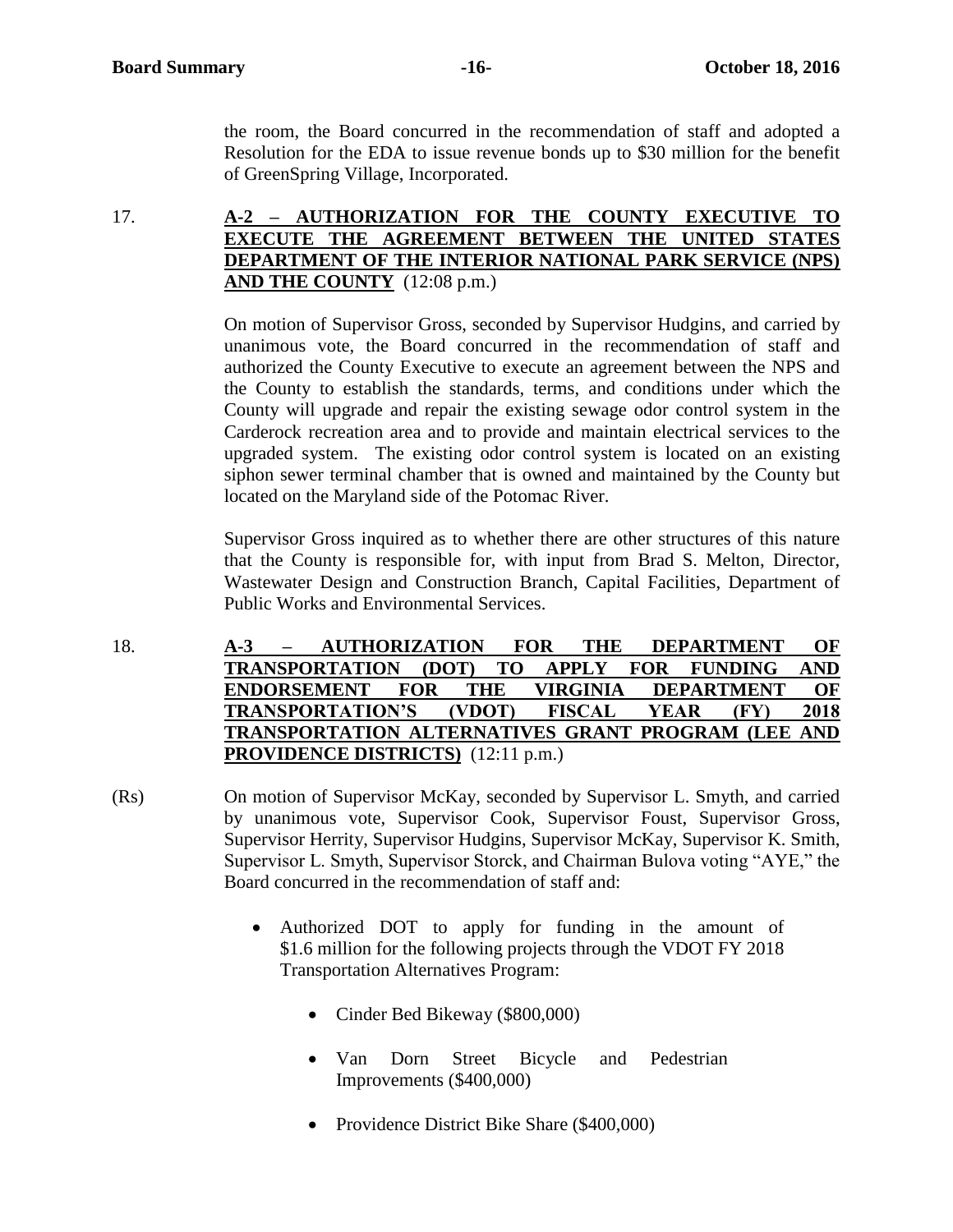the room, the Board concurred in the recommendation of staff and adopted a Resolution for the EDA to issue revenue bonds up to $30 million for the benefit of GreenSpring Village, Incorporated.

17. **A-2 – AUTHORIZATION FOR THE COUNTY EXECUTIVE TO EXECUTE THE AGREEMENT BETWEEN THE UNITED STATES DEPARTMENT OF THE INTERIOR NATIONAL PARK SERVICE (NPS) AND THE COUNTY** (12:08 p.m.)

On motion of Supervisor Gross, seconded by Supervisor Hudgins, and carried by unanimous vote, the Board concurred in the recommendation of staff and authorized the County Executive to execute an agreement between the NPS and the County to establish the standards, terms, and conditions under which the County will upgrade and repair the existing sewage odor control system in the Carderock recreation area and to provide and maintain electrical services to the upgraded system. The existing odor control system is located on an existing siphon sewer terminal chamber that is owned and maintained by the County but located on the Maryland side of the Potomac River.

Supervisor Gross inquired as to whether there are other structures of this nature that the County is responsible for, with input from Brad S. Melton, Director, Wastewater Design and Construction Branch, Capital Facilities, Department of Public Works and Environmental Services.

18. **A-3 – AUTHORIZATION FOR THE DEPARTMENT OF TRANSPORTATION (DOT) TO APPLY FOR FUNDING AND ENDORSEMENT FOR THE VIRGINIA DEPARTMENT OF TRANSPORTATION'S (VDOT) FISCAL YEAR (FY) 2018 TRANSPORTATION ALTERNATIVES GRANT PROGRAM (LEE AND PROVIDENCE DISTRICTS)** (12:11 p.m.)

(Rs) On motion of Supervisor McKay, seconded by Supervisor L. Smyth, and carried by unanimous vote, Supervisor Cook, Supervisor Foust, Supervisor Gross, Supervisor Herrity, Supervisor Hudgins, Supervisor McKay, Supervisor K. Smith, Supervisor L. Smyth, Supervisor Storck, and Chairman Bulova voting "AYE," the Board concurred in the recommendation of staff and:

- Authorized DOT to apply for funding in the amount of $1.6 million for the following projects through the VDOT FY 2018 Transportation Alternatives Program:
  - Cinder Bed Bikeway ($800,000)
  - Van Dorn Street Bicycle and Pedestrian Improvements ($400,000)
  - Providence District Bike Share ($400,000)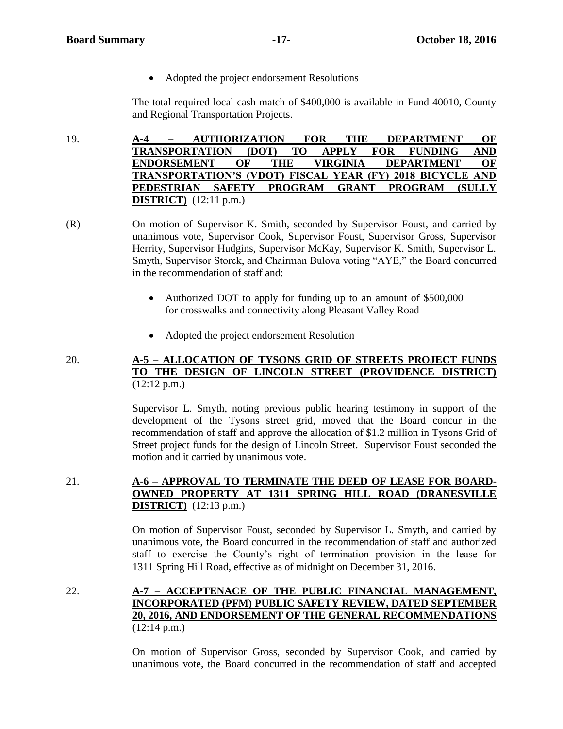- Adopted the project endorsement Resolutions

The total required local cash match of $400,000 is available in Fund 40010, County and Regional Transportation Projects.

19. **A-4 – AUTHORIZATION FOR THE DEPARTMENT OF TRANSPORTATION (DOT) TO APPLY FOR FUNDING AND ENDORSEMENT OF THE VIRGINIA DEPARTMENT OF TRANSPORTATION'S (VDOT) FISCAL YEAR (FY) 2018 BICYCLE AND PEDESTRIAN SAFETY PROGRAM GRANT PROGRAM (SULLY DISTRICT)** (12:11 p.m.)

(R) On motion of Supervisor K. Smith, seconded by Supervisor Foust, and carried by unanimous vote, Supervisor Cook, Supervisor Foust, Supervisor Gross, Supervisor Herrity, Supervisor Hudgins, Supervisor McKay, Supervisor K. Smith, Supervisor L. Smyth, Supervisor Storck, and Chairman Bulova voting "AYE," the Board concurred in the recommendation of staff and:

- Authorized DOT to apply for funding up to an amount of $500,000 for crosswalks and connectivity along Pleasant Valley Road
- Adopted the project endorsement Resolution

20. **A-5 – ALLOCATION OF TYSONS GRID OF STREETS PROJECT FUNDS TO THE DESIGN OF LINCOLN STREET (PROVIDENCE DISTRICT)** (12:12 p.m.)

Supervisor L. Smyth, noting previous public hearing testimony in support of the development of the Tysons street grid, moved that the Board concur in the recommendation of staff and approve the allocation of $1.2 million in Tysons Grid of Street project funds for the design of Lincoln Street. Supervisor Foust seconded the motion and it carried by unanimous vote.

21. **A-6 – APPROVAL TO TERMINATE THE DEED OF LEASE FOR BOARD-OWNED PROPERTY AT 1311 SPRING HILL ROAD (DRANESVILLE DISTRICT)** (12:13 p.m.)

On motion of Supervisor Foust, seconded by Supervisor L. Smyth, and carried by unanimous vote, the Board concurred in the recommendation of staff and authorized staff to exercise the County's right of termination provision in the lease for 1311 Spring Hill Road, effective as of midnight on December 31, 2016.

22. **A-7 – ACCEPTENACE OF THE PUBLIC FINANCIAL MANAGEMENT, INCORPORATED (PFM) PUBLIC SAFETY REVIEW, DATED SEPTEMBER 20, 2016, AND ENDORSEMENT OF THE GENERAL RECOMMENDATIONS** (12:14 p.m.)

On motion of Supervisor Gross, seconded by Supervisor Cook, and carried by unanimous vote, the Board concurred in the recommendation of staff and accepted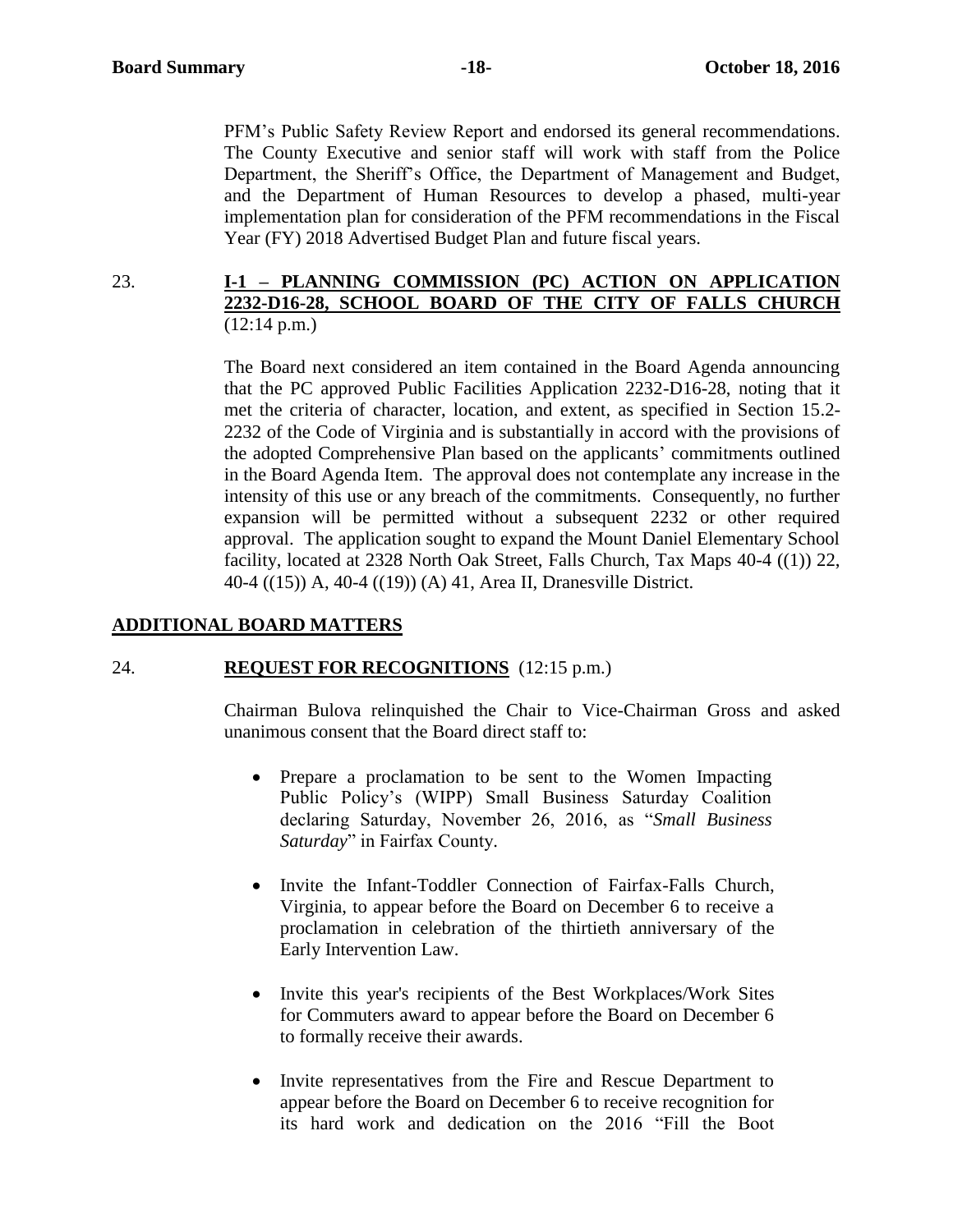PFM's Public Safety Review Report and endorsed its general recommendations. The County Executive and senior staff will work with staff from the Police Department, the Sheriff's Office, the Department of Management and Budget, and the Department of Human Resources to develop a phased, multi-year implementation plan for consideration of the PFM recommendations in the Fiscal Year (FY) 2018 Advertised Budget Plan and future fiscal years.

23. **I-1 – PLANNING COMMISSION (PC) ACTION ON APPLICATION 2232-D16-28, SCHOOL BOARD OF THE CITY OF FALLS CHURCH** (12:14 p.m.)

The Board next considered an item contained in the Board Agenda announcing that the PC approved Public Facilities Application 2232-D16-28, noting that it met the criteria of character, location, and extent, as specified in Section 15.2-2232 of the Code of Virginia and is substantially in accord with the provisions of the adopted Comprehensive Plan based on the applicants' commitments outlined in the Board Agenda Item. The approval does not contemplate any increase in the intensity of this use or any breach of the commitments. Consequently, no further expansion will be permitted without a subsequent 2232 or other required approval. The application sought to expand the Mount Daniel Elementary School facility, located at 2328 North Oak Street, Falls Church, Tax Maps 40-4 ((1)) 22, 40-4 ((15)) A, 40-4 ((19)) (A) 41, Area II, Dranesville District.

## ADDITIONAL BOARD MATTERS

24. **REQUEST FOR RECOGNITIONS** (12:15 p.m.)

Chairman Bulova relinquished the Chair to Vice-Chairman Gross and asked unanimous consent that the Board direct staff to:

- Prepare a proclamation to be sent to the Women Impacting Public Policy's (WIPP) Small Business Saturday Coalition declaring Saturday, November 26, 2016, as "*Small Business Saturday*" in Fairfax County.

- Invite the Infant-Toddler Connection of Fairfax-Falls Church, Virginia, to appear before the Board on December 6 to receive a proclamation in celebration of the thirtieth anniversary of the Early Intervention Law.

- Invite this year's recipients of the Best Workplaces/Work Sites for Commuters award to appear before the Board on December 6 to formally receive their awards.

- Invite representatives from the Fire and Rescue Department to appear before the Board on December 6 to receive recognition for its hard work and dedication on the 2016 "Fill the Boot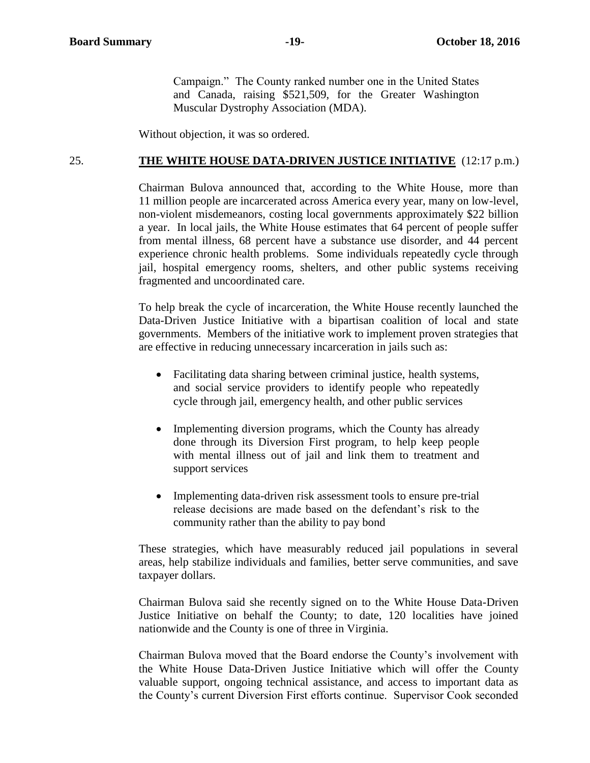Campaign." The County ranked number one in the United States and Canada, raising $521,509, for the Greater Washington Muscular Dystrophy Association (MDA).

Without objection, it was so ordered.

25. **THE WHITE HOUSE DATA-DRIVEN JUSTICE INITIATIVE** (12:17 p.m.)

Chairman Bulova announced that, according to the White House, more than 11 million people are incarcerated across America every year, many on low-level, non-violent misdemeanors, costing local governments approximately $22 billion a year. In local jails, the White House estimates that 64 percent of people suffer from mental illness, 68 percent have a substance use disorder, and 44 percent experience chronic health problems. Some individuals repeatedly cycle through jail, hospital emergency rooms, shelters, and other public systems receiving fragmented and uncoordinated care.

To help break the cycle of incarceration, the White House recently launched the Data-Driven Justice Initiative with a bipartisan coalition of local and state governments. Members of the initiative work to implement proven strategies that are effective in reducing unnecessary incarceration in jails such as:

- Facilitating data sharing between criminal justice, health systems, and social service providers to identify people who repeatedly cycle through jail, emergency health, and other public services
- Implementing diversion programs, which the County has already done through its Diversion First program, to help keep people with mental illness out of jail and link them to treatment and support services
- Implementing data-driven risk assessment tools to ensure pre-trial release decisions are made based on the defendant's risk to the community rather than the ability to pay bond

These strategies, which have measurably reduced jail populations in several areas, help stabilize individuals and families, better serve communities, and save taxpayer dollars.

Chairman Bulova said she recently signed on to the White House Data-Driven Justice Initiative on behalf the County; to date, 120 localities have joined nationwide and the County is one of three in Virginia.

Chairman Bulova moved that the Board endorse the County's involvement with the White House Data-Driven Justice Initiative which will offer the County valuable support, ongoing technical assistance, and access to important data as the County's current Diversion First efforts continue. Supervisor Cook seconded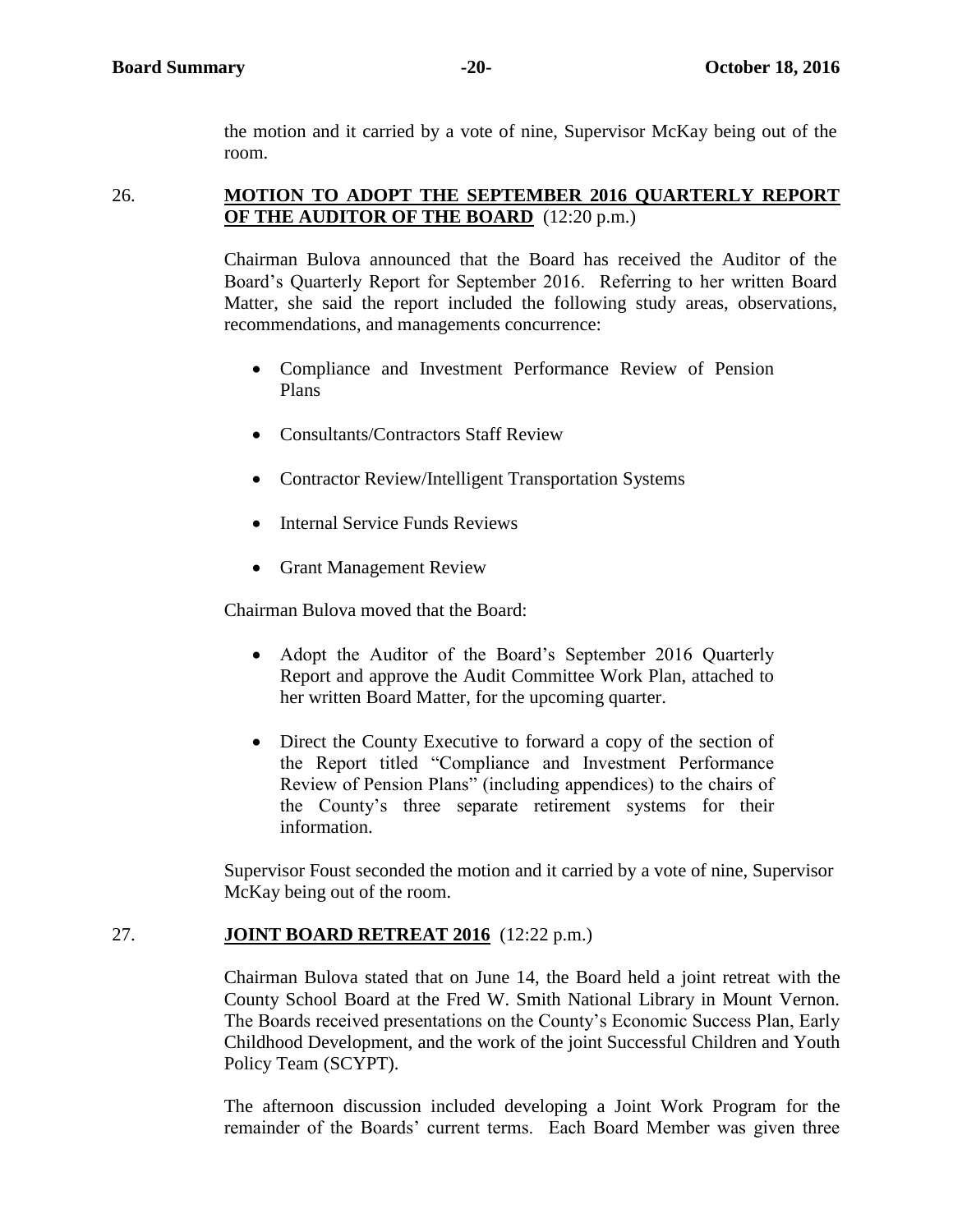the motion and it carried by a vote of nine, Supervisor McKay being out of the room.

26. **MOTION TO ADOPT THE SEPTEMBER 2016 QUARTERLY REPORT OF THE AUDITOR OF THE BOARD** (12:20 p.m.)

Chairman Bulova announced that the Board has received the Auditor of the Board's Quarterly Report for September 2016. Referring to her written Board Matter, she said the report included the following study areas, observations, recommendations, and managements concurrence:

- Compliance and Investment Performance Review of Pension Plans
- Consultants/Contractors Staff Review
- Contractor Review/Intelligent Transportation Systems
- Internal Service Funds Reviews
- Grant Management Review

Chairman Bulova moved that the Board:

- Adopt the Auditor of the Board's September 2016 Quarterly Report and approve the Audit Committee Work Plan, attached to her written Board Matter, for the upcoming quarter.
- Direct the County Executive to forward a copy of the section of the Report titled "Compliance and Investment Performance Review of Pension Plans" (including appendices) to the chairs of the County's three separate retirement systems for their information.

Supervisor Foust seconded the motion and it carried by a vote of nine, Supervisor McKay being out of the room.

27. **JOINT BOARD RETREAT 2016** (12:22 p.m.)

Chairman Bulova stated that on June 14, the Board held a joint retreat with the County School Board at the Fred W. Smith National Library in Mount Vernon. The Boards received presentations on the County's Economic Success Plan, Early Childhood Development, and the work of the joint Successful Children and Youth Policy Team (SCYPT).

The afternoon discussion included developing a Joint Work Program for the remainder of the Boards' current terms. Each Board Member was given three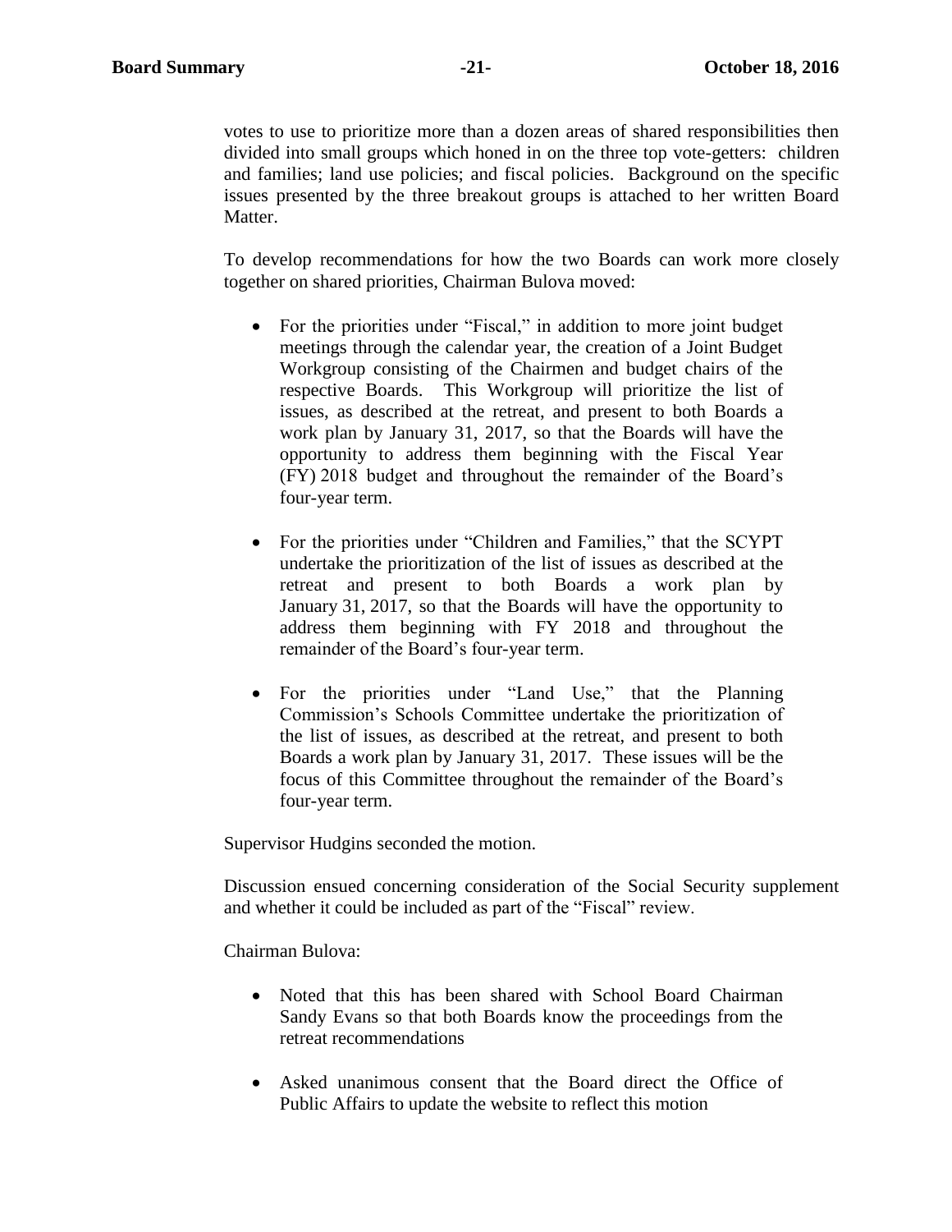votes to use to prioritize more than a dozen areas of shared responsibilities then divided into small groups which honed in on the three top vote-getters: children and families; land use policies; and fiscal policies. Background on the specific issues presented by the three breakout groups is attached to her written Board Matter.

To develop recommendations for how the two Boards can work more closely together on shared priorities, Chairman Bulova moved:

- For the priorities under "Fiscal," in addition to more joint budget meetings through the calendar year, the creation of a Joint Budget Workgroup consisting of the Chairmen and budget chairs of the respective Boards. This Workgroup will prioritize the list of issues, as described at the retreat, and present to both Boards a work plan by January 31, 2017, so that the Boards will have the opportunity to address them beginning with the Fiscal Year (FY) 2018 budget and throughout the remainder of the Board's four-year term.

- For the priorities under "Children and Families," that the SCYPT undertake the prioritization of the list of issues as described at the retreat and present to both Boards a work plan by January 31, 2017, so that the Boards will have the opportunity to address them beginning with FY 2018 and throughout the remainder of the Board's four-year term.

- For the priorities under "Land Use," that the Planning Commission's Schools Committee undertake the prioritization of the list of issues, as described at the retreat, and present to both Boards a work plan by January 31, 2017. These issues will be the focus of this Committee throughout the remainder of the Board's four-year term.

Supervisor Hudgins seconded the motion.

Discussion ensued concerning consideration of the Social Security supplement and whether it could be included as part of the "Fiscal" review.

Chairman Bulova:

- Noted that this has been shared with School Board Chairman Sandy Evans so that both Boards know the proceedings from the retreat recommendations

- Asked unanimous consent that the Board direct the Office of Public Affairs to update the website to reflect this motion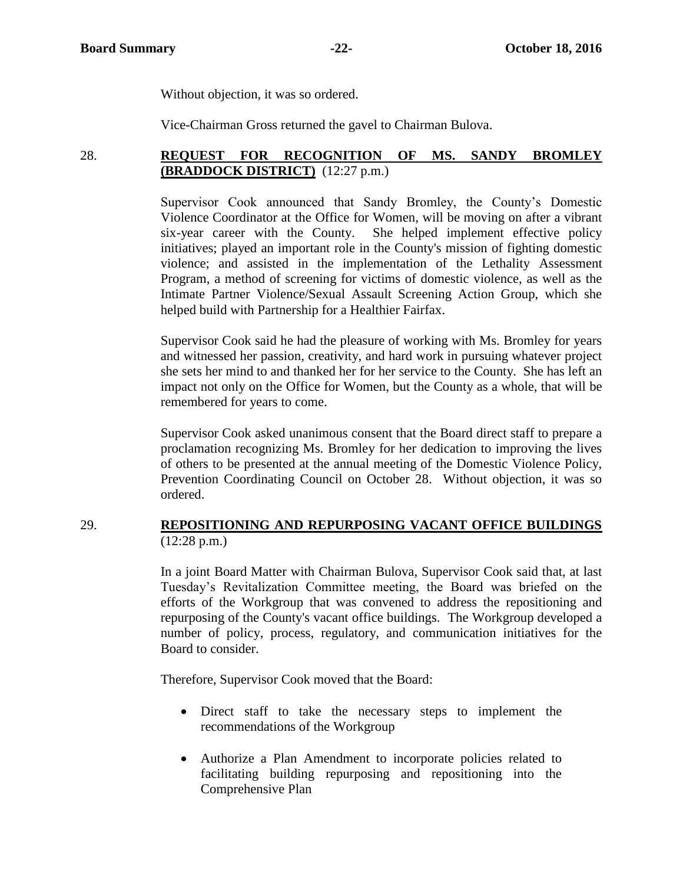Without objection, it was so ordered.

Vice-Chairman Gross returned the gavel to Chairman Bulova.

28. **REQUEST FOR RECOGNITION OF MS. SANDY BROMLEY (BRADDOCK DISTRICT)** (12:27 p.m.)

Supervisor Cook announced that Sandy Bromley, the County's Domestic Violence Coordinator at the Office for Women, will be moving on after a vibrant six-year career with the County. She helped implement effective policy initiatives; played an important role in the County's mission of fighting domestic violence; and assisted in the implementation of the Lethality Assessment Program, a method of screening for victims of domestic violence, as well as the Intimate Partner Violence/Sexual Assault Screening Action Group, which she helped build with Partnership for a Healthier Fairfax.

Supervisor Cook said he had the pleasure of working with Ms. Bromley for years and witnessed her passion, creativity, and hard work in pursuing whatever project she sets her mind to and thanked her for her service to the County. She has left an impact not only on the Office for Women, but the County as a whole, that will be remembered for years to come.

Supervisor Cook asked unanimous consent that the Board direct staff to prepare a proclamation recognizing Ms. Bromley for her dedication to improving the lives of others to be presented at the annual meeting of the Domestic Violence Policy, Prevention Coordinating Council on October 28. Without objection, it was so ordered.

29. **REPOSITIONING AND REPURPOSING VACANT OFFICE BUILDINGS** (12:28 p.m.)

In a joint Board Matter with Chairman Bulova, Supervisor Cook said that, at last Tuesday's Revitalization Committee meeting, the Board was briefed on the efforts of the Workgroup that was convened to address the repositioning and repurposing of the County's vacant office buildings. The Workgroup developed a number of policy, process, regulatory, and communication initiatives for the Board to consider.

Therefore, Supervisor Cook moved that the Board:

- Direct staff to take the necessary steps to implement the recommendations of the Workgroup

- Authorize a Plan Amendment to incorporate policies related to facilitating building repurposing and repositioning into the Comprehensive Plan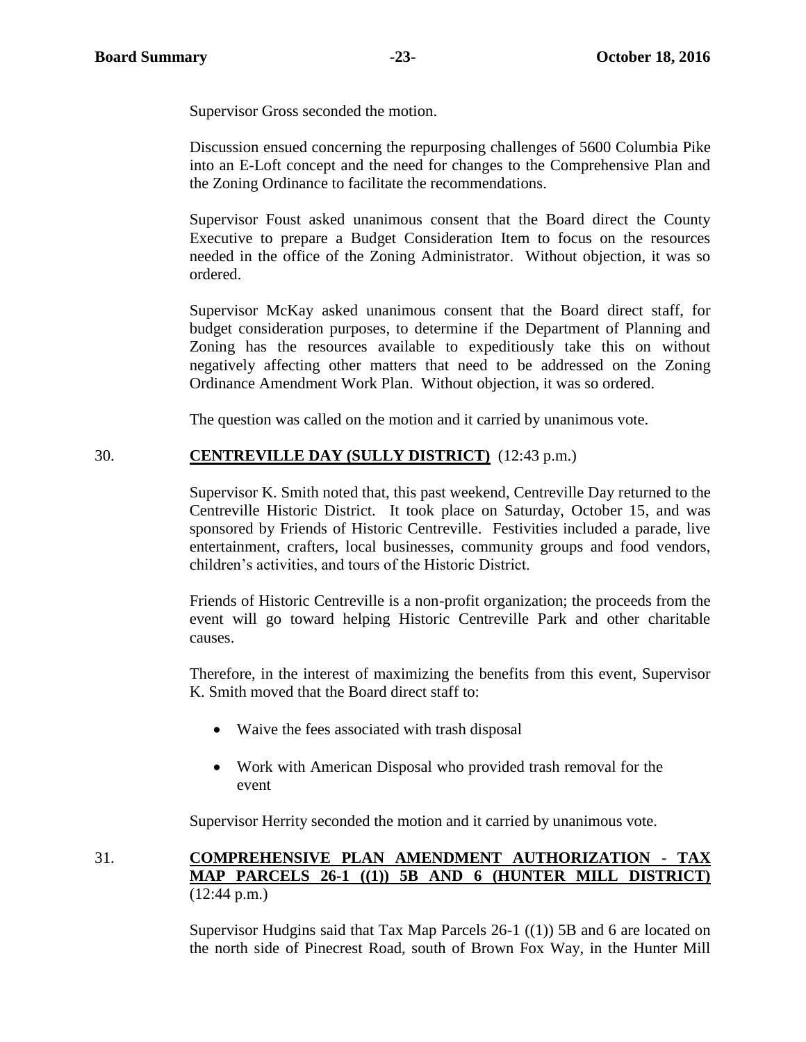Supervisor Gross seconded the motion.

Discussion ensued concerning the repurposing challenges of 5600 Columbia Pike into an E-Loft concept and the need for changes to the Comprehensive Plan and the Zoning Ordinance to facilitate the recommendations.

Supervisor Foust asked unanimous consent that the Board direct the County Executive to prepare a Budget Consideration Item to focus on the resources needed in the office of the Zoning Administrator. Without objection, it was so ordered.

Supervisor McKay asked unanimous consent that the Board direct staff, for budget consideration purposes, to determine if the Department of Planning and Zoning has the resources available to expeditiously take this on without negatively affecting other matters that need to be addressed on the Zoning Ordinance Amendment Work Plan. Without objection, it was so ordered.

The question was called on the motion and it carried by unanimous vote.

30. **CENTREVILLE DAY (SULLY DISTRICT)** (12:43 p.m.)

Supervisor K. Smith noted that, this past weekend, Centreville Day returned to the Centreville Historic District. It took place on Saturday, October 15, and was sponsored by Friends of Historic Centreville. Festivities included a parade, live entertainment, crafters, local businesses, community groups and food vendors, children's activities, and tours of the Historic District.

Friends of Historic Centreville is a non-profit organization; the proceeds from the event will go toward helping Historic Centreville Park and other charitable causes.

Therefore, in the interest of maximizing the benefits from this event, Supervisor K. Smith moved that the Board direct staff to:

- Waive the fees associated with trash disposal
- Work with American Disposal who provided trash removal for the event

Supervisor Herrity seconded the motion and it carried by unanimous vote.

31. **COMPREHENSIVE PLAN AMENDMENT AUTHORIZATION - TAX MAP PARCELS 26-1 ((1)) 5B AND 6 (HUNTER MILL DISTRICT)** (12:44 p.m.)

Supervisor Hudgins said that Tax Map Parcels 26-1 ((1)) 5B and 6 are located on the north side of Pinecrest Road, south of Brown Fox Way, in the Hunter Mill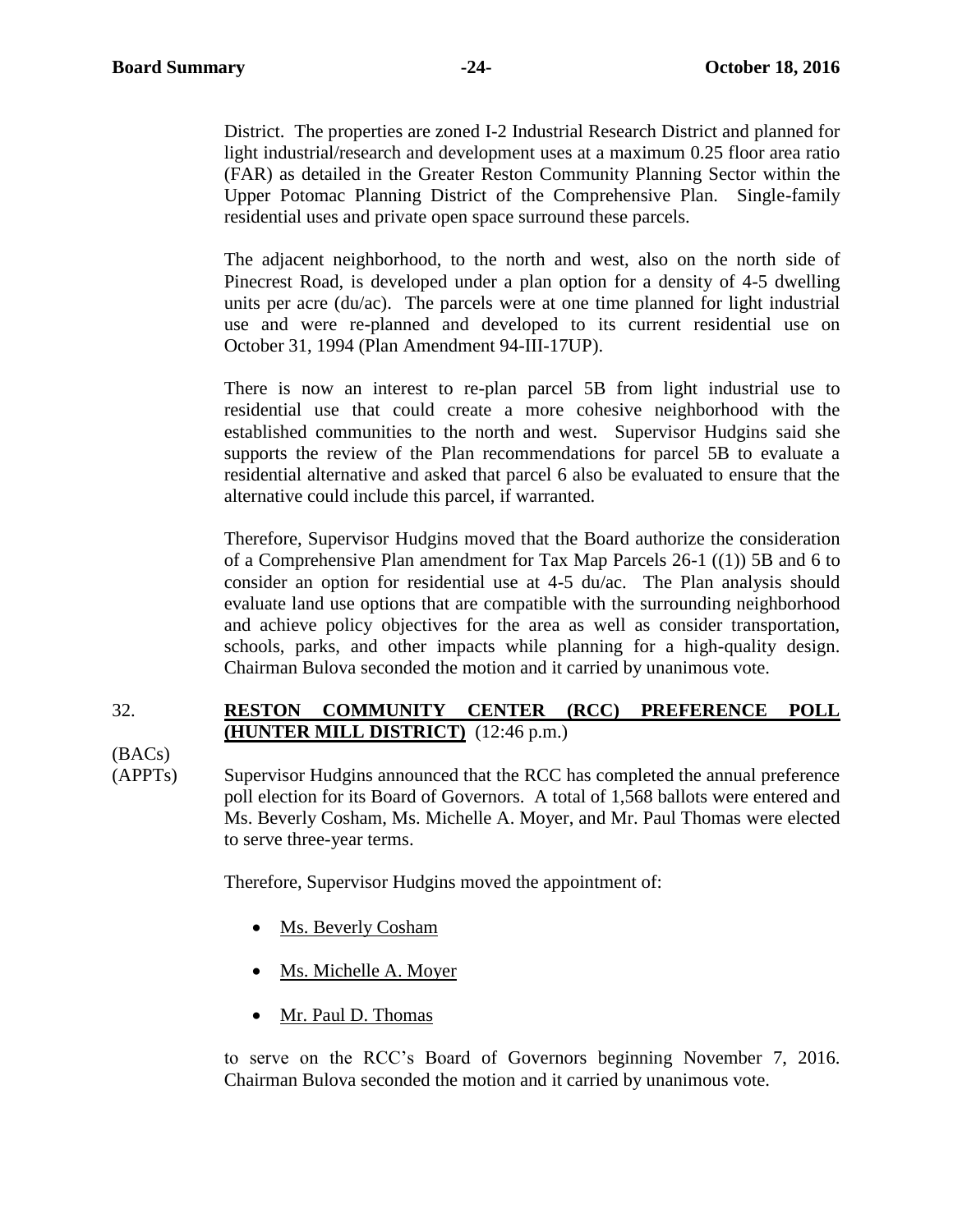District. The properties are zoned I-2 Industrial Research District and planned for light industrial/research and development uses at a maximum 0.25 floor area ratio (FAR) as detailed in the Greater Reston Community Planning Sector within the Upper Potomac Planning District of the Comprehensive Plan. Single-family residential uses and private open space surround these parcels.

The adjacent neighborhood, to the north and west, also on the north side of Pinecrest Road, is developed under a plan option for a density of 4-5 dwelling units per acre (du/ac). The parcels were at one time planned for light industrial use and were re-planned and developed to its current residential use on October 31, 1994 (Plan Amendment 94-III-17UP).

There is now an interest to re-plan parcel 5B from light industrial use to residential use that could create a more cohesive neighborhood with the established communities to the north and west. Supervisor Hudgins said she supports the review of the Plan recommendations for parcel 5B to evaluate a residential alternative and asked that parcel 6 also be evaluated to ensure that the alternative could include this parcel, if warranted.

Therefore, Supervisor Hudgins moved that the Board authorize the consideration of a Comprehensive Plan amendment for Tax Map Parcels 26-1 ((1)) 5B and 6 to consider an option for residential use at 4-5 du/ac. The Plan analysis should evaluate land use options that are compatible with the surrounding neighborhood and achieve policy objectives for the area as well as consider transportation, schools, parks, and other impacts while planning for a high-quality design. Chairman Bulova seconded the motion and it carried by unanimous vote.

32. **RESTON COMMUNITY CENTER (RCC) PREFERENCE POLL (HUNTER MILL DISTRICT)** (12:46 p.m.)

(BACs)
(APPTs)

Supervisor Hudgins announced that the RCC has completed the annual preference poll election for its Board of Governors. A total of 1,568 ballots were entered and Ms. Beverly Cosham, Ms. Michelle A. Moyer, and Mr. Paul Thomas were elected to serve three-year terms.

Therefore, Supervisor Hudgins moved the appointment of:

- Ms. Beverly Cosham
- Ms. Michelle A. Moyer
- Mr. Paul D. Thomas

to serve on the RCC's Board of Governors beginning November 7, 2016. Chairman Bulova seconded the motion and it carried by unanimous vote.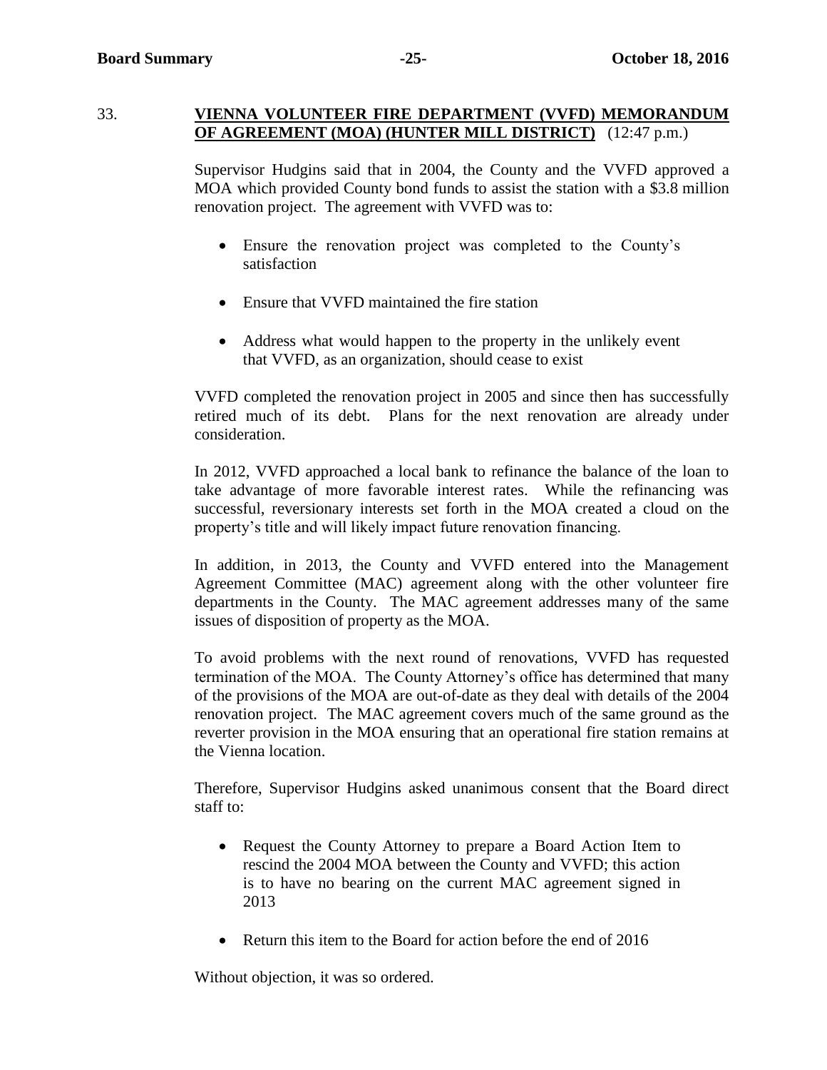33. **VIENNA VOLUNTEER FIRE DEPARTMENT (VVFD) MEMORANDUM OF AGREEMENT (MOA) (HUNTER MILL DISTRICT)** (12:47 p.m.)

Supervisor Hudgins said that in 2004, the County and the VVFD approved a MOA which provided County bond funds to assist the station with a $3.8 million renovation project. The agreement with VVFD was to:

- Ensure the renovation project was completed to the County's satisfaction
- Ensure that VVFD maintained the fire station
- Address what would happen to the property in the unlikely event that VVFD, as an organization, should cease to exist

VVFD completed the renovation project in 2005 and since then has successfully retired much of its debt. Plans for the next renovation are already under consideration.

In 2012, VVFD approached a local bank to refinance the balance of the loan to take advantage of more favorable interest rates. While the refinancing was successful, reversionary interests set forth in the MOA created a cloud on the property's title and will likely impact future renovation financing.

In addition, in 2013, the County and VVFD entered into the Management Agreement Committee (MAC) agreement along with the other volunteer fire departments in the County. The MAC agreement addresses many of the same issues of disposition of property as the MOA.

To avoid problems with the next round of renovations, VVFD has requested termination of the MOA. The County Attorney's office has determined that many of the provisions of the MOA are out-of-date as they deal with details of the 2004 renovation project. The MAC agreement covers much of the same ground as the reverter provision in the MOA ensuring that an operational fire station remains at the Vienna location.

Therefore, Supervisor Hudgins asked unanimous consent that the Board direct staff to:

- Request the County Attorney to prepare a Board Action Item to rescind the 2004 MOA between the County and VVFD; this action is to have no bearing on the current MAC agreement signed in 2013
- Return this item to the Board for action before the end of 2016

Without objection, it was so ordered.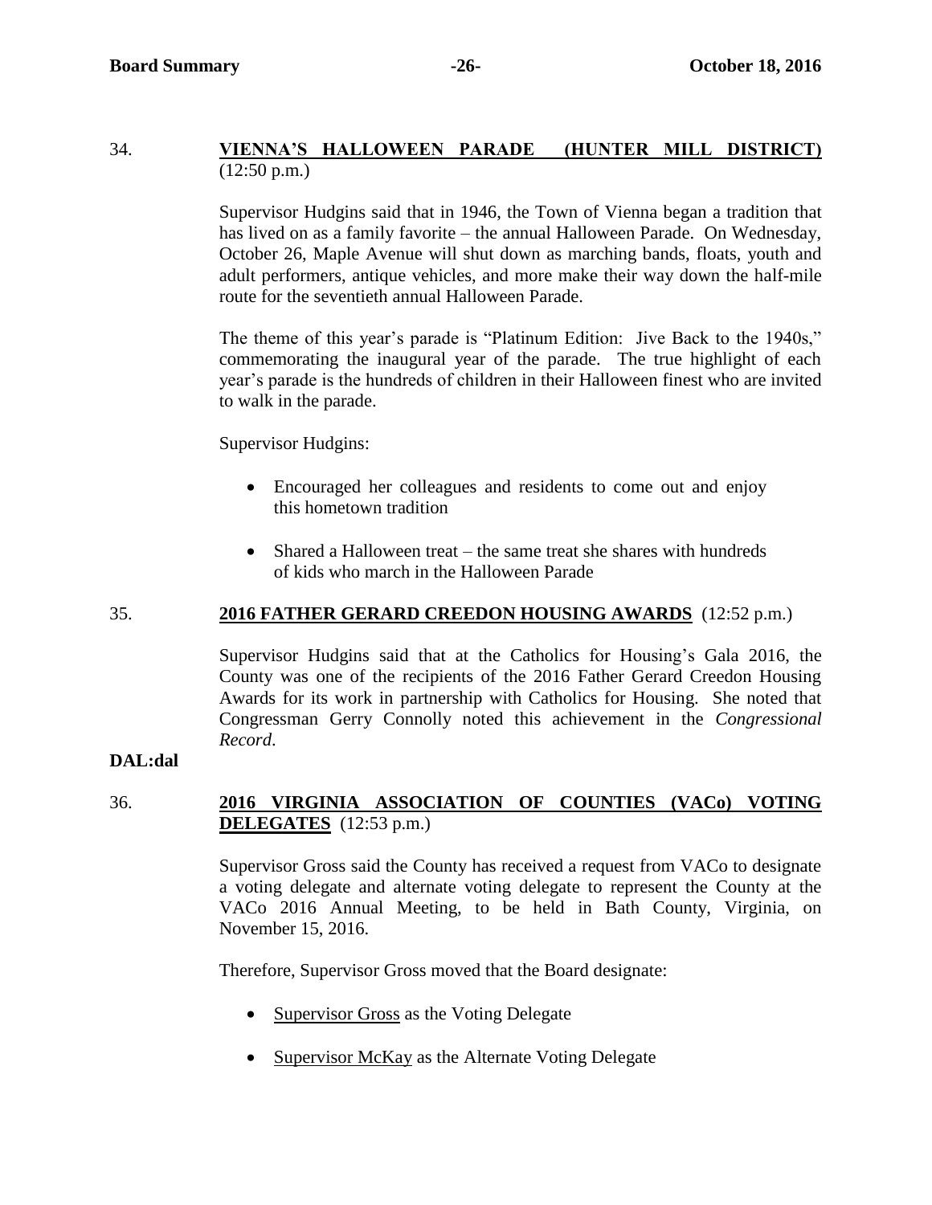34. **<u>VIENNA'S HALLOWEEN PARADE (HUNTER MILL DISTRICT)</u>** (12:50 p.m.)

Supervisor Hudgins said that in 1946, the Town of Vienna began a tradition that has lived on as a family favorite – the annual Halloween Parade. On Wednesday, October 26, Maple Avenue will shut down as marching bands, floats, youth and adult performers, antique vehicles, and more make their way down the half-mile route for the seventieth annual Halloween Parade.

The theme of this year's parade is "Platinum Edition: Jive Back to the 1940s," commemorating the inaugural year of the parade. The true highlight of each year's parade is the hundreds of children in their Halloween finest who are invited to walk in the parade.

Supervisor Hudgins:

- Encouraged her colleagues and residents to come out and enjoy this hometown tradition
- Shared a Halloween treat – the same treat she shares with hundreds of kids who march in the Halloween Parade

35. **<u>2016 FATHER GERARD CREEDON HOUSING AWARDS</u>** (12:52 p.m.)

Supervisor Hudgins said that at the Catholics for Housing's Gala 2016, the County was one of the recipients of the 2016 Father Gerard Creedon Housing Awards for its work in partnership with Catholics for Housing. She noted that Congressman Gerry Connolly noted this achievement in the *Congressional Record*.

**DAL:dal**

36. **<u>2016 VIRGINIA ASSOCIATION OF COUNTIES (VACo) VOTING DELEGATES</u>** (12:53 p.m.)

Supervisor Gross said the County has received a request from VACo to designate a voting delegate and alternate voting delegate to represent the County at the VACo 2016 Annual Meeting, to be held in Bath County, Virginia, on November 15, 2016.

Therefore, Supervisor Gross moved that the Board designate:

- <u>Supervisor Gross</u> as the Voting Delegate
- <u>Supervisor McKay</u> as the Alternate Voting Delegate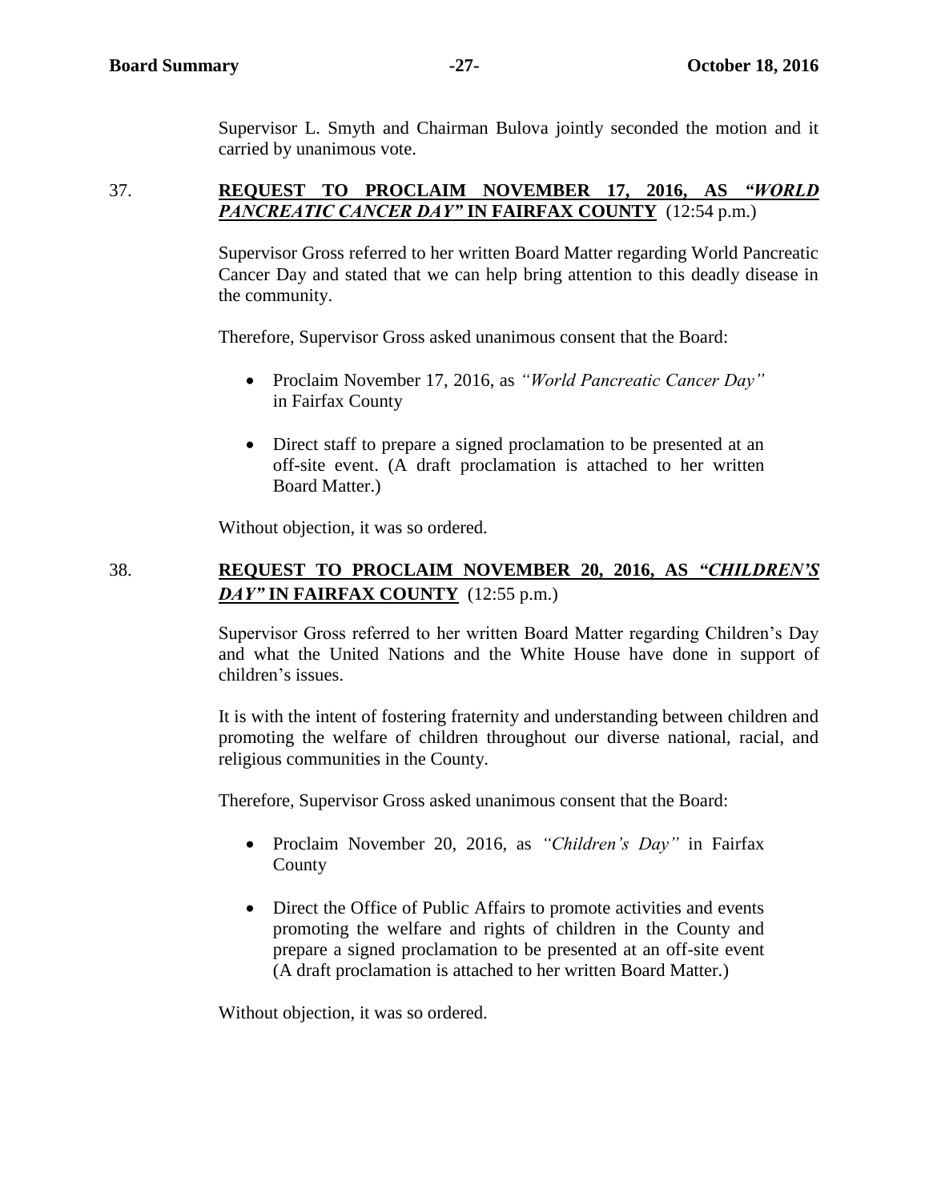Supervisor L. Smyth and Chairman Bulova jointly seconded the motion and it carried by unanimous vote.

37. **REQUEST TO PROCLAIM NOVEMBER 17, 2016, AS *"WORLD PANCREATIC CANCER DAY"* IN FAIRFAX COUNTY** (12:54 p.m.)

Supervisor Gross referred to her written Board Matter regarding World Pancreatic Cancer Day and stated that we can help bring attention to this deadly disease in the community.

Therefore, Supervisor Gross asked unanimous consent that the Board:

- Proclaim November 17, 2016, as *"World Pancreatic Cancer Day"* in Fairfax County
- Direct staff to prepare a signed proclamation to be presented at an off-site event. (A draft proclamation is attached to her written Board Matter.)

Without objection, it was so ordered.

38. **REQUEST TO PROCLAIM NOVEMBER 20, 2016, AS *"CHILDREN'S DAY"* IN FAIRFAX COUNTY** (12:55 p.m.)

Supervisor Gross referred to her written Board Matter regarding Children's Day and what the United Nations and the White House have done in support of children's issues.

It is with the intent of fostering fraternity and understanding between children and promoting the welfare of children throughout our diverse national, racial, and religious communities in the County.

Therefore, Supervisor Gross asked unanimous consent that the Board:

- Proclaim November 20, 2016, as *"Children's Day"* in Fairfax County
- Direct the Office of Public Affairs to promote activities and events promoting the welfare and rights of children in the County and prepare a signed proclamation to be presented at an off-site event (A draft proclamation is attached to her written Board Matter.)

Without objection, it was so ordered.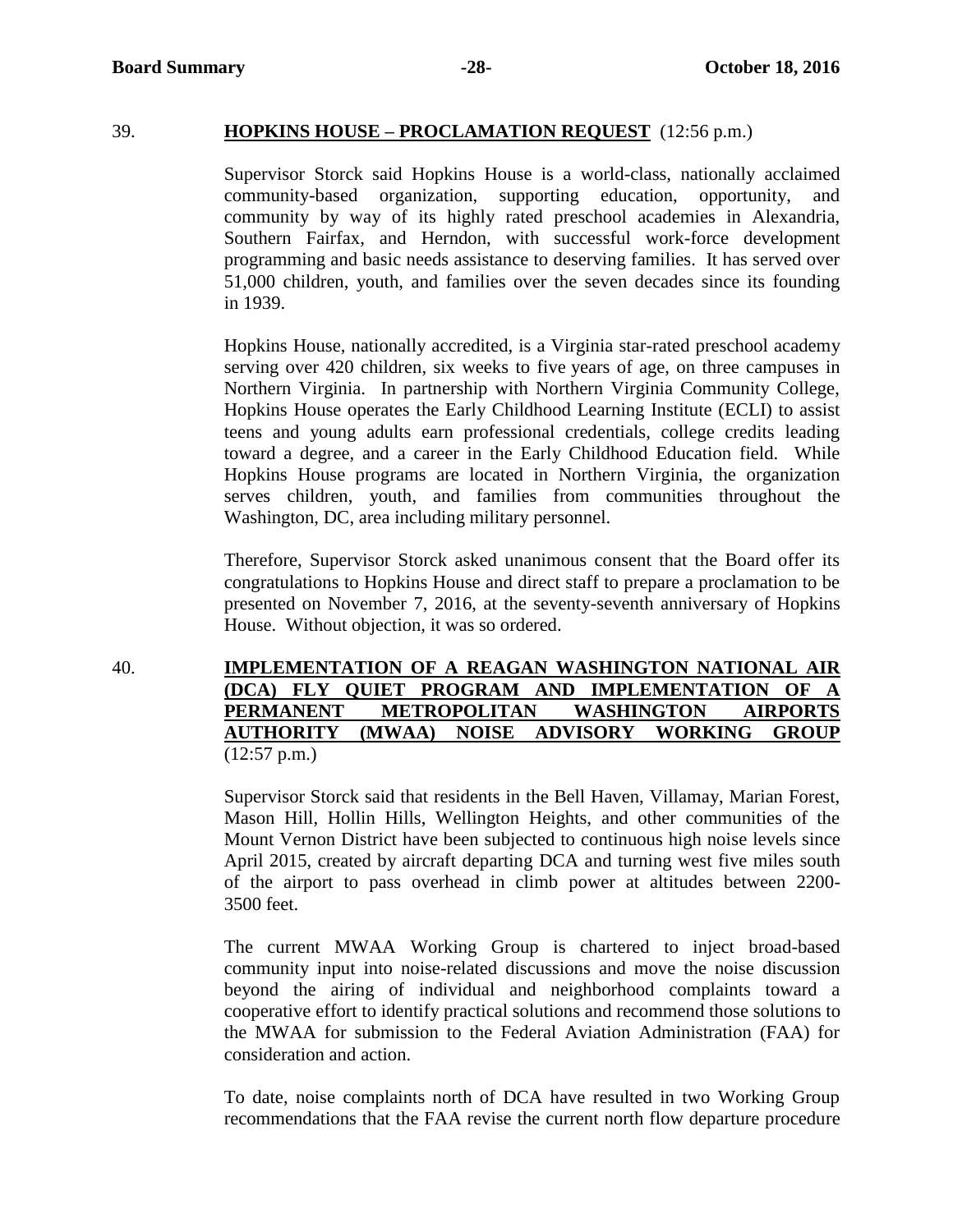39. **HOPKINS HOUSE – PROCLAMATION REQUEST** (12:56 p.m.)

Supervisor Storck said Hopkins House is a world-class, nationally acclaimed community-based organization, supporting education, opportunity, and community by way of its highly rated preschool academies in Alexandria, Southern Fairfax, and Herndon, with successful work-force development programming and basic needs assistance to deserving families. It has served over 51,000 children, youth, and families over the seven decades since its founding in 1939.

Hopkins House, nationally accredited, is a Virginia star-rated preschool academy serving over 420 children, six weeks to five years of age, on three campuses in Northern Virginia. In partnership with Northern Virginia Community College, Hopkins House operates the Early Childhood Learning Institute (ECLI) to assist teens and young adults earn professional credentials, college credits leading toward a degree, and a career in the Early Childhood Education field. While Hopkins House programs are located in Northern Virginia, the organization serves children, youth, and families from communities throughout the Washington, DC, area including military personnel.

Therefore, Supervisor Storck asked unanimous consent that the Board offer its congratulations to Hopkins House and direct staff to prepare a proclamation to be presented on November 7, 2016, at the seventy-seventh anniversary of Hopkins House. Without objection, it was so ordered.

40. **IMPLEMENTATION OF A REAGAN WASHINGTON NATIONAL AIR (DCA) FLY QUIET PROGRAM AND IMPLEMENTATION OF A PERMANENT METROPOLITAN WASHINGTON AIRPORTS AUTHORITY (MWAA) NOISE ADVISORY WORKING GROUP** (12:57 p.m.)

Supervisor Storck said that residents in the Bell Haven, Villamay, Marian Forest, Mason Hill, Hollin Hills, Wellington Heights, and other communities of the Mount Vernon District have been subjected to continuous high noise levels since April 2015, created by aircraft departing DCA and turning west five miles south of the airport to pass overhead in climb power at altitudes between 2200-3500 feet.

The current MWAA Working Group is chartered to inject broad-based community input into noise-related discussions and move the noise discussion beyond the airing of individual and neighborhood complaints toward a cooperative effort to identify practical solutions and recommend those solutions to the MWAA for submission to the Federal Aviation Administration (FAA) for consideration and action.

To date, noise complaints north of DCA have resulted in two Working Group recommendations that the FAA revise the current north flow departure procedure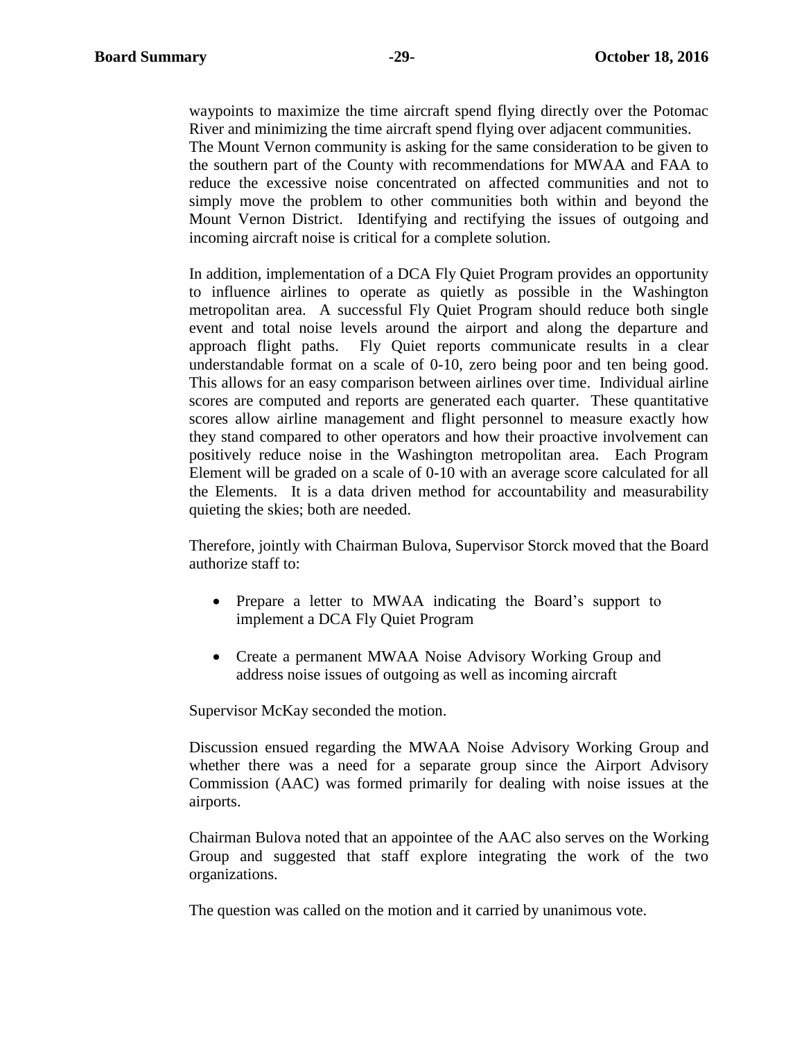waypoints to maximize the time aircraft spend flying directly over the Potomac River and minimizing the time aircraft spend flying over adjacent communities. The Mount Vernon community is asking for the same consideration to be given to the southern part of the County with recommendations for MWAA and FAA to reduce the excessive noise concentrated on affected communities and not to simply move the problem to other communities both within and beyond the Mount Vernon District. Identifying and rectifying the issues of outgoing and incoming aircraft noise is critical for a complete solution.

In addition, implementation of a DCA Fly Quiet Program provides an opportunity to influence airlines to operate as quietly as possible in the Washington metropolitan area. A successful Fly Quiet Program should reduce both single event and total noise levels around the airport and along the departure and approach flight paths. Fly Quiet reports communicate results in a clear understandable format on a scale of 0-10, zero being poor and ten being good. This allows for an easy comparison between airlines over time. Individual airline scores are computed and reports are generated each quarter. These quantitative scores allow airline management and flight personnel to measure exactly how they stand compared to other operators and how their proactive involvement can positively reduce noise in the Washington metropolitan area. Each Program Element will be graded on a scale of 0-10 with an average score calculated for all the Elements. It is a data driven method for accountability and measurability quieting the skies; both are needed.

Therefore, jointly with Chairman Bulova, Supervisor Storck moved that the Board authorize staff to:

- Prepare a letter to MWAA indicating the Board's support to implement a DCA Fly Quiet Program
- Create a permanent MWAA Noise Advisory Working Group and address noise issues of outgoing as well as incoming aircraft

Supervisor McKay seconded the motion.

Discussion ensued regarding the MWAA Noise Advisory Working Group and whether there was a need for a separate group since the Airport Advisory Commission (AAC) was formed primarily for dealing with noise issues at the airports.

Chairman Bulova noted that an appointee of the AAC also serves on the Working Group and suggested that staff explore integrating the work of the two organizations.

The question was called on the motion and it carried by unanimous vote.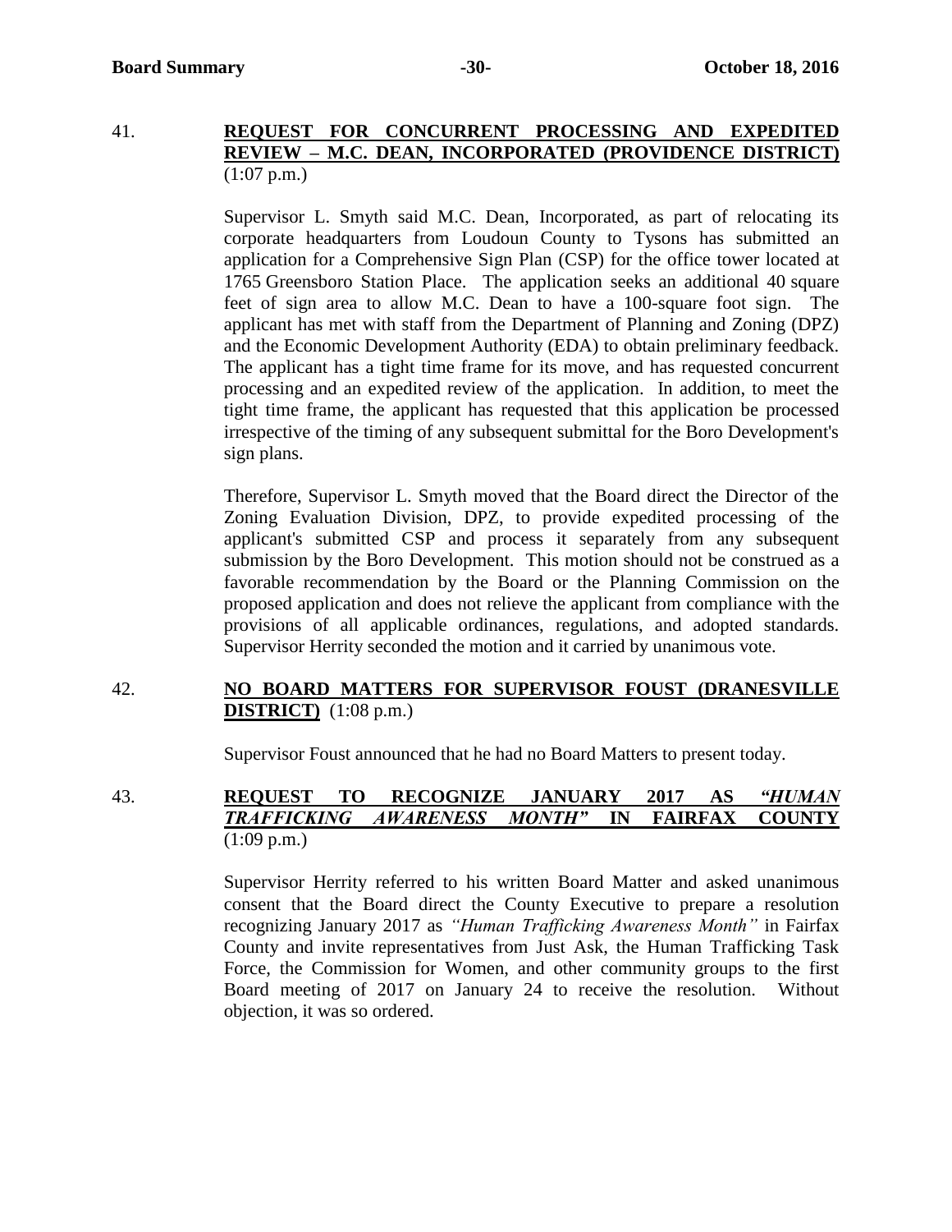41. **REQUEST FOR CONCURRENT PROCESSING AND EXPEDITED REVIEW – M.C. DEAN, INCORPORATED (PROVIDENCE DISTRICT)** (1:07 p.m.)

Supervisor L. Smyth said M.C. Dean, Incorporated, as part of relocating its corporate headquarters from Loudoun County to Tysons has submitted an application for a Comprehensive Sign Plan (CSP) for the office tower located at 1765 Greensboro Station Place. The application seeks an additional 40 square feet of sign area to allow M.C. Dean to have a 100-square foot sign. The applicant has met with staff from the Department of Planning and Zoning (DPZ) and the Economic Development Authority (EDA) to obtain preliminary feedback. The applicant has a tight time frame for its move, and has requested concurrent processing and an expedited review of the application. In addition, to meet the tight time frame, the applicant has requested that this application be processed irrespective of the timing of any subsequent submittal for the Boro Development's sign plans.

Therefore, Supervisor L. Smyth moved that the Board direct the Director of the Zoning Evaluation Division, DPZ, to provide expedited processing of the applicant's submitted CSP and process it separately from any subsequent submission by the Boro Development. This motion should not be construed as a favorable recommendation by the Board or the Planning Commission on the proposed application and does not relieve the applicant from compliance with the provisions of all applicable ordinances, regulations, and adopted standards. Supervisor Herrity seconded the motion and it carried by unanimous vote.

42. **NO BOARD MATTERS FOR SUPERVISOR FOUST (DRANESVILLE DISTRICT)** (1:08 p.m.)

Supervisor Foust announced that he had no Board Matters to present today.

43. **REQUEST TO RECOGNIZE JANUARY 2017 AS *"HUMAN TRAFFICKING AWARENESS MONTH"* IN FAIRFAX COUNTY** (1:09 p.m.)

Supervisor Herrity referred to his written Board Matter and asked unanimous consent that the Board direct the County Executive to prepare a resolution recognizing January 2017 as *"Human Trafficking Awareness Month"* in Fairfax County and invite representatives from Just Ask, the Human Trafficking Task Force, the Commission for Women, and other community groups to the first Board meeting of 2017 on January 24 to receive the resolution. Without objection, it was so ordered.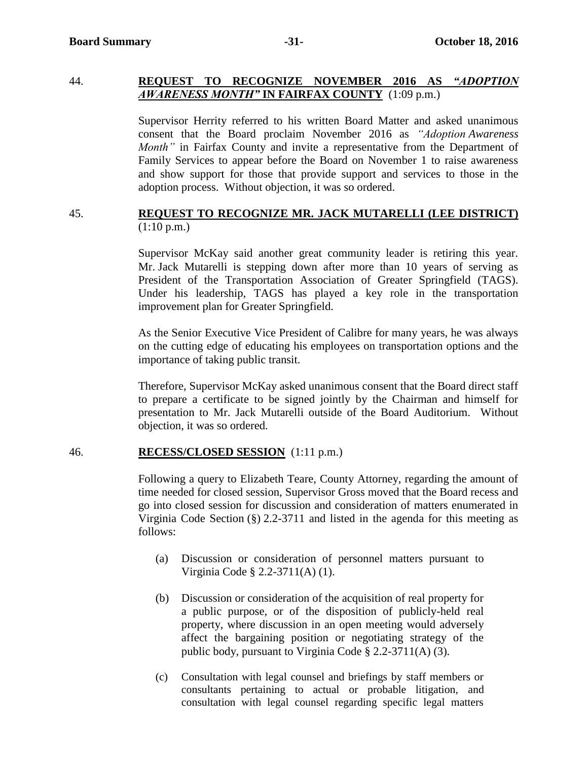44. **REQUEST TO RECOGNIZE NOVEMBER 2016 AS *"ADOPTION AWARENESS MONTH"* IN FAIRFAX COUNTY** (1:09 p.m.)

Supervisor Herrity referred to his written Board Matter and asked unanimous consent that the Board proclaim November 2016 as *"Adoption Awareness Month"* in Fairfax County and invite a representative from the Department of Family Services to appear before the Board on November 1 to raise awareness and show support for those that provide support and services to those in the adoption process. Without objection, it was so ordered.

45. **REQUEST TO RECOGNIZE MR. JACK MUTARELLI (LEE DISTRICT)** (1:10 p.m.)

Supervisor McKay said another great community leader is retiring this year. Mr. Jack Mutarelli is stepping down after more than 10 years of serving as President of the Transportation Association of Greater Springfield (TAGS). Under his leadership, TAGS has played a key role in the transportation improvement plan for Greater Springfield.

As the Senior Executive Vice President of Calibre for many years, he was always on the cutting edge of educating his employees on transportation options and the importance of taking public transit.

Therefore, Supervisor McKay asked unanimous consent that the Board direct staff to prepare a certificate to be signed jointly by the Chairman and himself for presentation to Mr. Jack Mutarelli outside of the Board Auditorium. Without objection, it was so ordered.

46. **RECESS/CLOSED SESSION** (1:11 p.m.)

Following a query to Elizabeth Teare, County Attorney, regarding the amount of time needed for closed session, Supervisor Gross moved that the Board recess and go into closed session for discussion and consideration of matters enumerated in Virginia Code Section (§) 2.2-3711 and listed in the agenda for this meeting as follows:

(a) Discussion or consideration of personnel matters pursuant to Virginia Code § 2.2-3711(A) (1).

(b) Discussion or consideration of the acquisition of real property for a public purpose, or of the disposition of publicly-held real property, where discussion in an open meeting would adversely affect the bargaining position or negotiating strategy of the public body, pursuant to Virginia Code § 2.2-3711(A) (3).

(c) Consultation with legal counsel and briefings by staff members or consultants pertaining to actual or probable litigation, and consultation with legal counsel regarding specific legal matters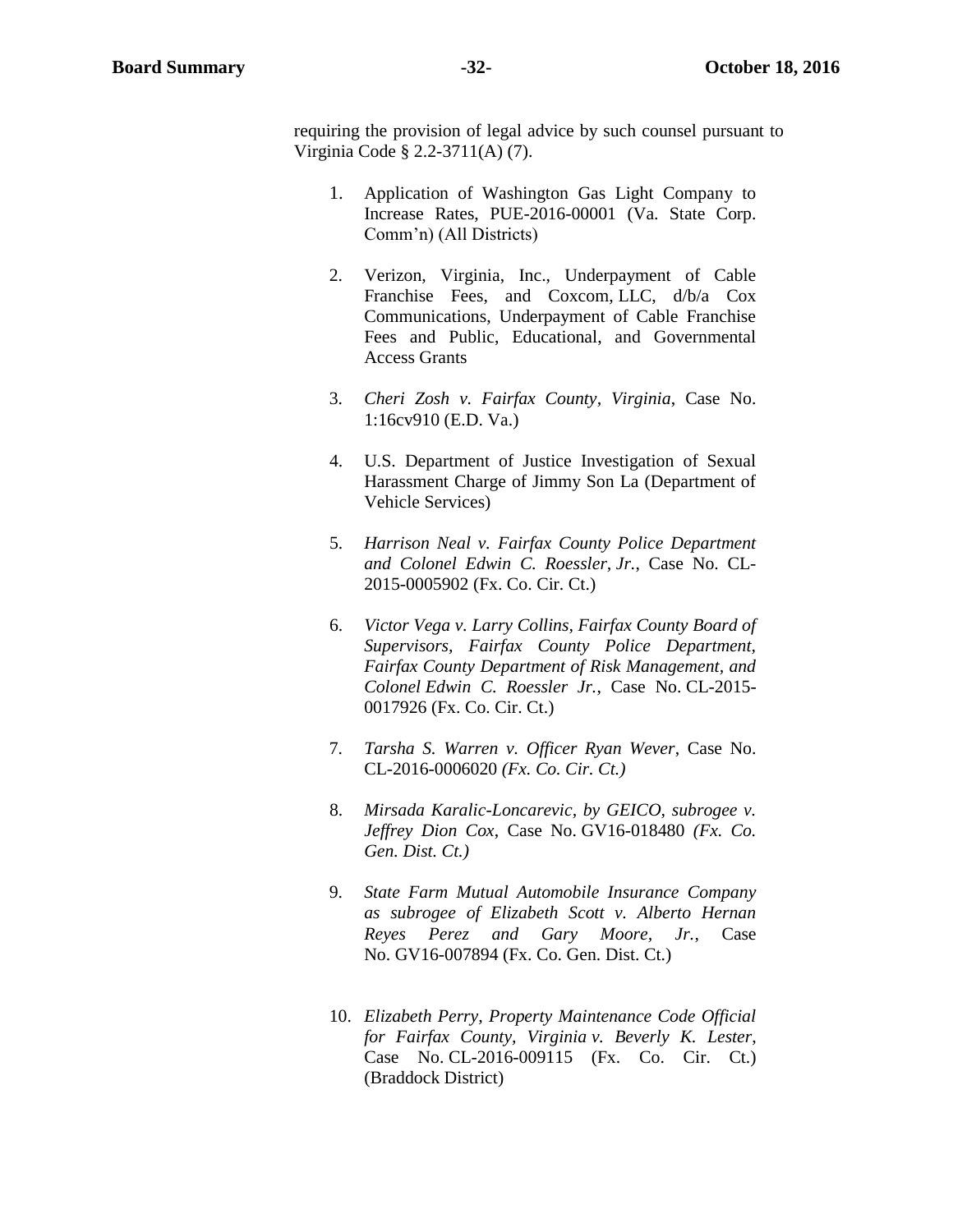requiring the provision of legal advice by such counsel pursuant to Virginia Code § 2.2-3711(A) (7).

1. Application of Washington Gas Light Company to Increase Rates, PUE-2016-00001 (Va. State Corp. Comm'n) (All Districts)

2. Verizon, Virginia, Inc., Underpayment of Cable Franchise Fees, and Coxcom, LLC, d/b/a Cox Communications, Underpayment of Cable Franchise Fees and Public, Educational, and Governmental Access Grants

3. *Cheri Zosh v. Fairfax County, Virginia*, Case No. 1:16cv910 (E.D. Va.)

4. U.S. Department of Justice Investigation of Sexual Harassment Charge of Jimmy Son La (Department of Vehicle Services)

5. *Harrison Neal v. Fairfax County Police Department and Colonel Edwin C. Roessler, Jr.*, Case No. CL-2015-0005902 (Fx. Co. Cir. Ct.)

6. *Victor Vega v. Larry Collins, Fairfax County Board of Supervisors, Fairfax County Police Department, Fairfax County Department of Risk Management, and Colonel Edwin C. Roessler Jr.*, Case No. CL-2015-0017926 (Fx. Co. Cir. Ct.)

7. *Tarsha S. Warren v. Officer Ryan Wever*, Case No. CL-2016-0006020 *(Fx. Co. Cir. Ct.)*

8. *Mirsada Karalic-Loncarevic, by GEICO, subrogee v. Jeffrey Dion Cox*, Case No. GV16-018480 *(Fx. Co. Gen. Dist. Ct.)*

9. *State Farm Mutual Automobile Insurance Company as subrogee of Elizabeth Scott v. Alberto Hernan Reyes Perez and Gary Moore, Jr.*, Case No. GV16-007894 (Fx. Co. Gen. Dist. Ct.)

10. *Elizabeth Perry, Property Maintenance Code Official for Fairfax County, Virginia v. Beverly K. Lester*, Case No. CL-2016-009115 (Fx. Co. Cir. Ct.) (Braddock District)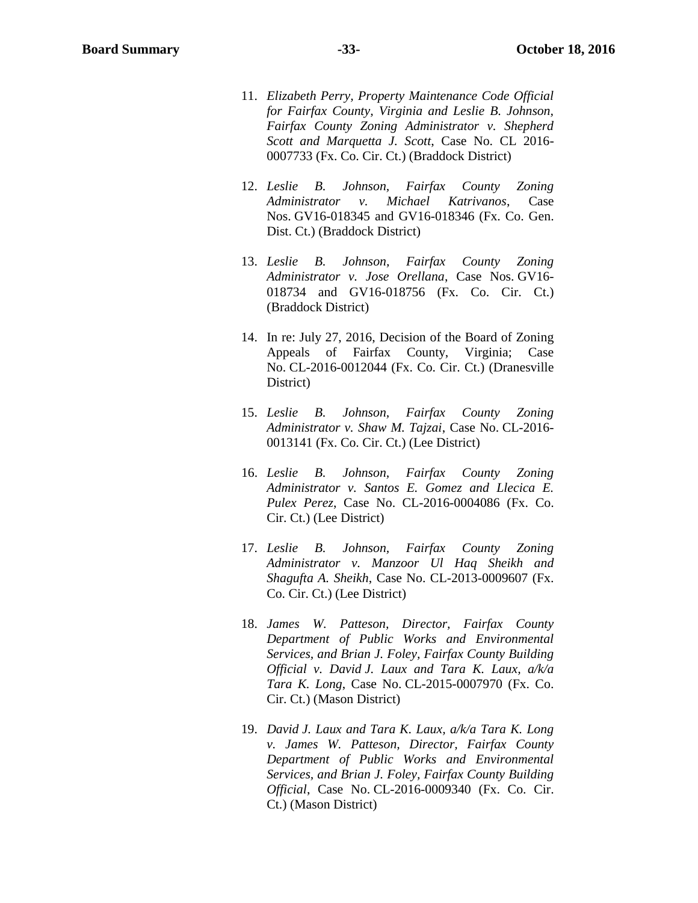11. *Elizabeth Perry, Property Maintenance Code Official for Fairfax County, Virginia and Leslie B. Johnson, Fairfax County Zoning Administrator v. Shepherd Scott and Marquetta J. Scott*, Case No. CL 2016-0007733 (Fx. Co. Cir. Ct.) (Braddock District)

12. *Leslie B. Johnson, Fairfax County Zoning Administrator v. Michael Katrivanos*, Case Nos. GV16-018345 and GV16-018346 (Fx. Co. Gen. Dist. Ct.) (Braddock District)

13. *Leslie B. Johnson, Fairfax County Zoning Administrator v. Jose Orellana*, Case Nos. GV16-018734 and GV16-018756 (Fx. Co. Cir. Ct.) (Braddock District)

14. In re: July 27, 2016, Decision of the Board of Zoning Appeals of Fairfax County, Virginia; Case No. CL-2016-0012044 (Fx. Co. Cir. Ct.) (Dranesville District)

15. *Leslie B. Johnson, Fairfax County Zoning Administrator v. Shaw M. Tajzai*, Case No. CL-2016-0013141 (Fx. Co. Cir. Ct.) (Lee District)

16. *Leslie B. Johnson, Fairfax County Zoning Administrator v. Santos E. Gomez and Llecica E. Pulex Perez*, Case No. CL-2016-0004086 (Fx. Co. Cir. Ct.) (Lee District)

17. *Leslie B. Johnson, Fairfax County Zoning Administrator v. Manzoor Ul Haq Sheikh and Shagufta A. Sheikh*, Case No. CL-2013-0009607 (Fx. Co. Cir. Ct.) (Lee District)

18. *James W. Patteson, Director, Fairfax County Department of Public Works and Environmental Services, and Brian J. Foley, Fairfax County Building Official v. David J. Laux and Tara K. Laux, a/k/a Tara K. Long*, Case No. CL-2015-0007970 (Fx. Co. Cir. Ct.) (Mason District)

19. *David J. Laux and Tara K. Laux, a/k/a Tara K. Long v. James W. Patteson, Director, Fairfax County Department of Public Works and Environmental Services, and Brian J. Foley, Fairfax County Building Official*, Case No. CL-2016-0009340 (Fx. Co. Cir. Ct.) (Mason District)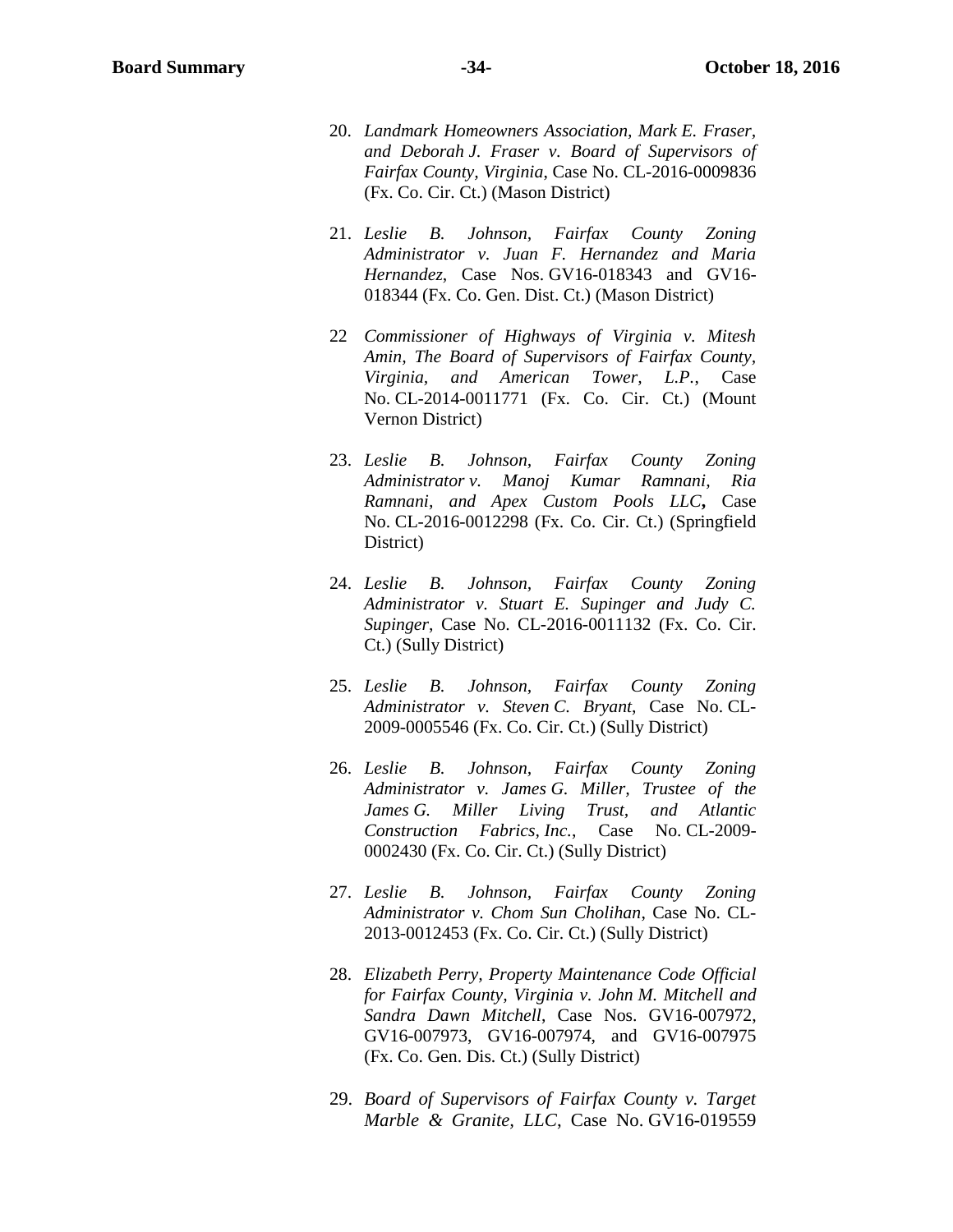20. *Landmark Homeowners Association, Mark E. Fraser, and Deborah J. Fraser v. Board of Supervisors of Fairfax County, Virginia*, Case No. CL-2016-0009836 (Fx. Co. Cir. Ct.) (Mason District)

21. *Leslie B. Johnson, Fairfax County Zoning Administrator v. Juan F. Hernandez and Maria Hernandez*, Case Nos. GV16-018343 and GV16-018344 (Fx. Co. Gen. Dist. Ct.) (Mason District)

22 *Commissioner of Highways of Virginia v. Mitesh Amin, The Board of Supervisors of Fairfax County, Virginia, and American Tower, L.P.*, Case No. CL-2014-0011771 (Fx. Co. Cir. Ct.) (Mount Vernon District)

23. *Leslie B. Johnson, Fairfax County Zoning Administrator v. Manoj Kumar Ramnani, Ria Ramnani, and Apex Custom Pools LLC***,** Case No. CL-2016-0012298 (Fx. Co. Cir. Ct.) (Springfield District)

24. *Leslie B. Johnson, Fairfax County Zoning Administrator v. Stuart E. Supinger and Judy C. Supinger*, Case No. CL-2016-0011132 (Fx. Co. Cir. Ct.) (Sully District)

25. *Leslie B. Johnson, Fairfax County Zoning Administrator v. Steven C. Bryant*, Case No. CL-2009-0005546 (Fx. Co. Cir. Ct.) (Sully District)

26. *Leslie B. Johnson, Fairfax County Zoning Administrator v. James G. Miller, Trustee of the James G. Miller Living Trust, and Atlantic Construction Fabrics, Inc.*, Case No. CL-2009-0002430 (Fx. Co. Cir. Ct.) (Sully District)

27. *Leslie B. Johnson, Fairfax County Zoning Administrator v. Chom Sun Cholihan*, Case No. CL-2013-0012453 (Fx. Co. Cir. Ct.) (Sully District)

28. *Elizabeth Perry, Property Maintenance Code Official for Fairfax County, Virginia v. John M. Mitchell and Sandra Dawn Mitchell*, Case Nos. GV16-007972, GV16-007973, GV16-007974, and GV16-007975 (Fx. Co. Gen. Dis. Ct.) (Sully District)

29. *Board of Supervisors of Fairfax County v. Target Marble & Granite, LLC*, Case No. GV16-019559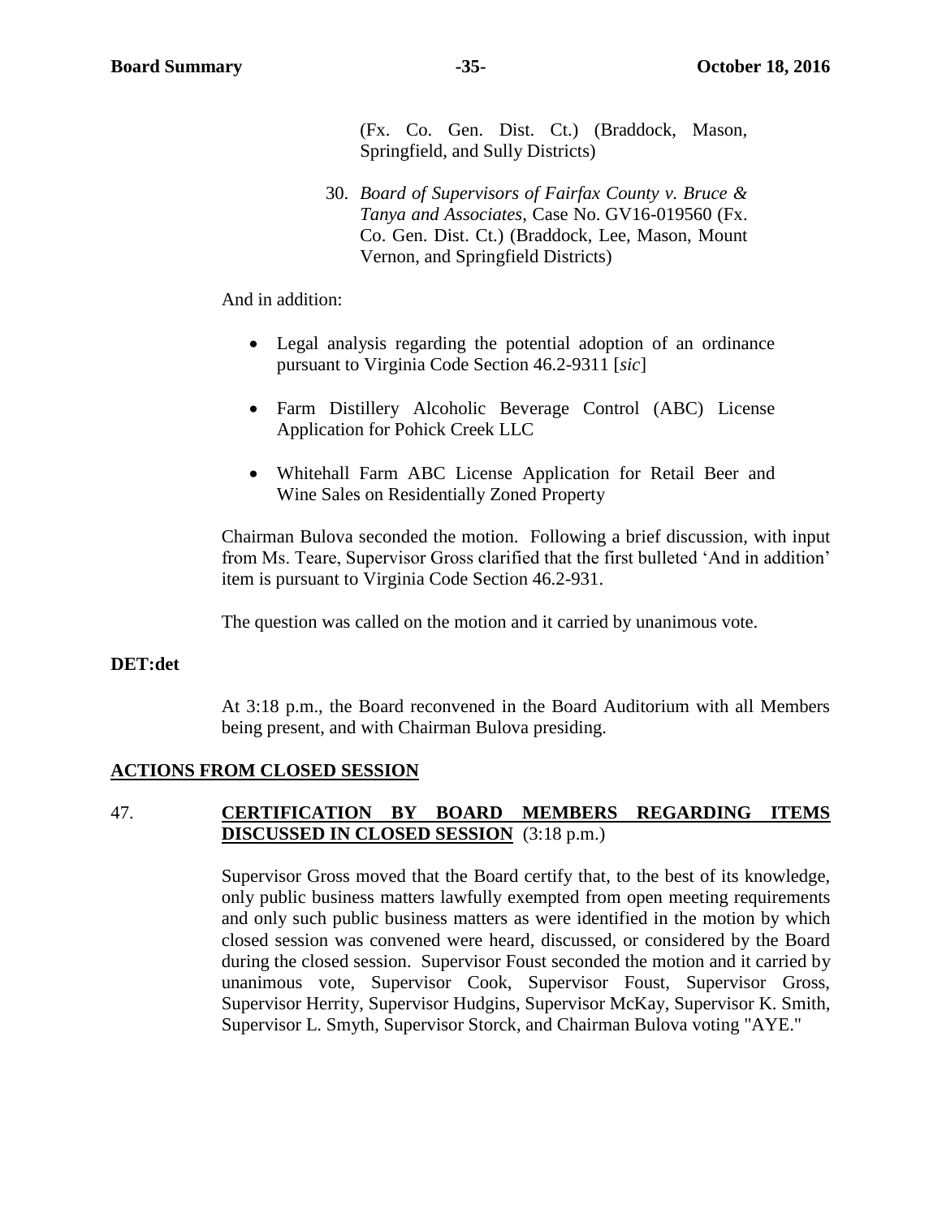(Fx. Co. Gen. Dist. Ct.) (Braddock, Mason, Springfield, and Sully Districts)

30. *Board of Supervisors of Fairfax County v. Bruce & Tanya and Associates*, Case No. GV16-019560 (Fx. Co. Gen. Dist. Ct.) (Braddock, Lee, Mason, Mount Vernon, and Springfield Districts)

And in addition:

- Legal analysis regarding the potential adoption of an ordinance pursuant to Virginia Code Section 46.2-9311 [*sic*]
- Farm Distillery Alcoholic Beverage Control (ABC) License Application for Pohick Creek LLC
- Whitehall Farm ABC License Application for Retail Beer and Wine Sales on Residentially Zoned Property

Chairman Bulova seconded the motion. Following a brief discussion, with input from Ms. Teare, Supervisor Gross clarified that the first bulleted 'And in addition' item is pursuant to Virginia Code Section 46.2-931.

The question was called on the motion and it carried by unanimous vote.

**DET:det**

At 3:18 p.m., the Board reconvened in the Board Auditorium with all Members being present, and with Chairman Bulova presiding.

## ACTIONS FROM CLOSED SESSION

47. **CERTIFICATION BY BOARD MEMBERS REGARDING ITEMS DISCUSSED IN CLOSED SESSION** (3:18 p.m.)

Supervisor Gross moved that the Board certify that, to the best of its knowledge, only public business matters lawfully exempted from open meeting requirements and only such public business matters as were identified in the motion by which closed session was convened were heard, discussed, or considered by the Board during the closed session. Supervisor Foust seconded the motion and it carried by unanimous vote, Supervisor Cook, Supervisor Foust, Supervisor Gross, Supervisor Herrity, Supervisor Hudgins, Supervisor McKay, Supervisor K. Smith, Supervisor L. Smyth, Supervisor Storck, and Chairman Bulova voting "AYE."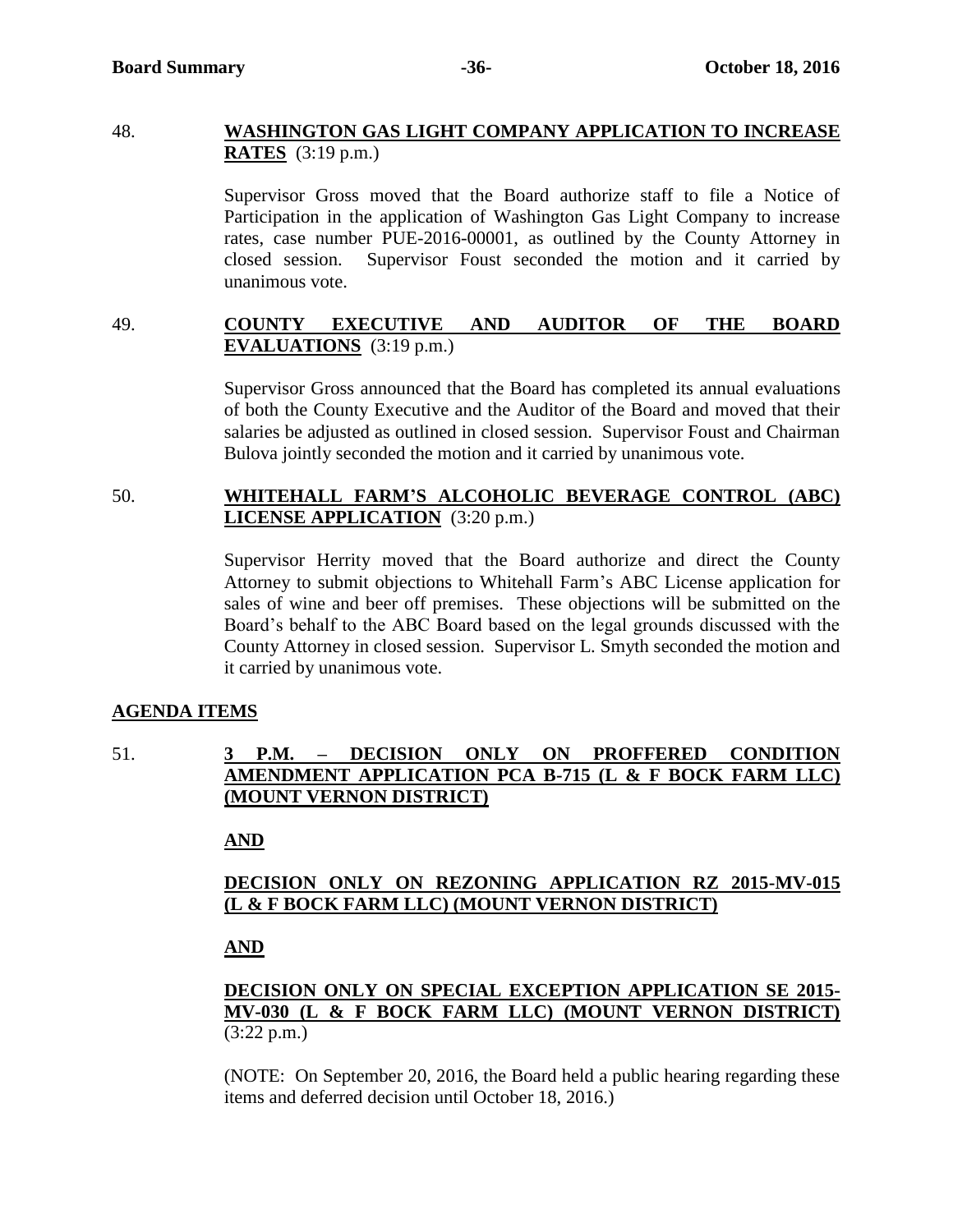48. **WASHINGTON GAS LIGHT COMPANY APPLICATION TO INCREASE RATES** (3:19 p.m.)

Supervisor Gross moved that the Board authorize staff to file a Notice of Participation in the application of Washington Gas Light Company to increase rates, case number PUE-2016-00001, as outlined by the County Attorney in closed session. Supervisor Foust seconded the motion and it carried by unanimous vote.

49. **COUNTY EXECUTIVE AND AUDITOR OF THE BOARD EVALUATIONS** (3:19 p.m.)

Supervisor Gross announced that the Board has completed its annual evaluations of both the County Executive and the Auditor of the Board and moved that their salaries be adjusted as outlined in closed session. Supervisor Foust and Chairman Bulova jointly seconded the motion and it carried by unanimous vote.

50. **WHITEHALL FARM'S ALCOHOLIC BEVERAGE CONTROL (ABC) LICENSE APPLICATION** (3:20 p.m.)

Supervisor Herrity moved that the Board authorize and direct the County Attorney to submit objections to Whitehall Farm's ABC License application for sales of wine and beer off premises. These objections will be submitted on the Board's behalf to the ABC Board based on the legal grounds discussed with the County Attorney in closed session. Supervisor L. Smyth seconded the motion and it carried by unanimous vote.

**AGENDA ITEMS**

51. **3 P.M. – DECISION ONLY ON PROFFERED CONDITION AMENDMENT APPLICATION PCA B-715 (L & F BOCK FARM LLC) (MOUNT VERNON DISTRICT)**

**AND**

**DECISION ONLY ON REZONING APPLICATION RZ 2015-MV-015 (L & F BOCK FARM LLC) (MOUNT VERNON DISTRICT)**

**AND**

**DECISION ONLY ON SPECIAL EXCEPTION APPLICATION SE 2015-MV-030 (L & F BOCK FARM LLC) (MOUNT VERNON DISTRICT)** (3:22 p.m.)

(NOTE: On September 20, 2016, the Board held a public hearing regarding these items and deferred decision until October 18, 2016.)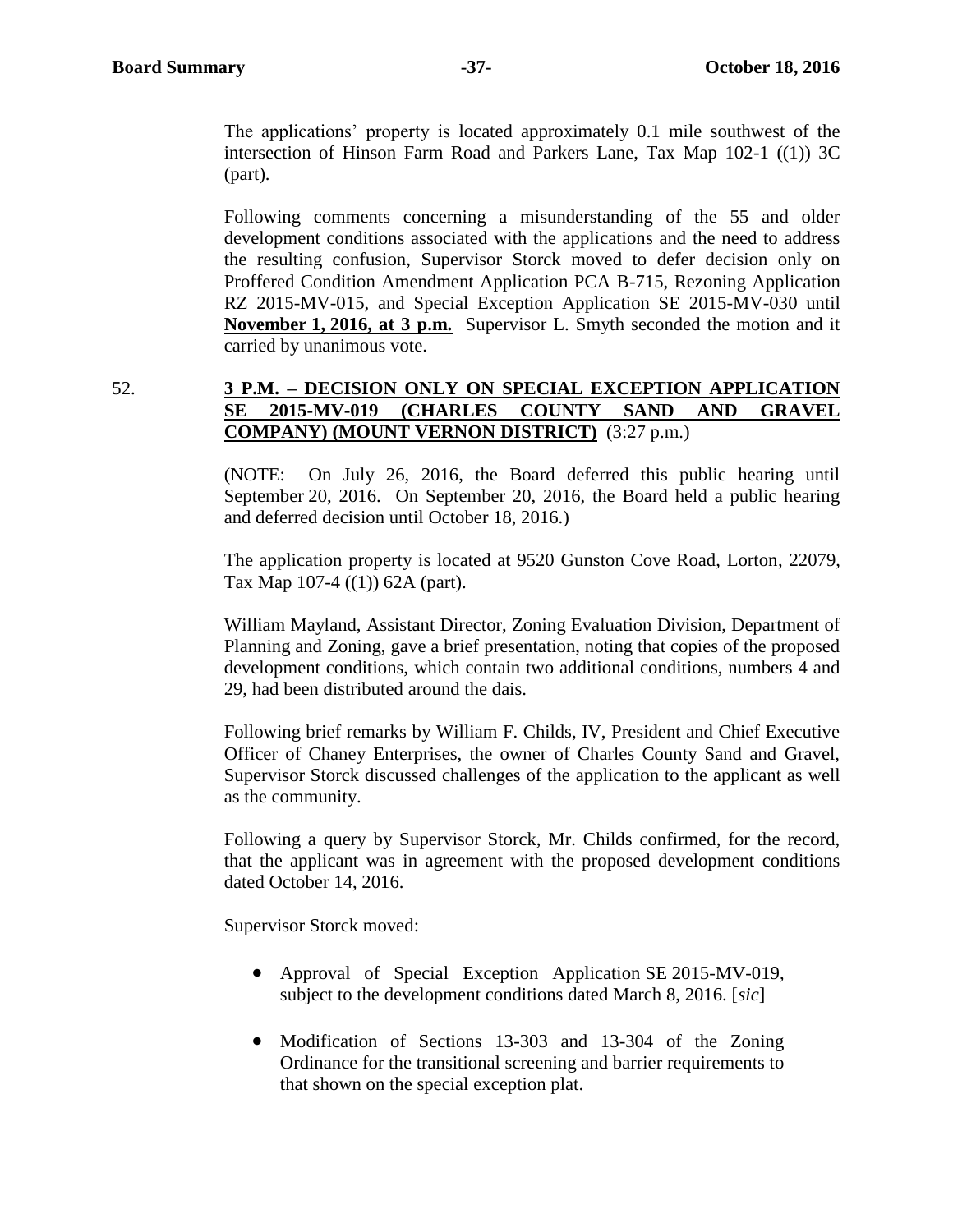The applications' property is located approximately 0.1 mile southwest of the intersection of Hinson Farm Road and Parkers Lane, Tax Map 102-1 ((1)) 3C (part).

Following comments concerning a misunderstanding of the 55 and older development conditions associated with the applications and the need to address the resulting confusion, Supervisor Storck moved to defer decision only on Proffered Condition Amendment Application PCA B-715, Rezoning Application RZ 2015-MV-015, and Special Exception Application SE 2015-MV-030 until **November 1, 2016, at 3 p.m.** Supervisor L. Smyth seconded the motion and it carried by unanimous vote.

52. **3 P.M. – DECISION ONLY ON SPECIAL EXCEPTION APPLICATION SE 2015-MV-019 (CHARLES COUNTY SAND AND GRAVEL COMPANY) (MOUNT VERNON DISTRICT)** (3:27 p.m.)

(NOTE: On July 26, 2016, the Board deferred this public hearing until September 20, 2016. On September 20, 2016, the Board held a public hearing and deferred decision until October 18, 2016.)

The application property is located at 9520 Gunston Cove Road, Lorton, 22079, Tax Map 107-4 ((1)) 62A (part).

William Mayland, Assistant Director, Zoning Evaluation Division, Department of Planning and Zoning, gave a brief presentation, noting that copies of the proposed development conditions, which contain two additional conditions, numbers 4 and 29, had been distributed around the dais.

Following brief remarks by William F. Childs, IV, President and Chief Executive Officer of Chaney Enterprises, the owner of Charles County Sand and Gravel, Supervisor Storck discussed challenges of the application to the applicant as well as the community.

Following a query by Supervisor Storck, Mr. Childs confirmed, for the record, that the applicant was in agreement with the proposed development conditions dated October 14, 2016.

Supervisor Storck moved:

- Approval of Special Exception Application SE 2015-MV-019, subject to the development conditions dated March 8, 2016. [*sic*]

- Modification of Sections 13-303 and 13-304 of the Zoning Ordinance for the transitional screening and barrier requirements to that shown on the special exception plat.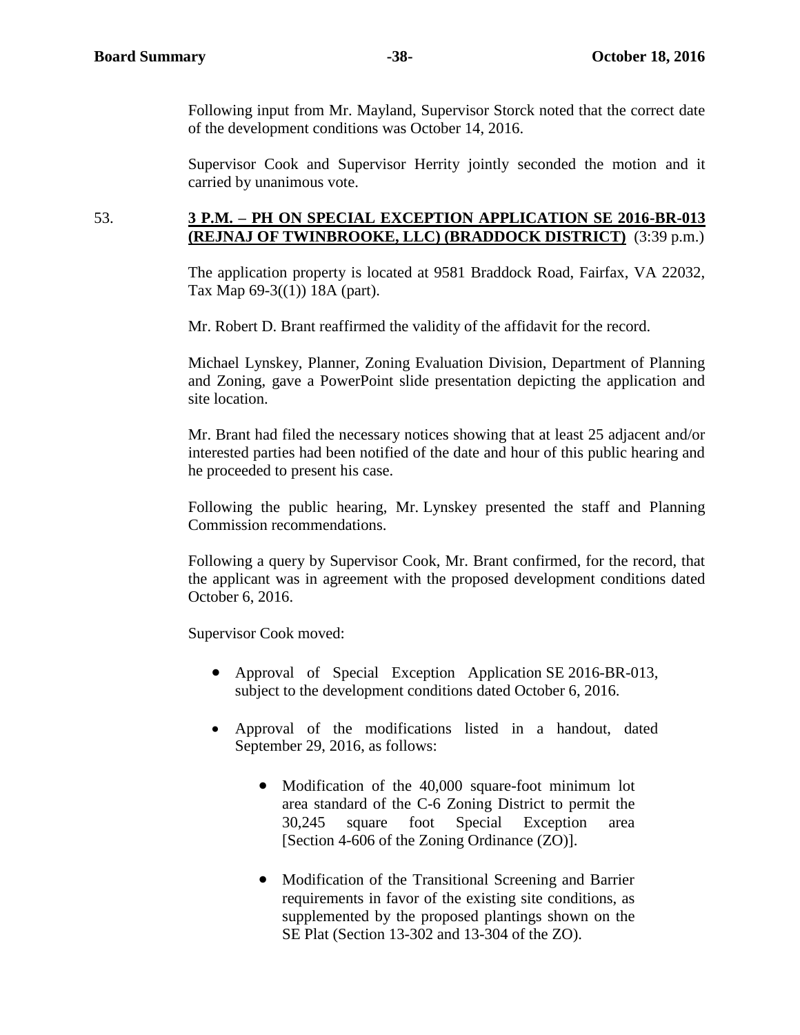Following input from Mr. Mayland, Supervisor Storck noted that the correct date of the development conditions was October 14, 2016.

Supervisor Cook and Supervisor Herrity jointly seconded the motion and it carried by unanimous vote.

53. **<u>3 P.M. – PH ON SPECIAL EXCEPTION APPLICATION SE 2016-BR-013 (REJNAJ OF TWINBROOKE, LLC) (BRADDOCK DISTRICT)</u>** (3:39 p.m.)

The application property is located at 9581 Braddock Road, Fairfax, VA 22032, Tax Map 69-3((1)) 18A (part).

Mr. Robert D. Brant reaffirmed the validity of the affidavit for the record.

Michael Lynskey, Planner, Zoning Evaluation Division, Department of Planning and Zoning, gave a PowerPoint slide presentation depicting the application and site location.

Mr. Brant had filed the necessary notices showing that at least 25 adjacent and/or interested parties had been notified of the date and hour of this public hearing and he proceeded to present his case.

Following the public hearing, Mr. Lynskey presented the staff and Planning Commission recommendations.

Following a query by Supervisor Cook, Mr. Brant confirmed, for the record, that the applicant was in agreement with the proposed development conditions dated October 6, 2016.

Supervisor Cook moved:

- Approval of Special Exception Application SE 2016-BR-013, subject to the development conditions dated October 6, 2016.

- Approval of the modifications listed in a handout, dated September 29, 2016, as follows:

  - Modification of the 40,000 square-foot minimum lot area standard of the C-6 Zoning District to permit the 30,245 square foot Special Exception area [Section 4-606 of the Zoning Ordinance (ZO)].

  - Modification of the Transitional Screening and Barrier requirements in favor of the existing site conditions, as supplemented by the proposed plantings shown on the SE Plat (Section 13-302 and 13-304 of the ZO).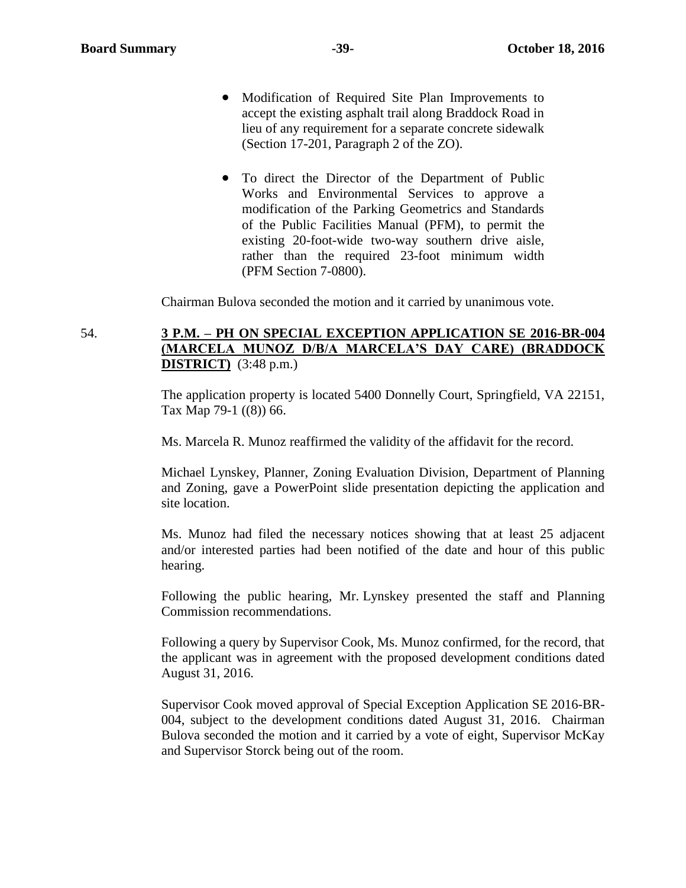- Modification of Required Site Plan Improvements to accept the existing asphalt trail along Braddock Road in lieu of any requirement for a separate concrete sidewalk (Section 17-201, Paragraph 2 of the ZO).

- To direct the Director of the Department of Public Works and Environmental Services to approve a modification of the Parking Geometrics and Standards of the Public Facilities Manual (PFM), to permit the existing 20-foot-wide two-way southern drive aisle, rather than the required 23-foot minimum width (PFM Section 7-0800).

Chairman Bulova seconded the motion and it carried by unanimous vote.

54. **3 P.M. – PH ON SPECIAL EXCEPTION APPLICATION SE 2016-BR-004 (MARCELA MUNOZ D/B/A MARCELA'S DAY CARE) (BRADDOCK DISTRICT)** (3:48 p.m.)

The application property is located 5400 Donnelly Court, Springfield, VA 22151, Tax Map 79-1 ((8)) 66.

Ms. Marcela R. Munoz reaffirmed the validity of the affidavit for the record.

Michael Lynskey, Planner, Zoning Evaluation Division, Department of Planning and Zoning, gave a PowerPoint slide presentation depicting the application and site location.

Ms. Munoz had filed the necessary notices showing that at least 25 adjacent and/or interested parties had been notified of the date and hour of this public hearing.

Following the public hearing, Mr. Lynskey presented the staff and Planning Commission recommendations.

Following a query by Supervisor Cook, Ms. Munoz confirmed, for the record, that the applicant was in agreement with the proposed development conditions dated August 31, 2016.

Supervisor Cook moved approval of Special Exception Application SE 2016-BR-004, subject to the development conditions dated August 31, 2016. Chairman Bulova seconded the motion and it carried by a vote of eight, Supervisor McKay and Supervisor Storck being out of the room.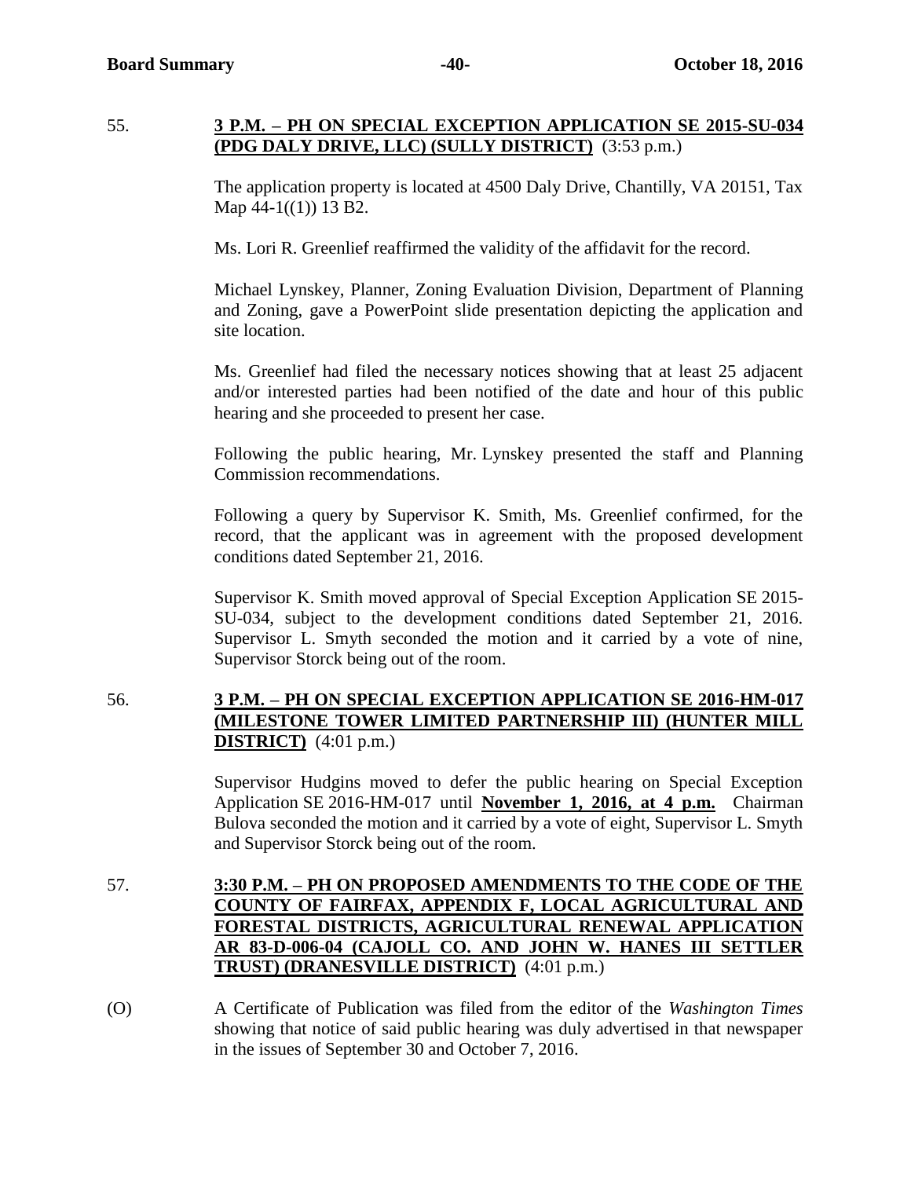55. **3 P.M. – PH ON SPECIAL EXCEPTION APPLICATION SE 2015-SU-034 (PDG DALY DRIVE, LLC) (SULLY DISTRICT)** (3:53 p.m.)

The application property is located at 4500 Daly Drive, Chantilly, VA 20151, Tax Map 44-1((1)) 13 B2.

Ms. Lori R. Greenlief reaffirmed the validity of the affidavit for the record.

Michael Lynskey, Planner, Zoning Evaluation Division, Department of Planning and Zoning, gave a PowerPoint slide presentation depicting the application and site location.

Ms. Greenlief had filed the necessary notices showing that at least 25 adjacent and/or interested parties had been notified of the date and hour of this public hearing and she proceeded to present her case.

Following the public hearing, Mr. Lynskey presented the staff and Planning Commission recommendations.

Following a query by Supervisor K. Smith, Ms. Greenlief confirmed, for the record, that the applicant was in agreement with the proposed development conditions dated September 21, 2016.

Supervisor K. Smith moved approval of Special Exception Application SE 2015-SU-034, subject to the development conditions dated September 21, 2016. Supervisor L. Smyth seconded the motion and it carried by a vote of nine, Supervisor Storck being out of the room.

56. **3 P.M. – PH ON SPECIAL EXCEPTION APPLICATION SE 2016-HM-017 (MILESTONE TOWER LIMITED PARTNERSHIP III) (HUNTER MILL DISTRICT)** (4:01 p.m.)

Supervisor Hudgins moved to defer the public hearing on Special Exception Application SE 2016-HM-017 until **November 1, 2016, at 4 p.m.** Chairman Bulova seconded the motion and it carried by a vote of eight, Supervisor L. Smyth and Supervisor Storck being out of the room.

57. **3:30 P.M. – PH ON PROPOSED AMENDMENTS TO THE CODE OF THE COUNTY OF FAIRFAX, APPENDIX F, LOCAL AGRICULTURAL AND FORESTAL DISTRICTS, AGRICULTURAL RENEWAL APPLICATION AR 83-D-006-04 (CAJOLL CO. AND JOHN W. HANES III SETTLER TRUST) (DRANESVILLE DISTRICT)** (4:01 p.m.)

(O) A Certificate of Publication was filed from the editor of the *Washington Times* showing that notice of said public hearing was duly advertised in that newspaper in the issues of September 30 and October 7, 2016.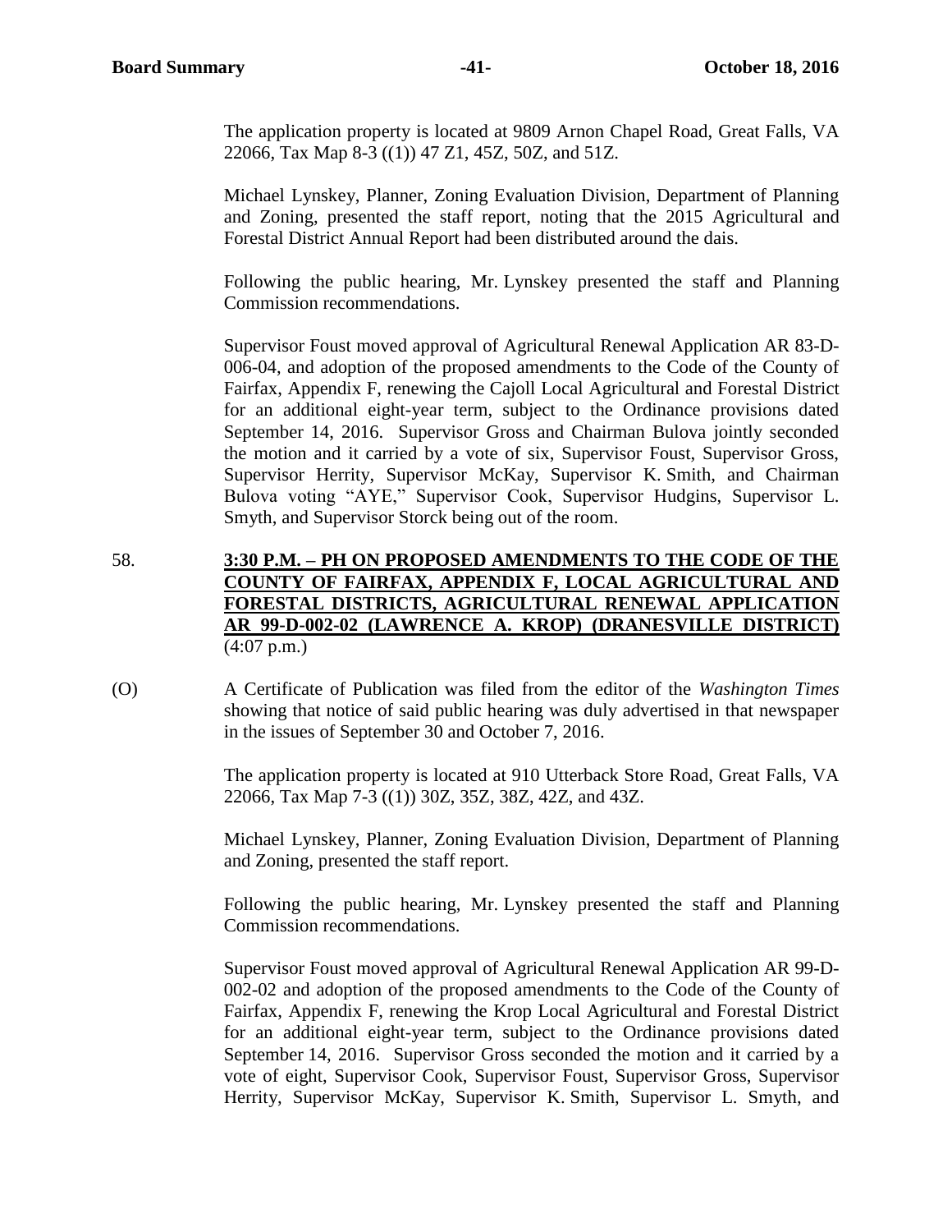The application property is located at 9809 Arnon Chapel Road, Great Falls, VA 22066, Tax Map 8-3 ((1)) 47 Z1, 45Z, 50Z, and 51Z.

Michael Lynskey, Planner, Zoning Evaluation Division, Department of Planning and Zoning, presented the staff report, noting that the 2015 Agricultural and Forestal District Annual Report had been distributed around the dais.

Following the public hearing, Mr. Lynskey presented the staff and Planning Commission recommendations.

Supervisor Foust moved approval of Agricultural Renewal Application AR 83-D-006-04, and adoption of the proposed amendments to the Code of the County of Fairfax, Appendix F, renewing the Cajoll Local Agricultural and Forestal District for an additional eight-year term, subject to the Ordinance provisions dated September 14, 2016. Supervisor Gross and Chairman Bulova jointly seconded the motion and it carried by a vote of six, Supervisor Foust, Supervisor Gross, Supervisor Herrity, Supervisor McKay, Supervisor K. Smith, and Chairman Bulova voting "AYE," Supervisor Cook, Supervisor Hudgins, Supervisor L. Smyth, and Supervisor Storck being out of the room.

58. **3:30 P.M. – PH ON PROPOSED AMENDMENTS TO THE CODE OF THE COUNTY OF FAIRFAX, APPENDIX F, LOCAL AGRICULTURAL AND FORESTAL DISTRICTS, AGRICULTURAL RENEWAL APPLICATION AR 99-D-002-02 (LAWRENCE A. KROP) (DRANESVILLE DISTRICT)** (4:07 p.m.)

(O) A Certificate of Publication was filed from the editor of the *Washington Times* showing that notice of said public hearing was duly advertised in that newspaper in the issues of September 30 and October 7, 2016.

The application property is located at 910 Utterback Store Road, Great Falls, VA 22066, Tax Map 7-3 ((1)) 30Z, 35Z, 38Z, 42Z, and 43Z.

Michael Lynskey, Planner, Zoning Evaluation Division, Department of Planning and Zoning, presented the staff report.

Following the public hearing, Mr. Lynskey presented the staff and Planning Commission recommendations.

Supervisor Foust moved approval of Agricultural Renewal Application AR 99-D-002-02 and adoption of the proposed amendments to the Code of the County of Fairfax, Appendix F, renewing the Krop Local Agricultural and Forestal District for an additional eight-year term, subject to the Ordinance provisions dated September 14, 2016. Supervisor Gross seconded the motion and it carried by a vote of eight, Supervisor Cook, Supervisor Foust, Supervisor Gross, Supervisor Herrity, Supervisor McKay, Supervisor K. Smith, Supervisor L. Smyth, and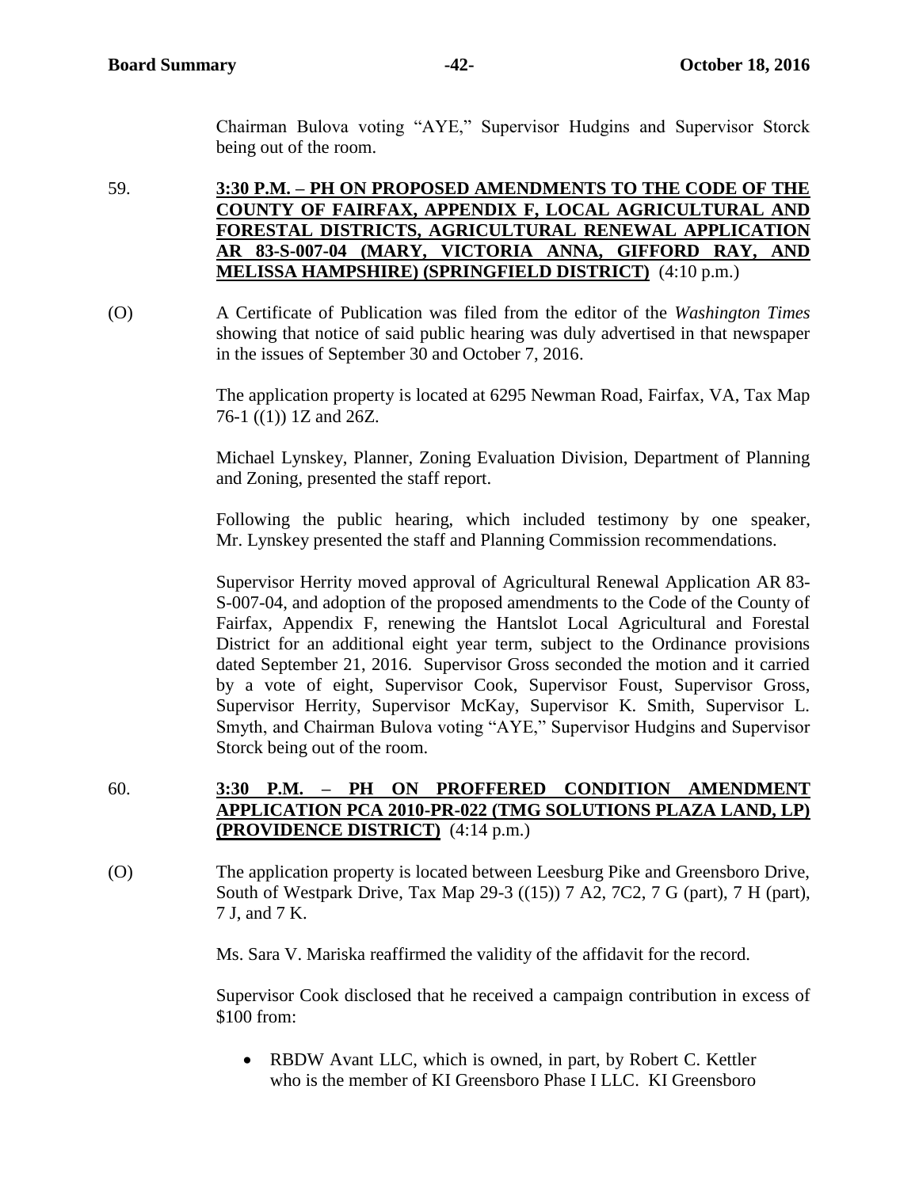Chairman Bulova voting "AYE," Supervisor Hudgins and Supervisor Storck being out of the room.

59. **<u>3:30 P.M. – PH ON PROPOSED AMENDMENTS TO THE CODE OF THE COUNTY OF FAIRFAX, APPENDIX F, LOCAL AGRICULTURAL AND FORESTAL DISTRICTS, AGRICULTURAL RENEWAL APPLICATION AR 83-S-007-04 (MARY, VICTORIA ANNA, GIFFORD RAY, AND MELISSA HAMPSHIRE) (SPRINGFIELD DISTRICT)</u>** (4:10 p.m.)

(O) A Certificate of Publication was filed from the editor of the *Washington Times* showing that notice of said public hearing was duly advertised in that newspaper in the issues of September 30 and October 7, 2016.

The application property is located at 6295 Newman Road, Fairfax, VA, Tax Map 76-1 ((1)) 1Z and 26Z.

Michael Lynskey, Planner, Zoning Evaluation Division, Department of Planning and Zoning, presented the staff report.

Following the public hearing, which included testimony by one speaker, Mr. Lynskey presented the staff and Planning Commission recommendations.

Supervisor Herrity moved approval of Agricultural Renewal Application AR 83-S-007-04, and adoption of the proposed amendments to the Code of the County of Fairfax, Appendix F, renewing the Hantslot Local Agricultural and Forestal District for an additional eight year term, subject to the Ordinance provisions dated September 21, 2016. Supervisor Gross seconded the motion and it carried by a vote of eight, Supervisor Cook, Supervisor Foust, Supervisor Gross, Supervisor Herrity, Supervisor McKay, Supervisor K. Smith, Supervisor L. Smyth, and Chairman Bulova voting "AYE," Supervisor Hudgins and Supervisor Storck being out of the room.

60. **<u>3:30 P.M. – PH ON PROFFERED CONDITION AMENDMENT APPLICATION PCA 2010-PR-022 (TMG SOLUTIONS PLAZA LAND, LP) (PROVIDENCE DISTRICT)</u>** (4:14 p.m.)

(O) The application property is located between Leesburg Pike and Greensboro Drive, South of Westpark Drive, Tax Map 29-3 ((15)) 7 A2, 7C2, 7 G (part), 7 H (part), 7 J, and 7 K.

Ms. Sara V. Mariska reaffirmed the validity of the affidavit for the record.

Supervisor Cook disclosed that he received a campaign contribution in excess of $100 from:

- RBDW Avant LLC, which is owned, in part, by Robert C. Kettler who is the member of KI Greensboro Phase I LLC. KI Greensboro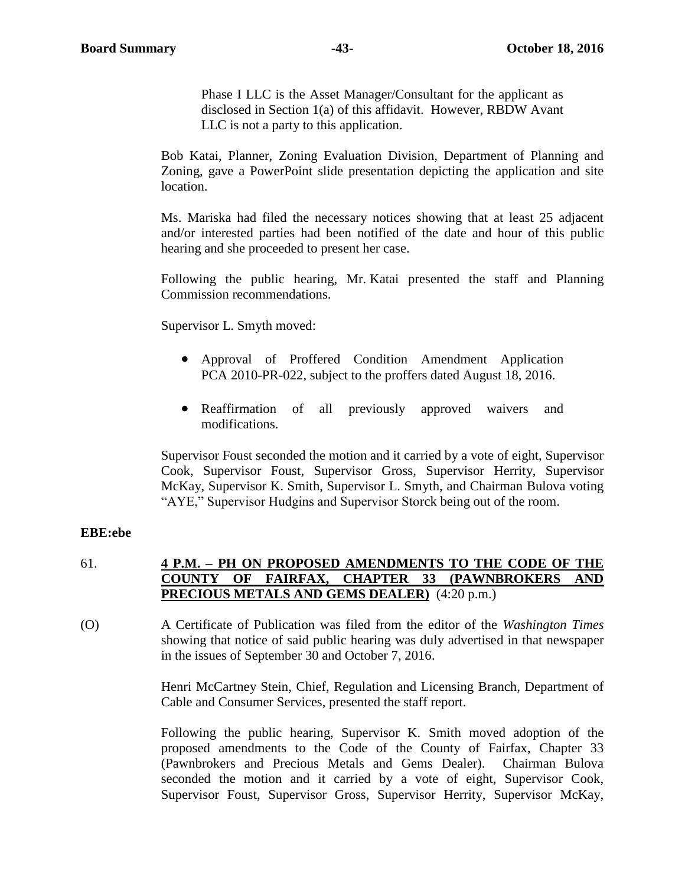Phase I LLC is the Asset Manager/Consultant for the applicant as disclosed in Section 1(a) of this affidavit. However, RBDW Avant LLC is not a party to this application.

Bob Katai, Planner, Zoning Evaluation Division, Department of Planning and Zoning, gave a PowerPoint slide presentation depicting the application and site location.

Ms. Mariska had filed the necessary notices showing that at least 25 adjacent and/or interested parties had been notified of the date and hour of this public hearing and she proceeded to present her case.

Following the public hearing, Mr. Katai presented the staff and Planning Commission recommendations.

Supervisor L. Smyth moved:

- Approval of Proffered Condition Amendment Application PCA 2010-PR-022, subject to the proffers dated August 18, 2016.
- Reaffirmation of all previously approved waivers and modifications.

Supervisor Foust seconded the motion and it carried by a vote of eight, Supervisor Cook, Supervisor Foust, Supervisor Gross, Supervisor Herrity, Supervisor McKay, Supervisor K. Smith, Supervisor L. Smyth, and Chairman Bulova voting "AYE," Supervisor Hudgins and Supervisor Storck being out of the room.

**EBE:ebe**

61. **<u>4 P.M. – PH ON PROPOSED AMENDMENTS TO THE CODE OF THE COUNTY OF FAIRFAX, CHAPTER 33 (PAWNBROKERS AND PRECIOUS METALS AND GEMS DEALER)</u>** (4:20 p.m.)

(O) A Certificate of Publication was filed from the editor of the *Washington Times* showing that notice of said public hearing was duly advertised in that newspaper in the issues of September 30 and October 7, 2016.

Henri McCartney Stein, Chief, Regulation and Licensing Branch, Department of Cable and Consumer Services, presented the staff report.

Following the public hearing, Supervisor K. Smith moved adoption of the proposed amendments to the Code of the County of Fairfax, Chapter 33 (Pawnbrokers and Precious Metals and Gems Dealer). Chairman Bulova seconded the motion and it carried by a vote of eight, Supervisor Cook, Supervisor Foust, Supervisor Gross, Supervisor Herrity, Supervisor McKay,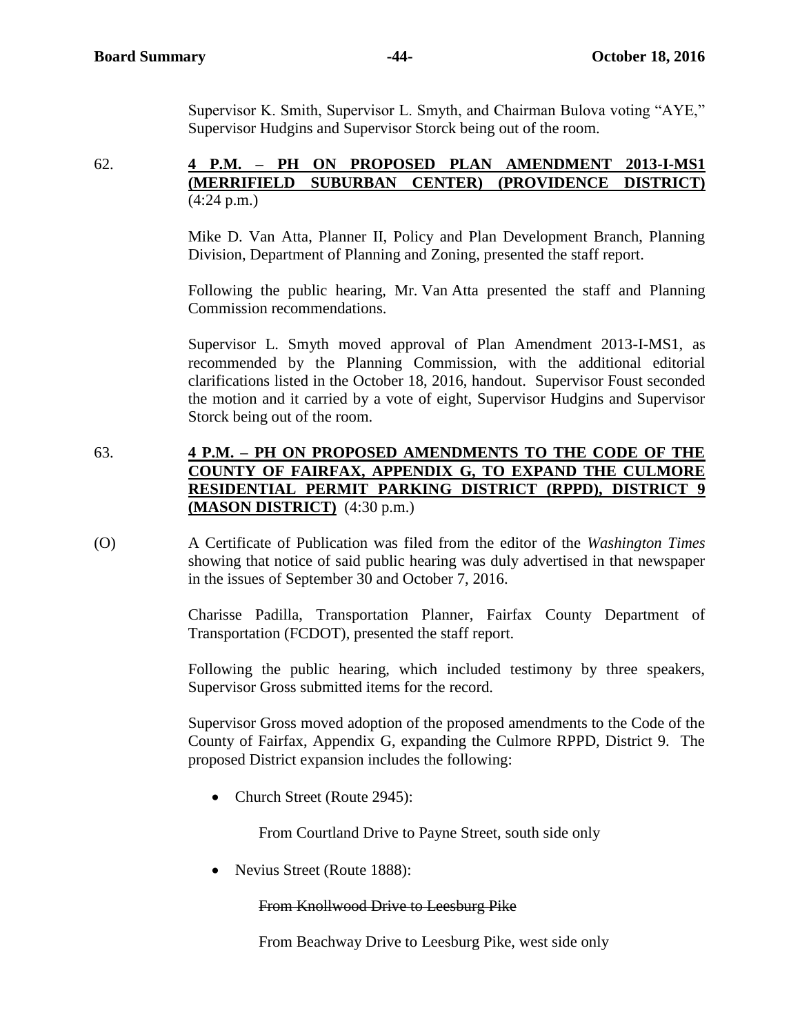Supervisor K. Smith, Supervisor L. Smyth, and Chairman Bulova voting "AYE," Supervisor Hudgins and Supervisor Storck being out of the room.

62. **4 P.M. – PH ON PROPOSED PLAN AMENDMENT 2013-I-MS1 (MERRIFIELD SUBURBAN CENTER) (PROVIDENCE DISTRICT)** (4:24 p.m.)

Mike D. Van Atta, Planner II, Policy and Plan Development Branch, Planning Division, Department of Planning and Zoning, presented the staff report.

Following the public hearing, Mr. Van Atta presented the staff and Planning Commission recommendations.

Supervisor L. Smyth moved approval of Plan Amendment 2013-I-MS1, as recommended by the Planning Commission, with the additional editorial clarifications listed in the October 18, 2016, handout. Supervisor Foust seconded the motion and it carried by a vote of eight, Supervisor Hudgins and Supervisor Storck being out of the room.

63. **4 P.M. – PH ON PROPOSED AMENDMENTS TO THE CODE OF THE COUNTY OF FAIRFAX, APPENDIX G, TO EXPAND THE CULMORE RESIDENTIAL PERMIT PARKING DISTRICT (RPPD), DISTRICT 9 (MASON DISTRICT)** (4:30 p.m.)

(O) A Certificate of Publication was filed from the editor of the *Washington Times* showing that notice of said public hearing was duly advertised in that newspaper in the issues of September 30 and October 7, 2016.

Charisse Padilla, Transportation Planner, Fairfax County Department of Transportation (FCDOT), presented the staff report.

Following the public hearing, which included testimony by three speakers, Supervisor Gross submitted items for the record.

Supervisor Gross moved adoption of the proposed amendments to the Code of the County of Fairfax, Appendix G, expanding the Culmore RPPD, District 9. The proposed District expansion includes the following:

- Church Street (Route 2945):

  From Courtland Drive to Payne Street, south side only

- Nevius Street (Route 1888):

  ~~From Knollwood Drive to Leesburg Pike~~

  From Beachway Drive to Leesburg Pike, west side only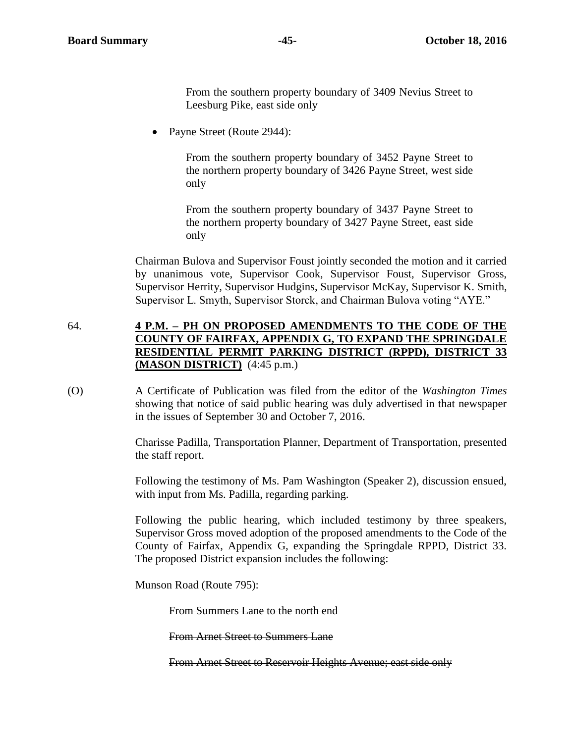From the southern property boundary of 3409 Nevius Street to Leesburg Pike, east side only

- Payne Street (Route 2944):

  From the southern property boundary of 3452 Payne Street to the northern property boundary of 3426 Payne Street, west side only

  From the southern property boundary of 3437 Payne Street to the northern property boundary of 3427 Payne Street, east side only

Chairman Bulova and Supervisor Foust jointly seconded the motion and it carried by unanimous vote, Supervisor Cook, Supervisor Foust, Supervisor Gross, Supervisor Herrity, Supervisor Hudgins, Supervisor McKay, Supervisor K. Smith, Supervisor L. Smyth, Supervisor Storck, and Chairman Bulova voting "AYE."

64. **4 P.M. – PH ON PROPOSED AMENDMENTS TO THE CODE OF THE COUNTY OF FAIRFAX, APPENDIX G, TO EXPAND THE SPRINGDALE RESIDENTIAL PERMIT PARKING DISTRICT (RPPD), DISTRICT 33 (MASON DISTRICT)** (4:45 p.m.)

(O) A Certificate of Publication was filed from the editor of the *Washington Times* showing that notice of said public hearing was duly advertised in that newspaper in the issues of September 30 and October 7, 2016.

Charisse Padilla, Transportation Planner, Department of Transportation, presented the staff report.

Following the testimony of Ms. Pam Washington (Speaker 2), discussion ensued, with input from Ms. Padilla, regarding parking.

Following the public hearing, which included testimony by three speakers, Supervisor Gross moved adoption of the proposed amendments to the Code of the County of Fairfax, Appendix G, expanding the Springdale RPPD, District 33. The proposed District expansion includes the following:

Munson Road (Route 795):

~~From Summers Lane to the north end~~

~~From Arnet Street to Summers Lane~~

~~From Arnet Street to Reservoir Heights Avenue; east side only~~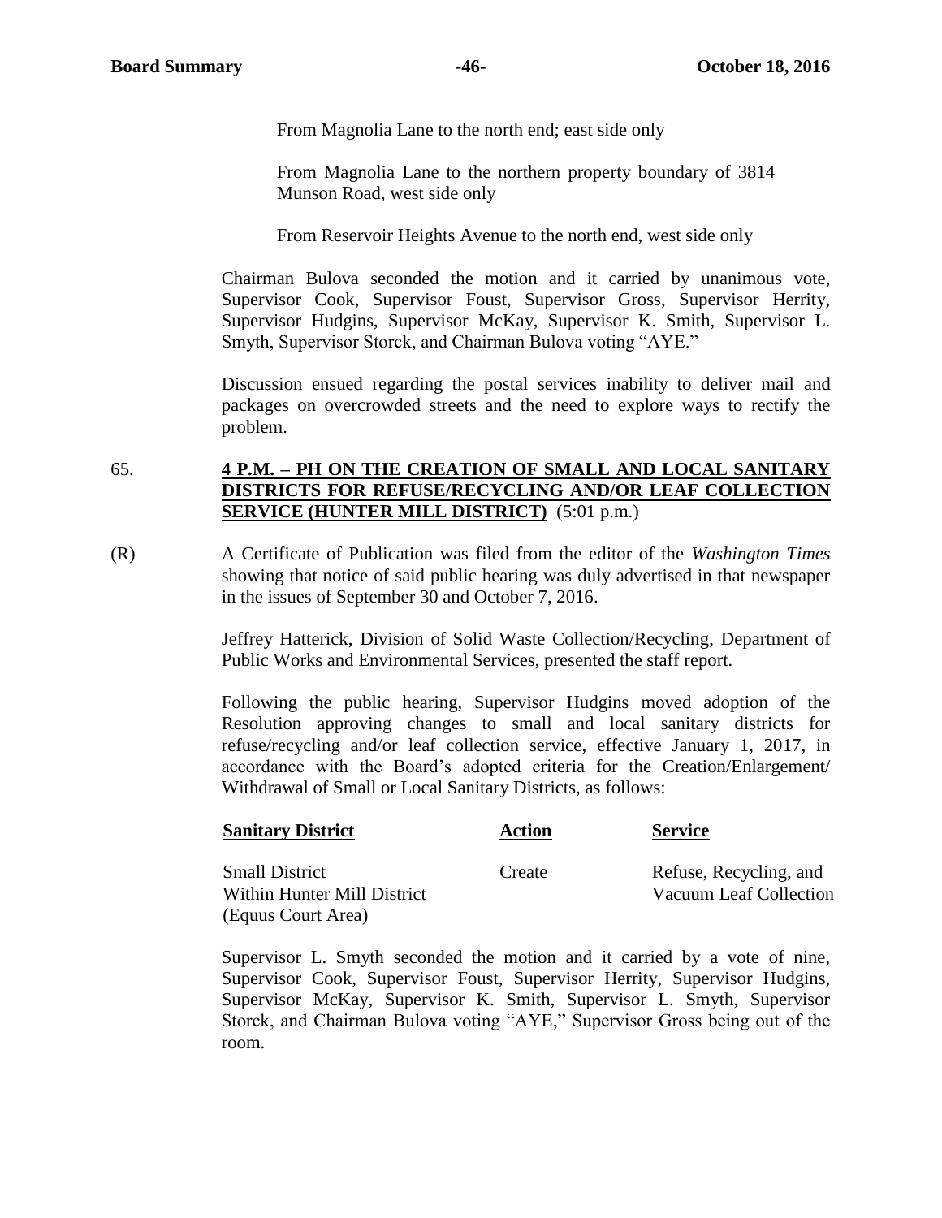From Magnolia Lane to the north end; east side only

From Magnolia Lane to the northern property boundary of 3814 Munson Road, west side only

From Reservoir Heights Avenue to the north end, west side only

Chairman Bulova seconded the motion and it carried by unanimous vote, Supervisor Cook, Supervisor Foust, Supervisor Gross, Supervisor Herrity, Supervisor Hudgins, Supervisor McKay, Supervisor K. Smith, Supervisor L. Smyth, Supervisor Storck, and Chairman Bulova voting "AYE."

Discussion ensued regarding the postal services inability to deliver mail and packages on overcrowded streets and the need to explore ways to rectify the problem.

65. **4 P.M. – PH ON THE CREATION OF SMALL AND LOCAL SANITARY DISTRICTS FOR REFUSE/RECYCLING AND/OR LEAF COLLECTION SERVICE (HUNTER MILL DISTRICT)** (5:01 p.m.)

(R) A Certificate of Publication was filed from the editor of the *Washington Times* showing that notice of said public hearing was duly advertised in that newspaper in the issues of September 30 and October 7, 2016.

Jeffrey Hatterick, Division of Solid Waste Collection/Recycling, Department of Public Works and Environmental Services, presented the staff report.

Following the public hearing, Supervisor Hudgins moved adoption of the Resolution approving changes to small and local sanitary districts for refuse/recycling and/or leaf collection service, effective January 1, 2017, in accordance with the Board's adopted criteria for the Creation/Enlargement/ Withdrawal of Small or Local Sanitary Districts, as follows:

| Sanitary District | Action | Service |
|---|---|---|
| Small District Within Hunter Mill District (Equus Court Area) | Create | Refuse, Recycling, and Vacuum Leaf Collection |

Supervisor L. Smyth seconded the motion and it carried by a vote of nine, Supervisor Cook, Supervisor Foust, Supervisor Herrity, Supervisor Hudgins, Supervisor McKay, Supervisor K. Smith, Supervisor L. Smyth, Supervisor Storck, and Chairman Bulova voting "AYE," Supervisor Gross being out of the room.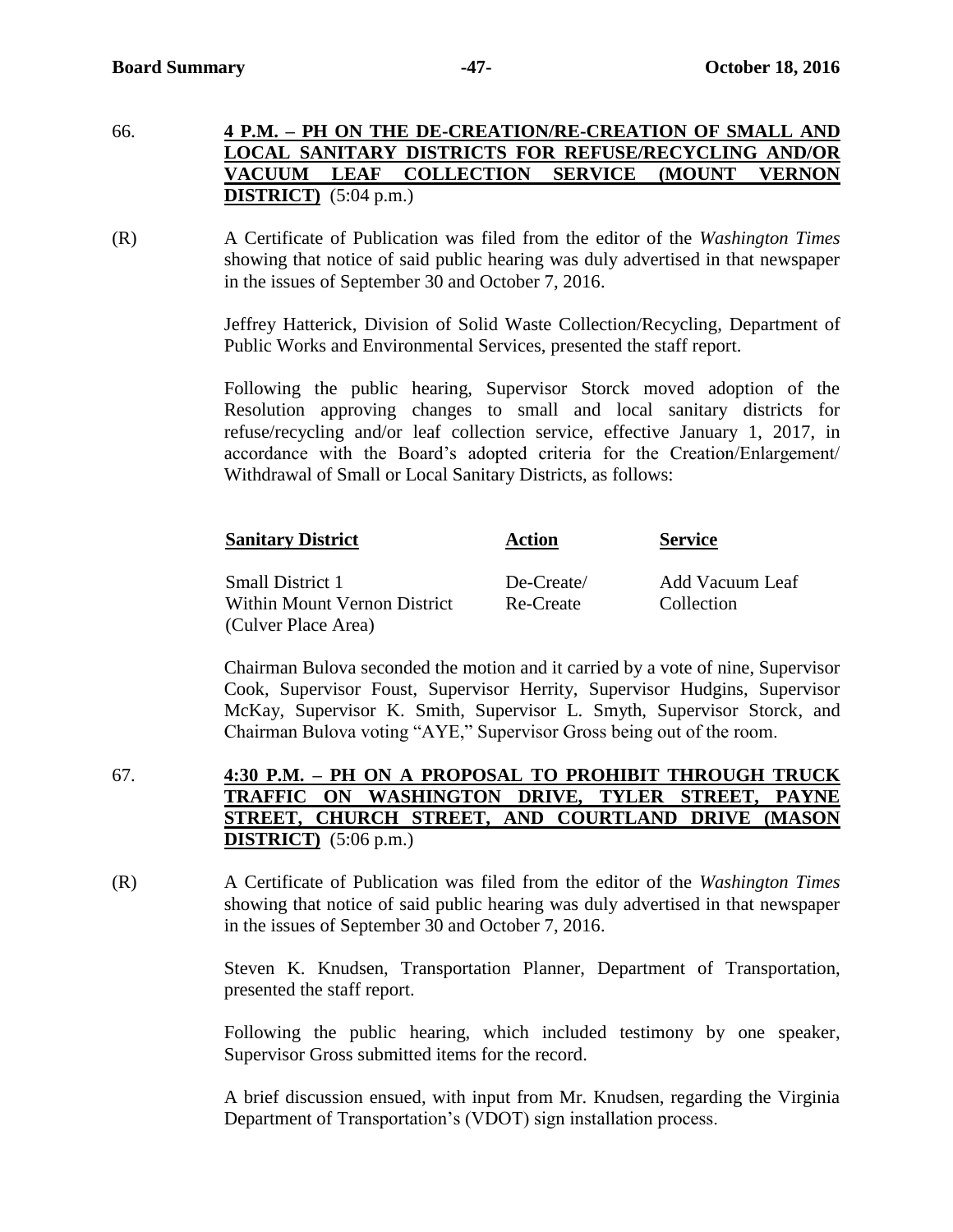66. **4 P.M. – PH ON THE DE-CREATION/RE-CREATION OF SMALL AND LOCAL SANITARY DISTRICTS FOR REFUSE/RECYCLING AND/OR VACUUM LEAF COLLECTION SERVICE (MOUNT VERNON DISTRICT)** (5:04 p.m.)

(R) A Certificate of Publication was filed from the editor of the *Washington Times* showing that notice of said public hearing was duly advertised in that newspaper in the issues of September 30 and October 7, 2016.

Jeffrey Hatterick, Division of Solid Waste Collection/Recycling, Department of Public Works and Environmental Services, presented the staff report.

Following the public hearing, Supervisor Storck moved adoption of the Resolution approving changes to small and local sanitary districts for refuse/recycling and/or leaf collection service, effective January 1, 2017, in accordance with the Board's adopted criteria for the Creation/Enlargement/Withdrawal of Small or Local Sanitary Districts, as follows:

| Sanitary District | Action | Service |
|---|---|---|
| Small District 1 Within Mount Vernon District (Culver Place Area) | De-Create/ Re-Create | Add Vacuum Leaf Collection |

Chairman Bulova seconded the motion and it carried by a vote of nine, Supervisor Cook, Supervisor Foust, Supervisor Herrity, Supervisor Hudgins, Supervisor McKay, Supervisor K. Smith, Supervisor L. Smyth, Supervisor Storck, and Chairman Bulova voting "AYE," Supervisor Gross being out of the room.

67. **4:30 P.M. – PH ON A PROPOSAL TO PROHIBIT THROUGH TRUCK TRAFFIC ON WASHINGTON DRIVE, TYLER STREET, PAYNE STREET, CHURCH STREET, AND COURTLAND DRIVE (MASON DISTRICT)** (5:06 p.m.)

(R) A Certificate of Publication was filed from the editor of the *Washington Times* showing that notice of said public hearing was duly advertised in that newspaper in the issues of September 30 and October 7, 2016.

Steven K. Knudsen, Transportation Planner, Department of Transportation, presented the staff report.

Following the public hearing, which included testimony by one speaker, Supervisor Gross submitted items for the record.

A brief discussion ensued, with input from Mr. Knudsen, regarding the Virginia Department of Transportation's (VDOT) sign installation process.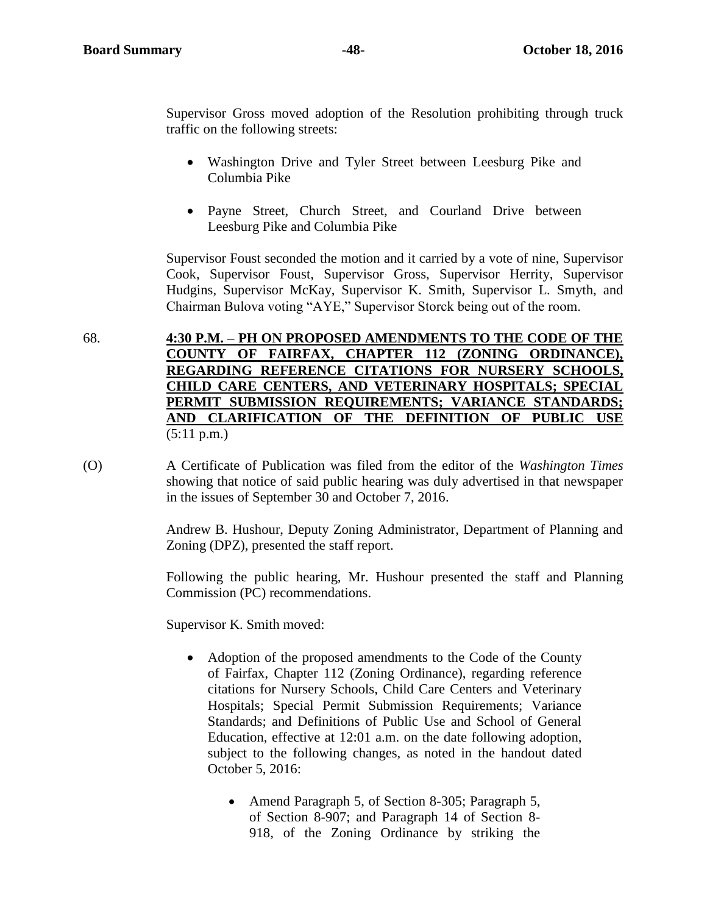Supervisor Gross moved adoption of the Resolution prohibiting through truck traffic on the following streets:

- Washington Drive and Tyler Street between Leesburg Pike and Columbia Pike
- Payne Street, Church Street, and Courland Drive between Leesburg Pike and Columbia Pike

Supervisor Foust seconded the motion and it carried by a vote of nine, Supervisor Cook, Supervisor Foust, Supervisor Gross, Supervisor Herrity, Supervisor Hudgins, Supervisor McKay, Supervisor K. Smith, Supervisor L. Smyth, and Chairman Bulova voting "AYE," Supervisor Storck being out of the room.

68. **4:30 P.M. – PH ON PROPOSED AMENDMENTS TO THE CODE OF THE COUNTY OF FAIRFAX, CHAPTER 112 (ZONING ORDINANCE), REGARDING REFERENCE CITATIONS FOR NURSERY SCHOOLS, CHILD CARE CENTERS, AND VETERINARY HOSPITALS; SPECIAL PERMIT SUBMISSION REQUIREMENTS; VARIANCE STANDARDS; AND CLARIFICATION OF THE DEFINITION OF PUBLIC USE** (5:11 p.m.)

(O) A Certificate of Publication was filed from the editor of the *Washington Times* showing that notice of said public hearing was duly advertised in that newspaper in the issues of September 30 and October 7, 2016.

Andrew B. Hushour, Deputy Zoning Administrator, Department of Planning and Zoning (DPZ), presented the staff report.

Following the public hearing, Mr. Hushour presented the staff and Planning Commission (PC) recommendations.

Supervisor K. Smith moved:

- Adoption of the proposed amendments to the Code of the County of Fairfax, Chapter 112 (Zoning Ordinance), regarding reference citations for Nursery Schools, Child Care Centers and Veterinary Hospitals; Special Permit Submission Requirements; Variance Standards; and Definitions of Public Use and School of General Education, effective at 12:01 a.m. on the date following adoption, subject to the following changes, as noted in the handout dated October 5, 2016:
  - Amend Paragraph 5, of Section 8-305; Paragraph 5, of Section 8-907; and Paragraph 14 of Section 8-918, of the Zoning Ordinance by striking the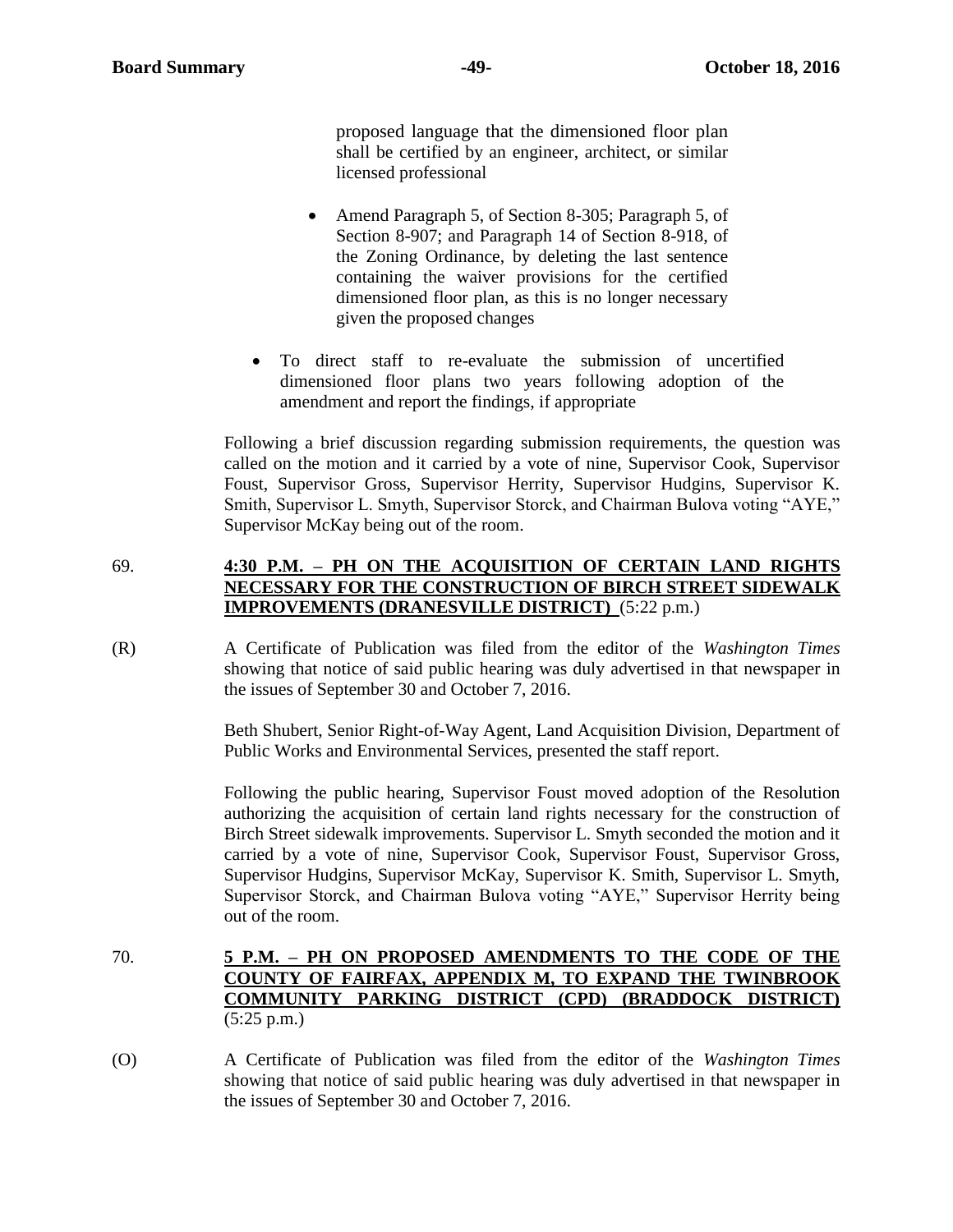proposed language that the dimensioned floor plan shall be certified by an engineer, architect, or similar licensed professional

- Amend Paragraph 5, of Section 8-305; Paragraph 5, of Section 8-907; and Paragraph 14 of Section 8-918, of the Zoning Ordinance, by deleting the last sentence containing the waiver provisions for the certified dimensioned floor plan, as this is no longer necessary given the proposed changes

- To direct staff to re-evaluate the submission of uncertified dimensioned floor plans two years following adoption of the amendment and report the findings, if appropriate

Following a brief discussion regarding submission requirements, the question was called on the motion and it carried by a vote of nine, Supervisor Cook, Supervisor Foust, Supervisor Gross, Supervisor Herrity, Supervisor Hudgins, Supervisor K. Smith, Supervisor L. Smyth, Supervisor Storck, and Chairman Bulova voting "AYE," Supervisor McKay being out of the room.

69. **4:30 P.M. – PH ON THE ACQUISITION OF CERTAIN LAND RIGHTS NECESSARY FOR THE CONSTRUCTION OF BIRCH STREET SIDEWALK IMPROVEMENTS (DRANESVILLE DISTRICT)** (5:22 p.m.)

(R) A Certificate of Publication was filed from the editor of the *Washington Times* showing that notice of said public hearing was duly advertised in that newspaper in the issues of September 30 and October 7, 2016.

Beth Shubert, Senior Right-of-Way Agent, Land Acquisition Division, Department of Public Works and Environmental Services, presented the staff report.

Following the public hearing, Supervisor Foust moved adoption of the Resolution authorizing the acquisition of certain land rights necessary for the construction of Birch Street sidewalk improvements. Supervisor L. Smyth seconded the motion and it carried by a vote of nine, Supervisor Cook, Supervisor Foust, Supervisor Gross, Supervisor Hudgins, Supervisor McKay, Supervisor K. Smith, Supervisor L. Smyth, Supervisor Storck, and Chairman Bulova voting "AYE," Supervisor Herrity being out of the room.

70. **5 P.M. – PH ON PROPOSED AMENDMENTS TO THE CODE OF THE COUNTY OF FAIRFAX, APPENDIX M, TO EXPAND THE TWINBROOK COMMUNITY PARKING DISTRICT (CPD) (BRADDOCK DISTRICT)** (5:25 p.m.)

(O) A Certificate of Publication was filed from the editor of the *Washington Times* showing that notice of said public hearing was duly advertised in that newspaper in the issues of September 30 and October 7, 2016.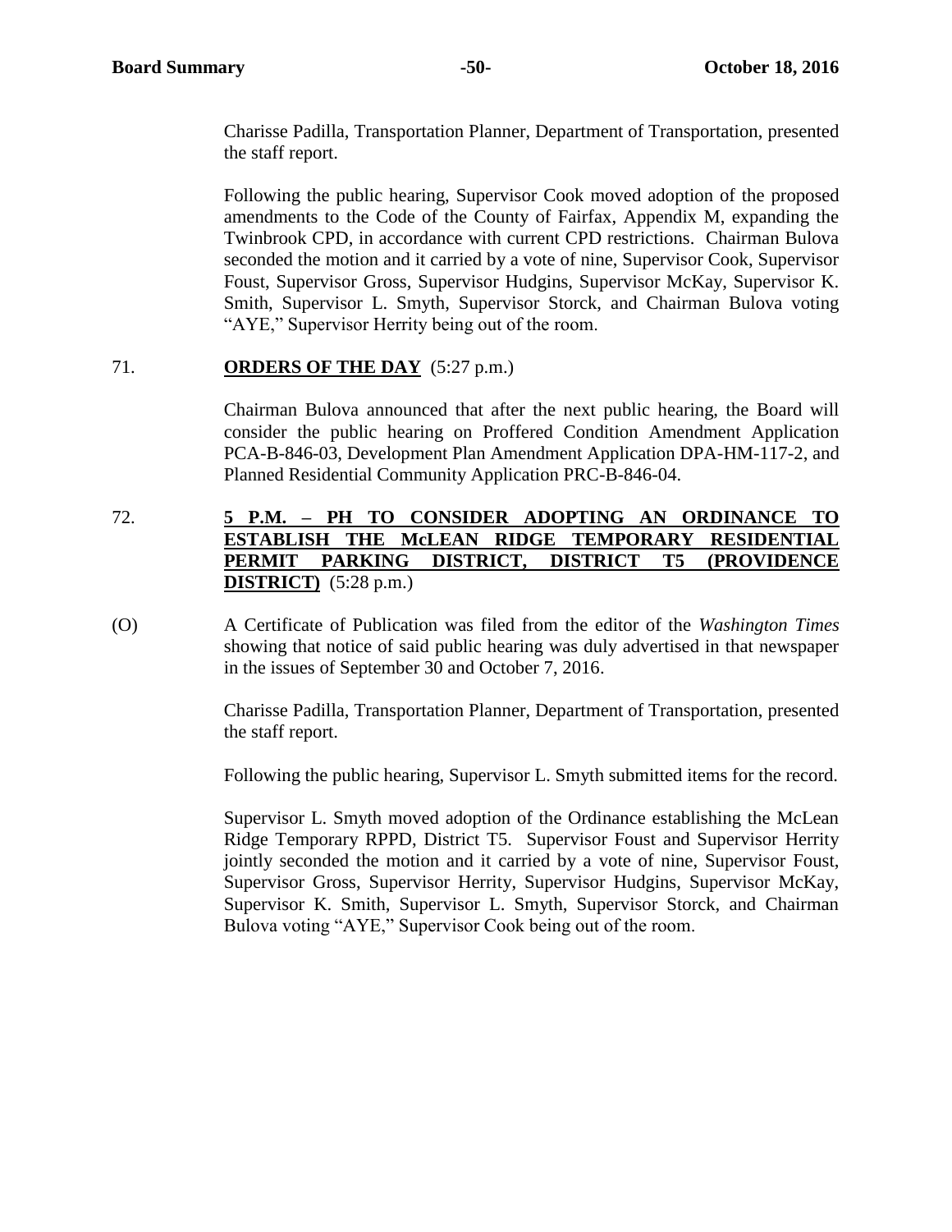Charisse Padilla, Transportation Planner, Department of Transportation, presented the staff report.

Following the public hearing, Supervisor Cook moved adoption of the proposed amendments to the Code of the County of Fairfax, Appendix M, expanding the Twinbrook CPD, in accordance with current CPD restrictions. Chairman Bulova seconded the motion and it carried by a vote of nine, Supervisor Cook, Supervisor Foust, Supervisor Gross, Supervisor Hudgins, Supervisor McKay, Supervisor K. Smith, Supervisor L. Smyth, Supervisor Storck, and Chairman Bulova voting "AYE," Supervisor Herrity being out of the room.

71. **ORDERS OF THE DAY** (5:27 p.m.)

Chairman Bulova announced that after the next public hearing, the Board will consider the public hearing on Proffered Condition Amendment Application PCA-B-846-03, Development Plan Amendment Application DPA-HM-117-2, and Planned Residential Community Application PRC-B-846-04.

72. **5 P.M. – PH TO CONSIDER ADOPTING AN ORDINANCE TO ESTABLISH THE McLEAN RIDGE TEMPORARY RESIDENTIAL PERMIT PARKING DISTRICT, DISTRICT T5 (PROVIDENCE DISTRICT)** (5:28 p.m.)

(O) A Certificate of Publication was filed from the editor of the *Washington Times* showing that notice of said public hearing was duly advertised in that newspaper in the issues of September 30 and October 7, 2016.

Charisse Padilla, Transportation Planner, Department of Transportation, presented the staff report.

Following the public hearing, Supervisor L. Smyth submitted items for the record.

Supervisor L. Smyth moved adoption of the Ordinance establishing the McLean Ridge Temporary RPPD, District T5. Supervisor Foust and Supervisor Herrity jointly seconded the motion and it carried by a vote of nine, Supervisor Foust, Supervisor Gross, Supervisor Herrity, Supervisor Hudgins, Supervisor McKay, Supervisor K. Smith, Supervisor L. Smyth, Supervisor Storck, and Chairman Bulova voting "AYE," Supervisor Cook being out of the room.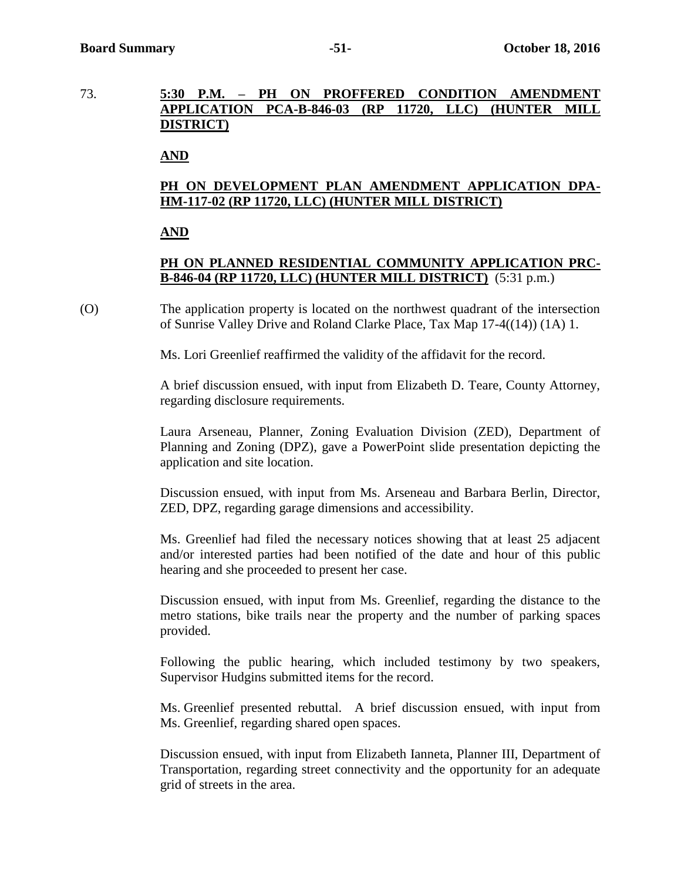73. **5:30 P.M. – PH ON PROFFERED CONDITION AMENDMENT APPLICATION PCA-B-846-03 (RP 11720, LLC) (HUNTER MILL DISTRICT)**

**AND**

**PH ON DEVELOPMENT PLAN AMENDMENT APPLICATION DPA-HM-117-02 (RP 11720, LLC) (HUNTER MILL DISTRICT)**

**AND**

**PH ON PLANNED RESIDENTIAL COMMUNITY APPLICATION PRC-B-846-04 (RP 11720, LLC) (HUNTER MILL DISTRICT)** (5:31 p.m.)

(O) The application property is located on the northwest quadrant of the intersection of Sunrise Valley Drive and Roland Clarke Place, Tax Map 17-4((14)) (1A) 1.

Ms. Lori Greenlief reaffirmed the validity of the affidavit for the record.

A brief discussion ensued, with input from Elizabeth D. Teare, County Attorney, regarding disclosure requirements.

Laura Arseneau, Planner, Zoning Evaluation Division (ZED), Department of Planning and Zoning (DPZ), gave a PowerPoint slide presentation depicting the application and site location.

Discussion ensued, with input from Ms. Arseneau and Barbara Berlin, Director, ZED, DPZ, regarding garage dimensions and accessibility.

Ms. Greenlief had filed the necessary notices showing that at least 25 adjacent and/or interested parties had been notified of the date and hour of this public hearing and she proceeded to present her case.

Discussion ensued, with input from Ms. Greenlief, regarding the distance to the metro stations, bike trails near the property and the number of parking spaces provided.

Following the public hearing, which included testimony by two speakers, Supervisor Hudgins submitted items for the record.

Ms. Greenlief presented rebuttal. A brief discussion ensued, with input from Ms. Greenlief, regarding shared open spaces.

Discussion ensued, with input from Elizabeth Ianneta, Planner III, Department of Transportation, regarding street connectivity and the opportunity for an adequate grid of streets in the area.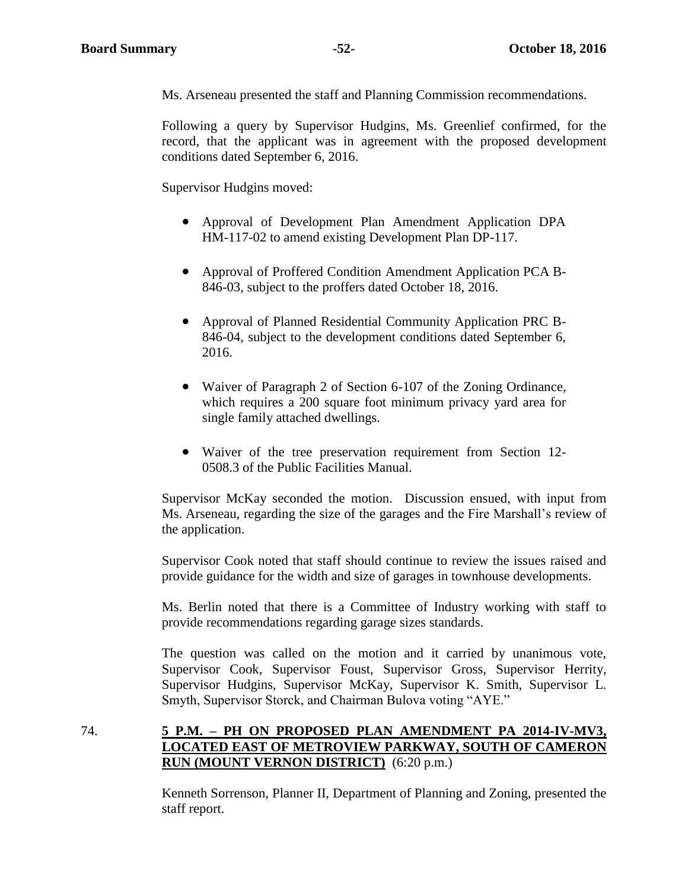Ms. Arseneau presented the staff and Planning Commission recommendations.

Following a query by Supervisor Hudgins, Ms. Greenlief confirmed, for the record, that the applicant was in agreement with the proposed development conditions dated September 6, 2016.

Supervisor Hudgins moved:

- Approval of Development Plan Amendment Application DPA HM-117-02 to amend existing Development Plan DP-117.
- Approval of Proffered Condition Amendment Application PCA B-846-03, subject to the proffers dated October 18, 2016.
- Approval of Planned Residential Community Application PRC B-846-04, subject to the development conditions dated September 6, 2016.
- Waiver of Paragraph 2 of Section 6-107 of the Zoning Ordinance, which requires a 200 square foot minimum privacy yard area for single family attached dwellings.
- Waiver of the tree preservation requirement from Section 12-0508.3 of the Public Facilities Manual.

Supervisor McKay seconded the motion. Discussion ensued, with input from Ms. Arseneau, regarding the size of the garages and the Fire Marshall's review of the application.

Supervisor Cook noted that staff should continue to review the issues raised and provide guidance for the width and size of garages in townhouse developments.

Ms. Berlin noted that there is a Committee of Industry working with staff to provide recommendations regarding garage sizes standards.

The question was called on the motion and it carried by unanimous vote, Supervisor Cook, Supervisor Foust, Supervisor Gross, Supervisor Herrity, Supervisor Hudgins, Supervisor McKay, Supervisor K. Smith, Supervisor L. Smyth, Supervisor Storck, and Chairman Bulova voting "AYE."

74. **5 P.M. – PH ON PROPOSED PLAN AMENDMENT PA 2014-IV-MV3, LOCATED EAST OF METROVIEW PARKWAY, SOUTH OF CAMERON RUN (MOUNT VERNON DISTRICT)** (6:20 p.m.)

Kenneth Sorrenson, Planner II, Department of Planning and Zoning, presented the staff report.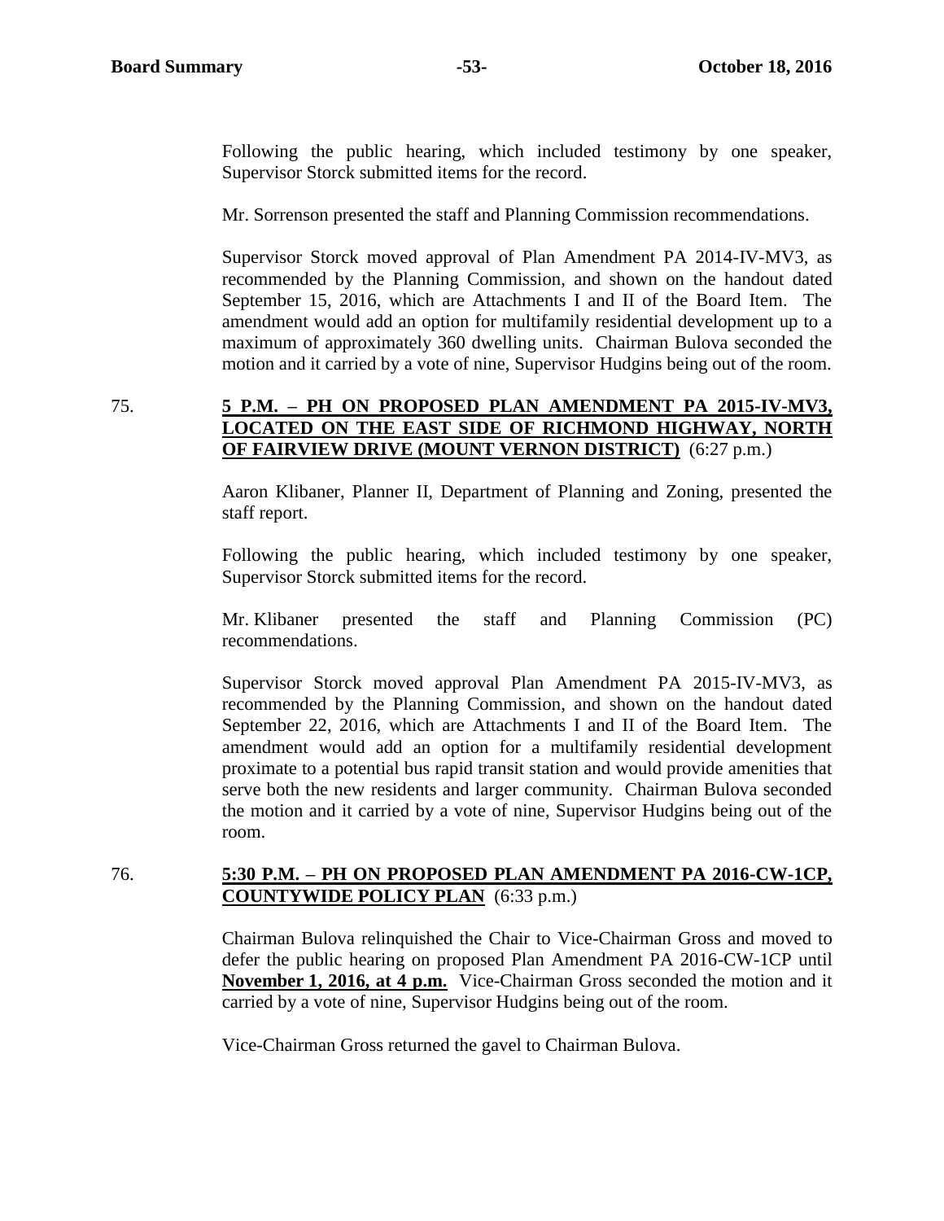Following the public hearing, which included testimony by one speaker, Supervisor Storck submitted items for the record.

Mr. Sorrenson presented the staff and Planning Commission recommendations.

Supervisor Storck moved approval of Plan Amendment PA 2014-IV-MV3, as recommended by the Planning Commission, and shown on the handout dated September 15, 2016, which are Attachments I and II of the Board Item. The amendment would add an option for multifamily residential development up to a maximum of approximately 360 dwelling units. Chairman Bulova seconded the motion and it carried by a vote of nine, Supervisor Hudgins being out of the room.

75. **5 P.M. – PH ON PROPOSED PLAN AMENDMENT PA 2015-IV-MV3, LOCATED ON THE EAST SIDE OF RICHMOND HIGHWAY, NORTH OF FAIRVIEW DRIVE (MOUNT VERNON DISTRICT)** (6:27 p.m.)

Aaron Klibaner, Planner II, Department of Planning and Zoning, presented the staff report.

Following the public hearing, which included testimony by one speaker, Supervisor Storck submitted items for the record.

Mr. Klibaner presented the staff and Planning Commission (PC) recommendations.

Supervisor Storck moved approval Plan Amendment PA 2015-IV-MV3, as recommended by the Planning Commission, and shown on the handout dated September 22, 2016, which are Attachments I and II of the Board Item. The amendment would add an option for a multifamily residential development proximate to a potential bus rapid transit station and would provide amenities that serve both the new residents and larger community. Chairman Bulova seconded the motion and it carried by a vote of nine, Supervisor Hudgins being out of the room.

76. **5:30 P.M. – PH ON PROPOSED PLAN AMENDMENT PA 2016-CW-1CP, COUNTYWIDE POLICY PLAN** (6:33 p.m.)

Chairman Bulova relinquished the Chair to Vice-Chairman Gross and moved to defer the public hearing on proposed Plan Amendment PA 2016-CW-1CP until **November 1, 2016, at 4 p.m.** Vice-Chairman Gross seconded the motion and it carried by a vote of nine, Supervisor Hudgins being out of the room.

Vice-Chairman Gross returned the gavel to Chairman Bulova.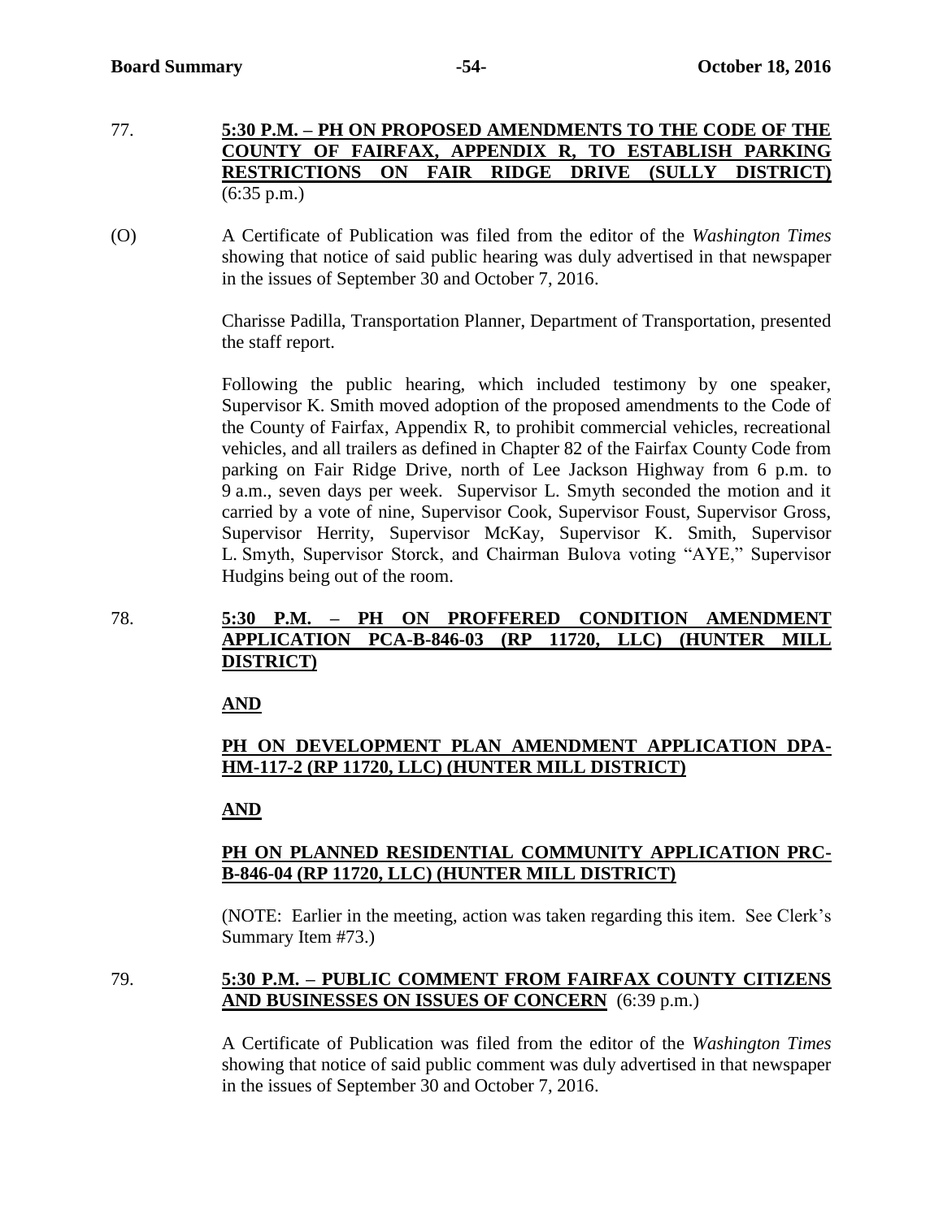77. **5:30 P.M. – PH ON PROPOSED AMENDMENTS TO THE CODE OF THE COUNTY OF FAIRFAX, APPENDIX R, TO ESTABLISH PARKING RESTRICTIONS ON FAIR RIDGE DRIVE (SULLY DISTRICT)** (6:35 p.m.)

(O) A Certificate of Publication was filed from the editor of the *Washington Times* showing that notice of said public hearing was duly advertised in that newspaper in the issues of September 30 and October 7, 2016.

Charisse Padilla, Transportation Planner, Department of Transportation, presented the staff report.

Following the public hearing, which included testimony by one speaker, Supervisor K. Smith moved adoption of the proposed amendments to the Code of the County of Fairfax, Appendix R, to prohibit commercial vehicles, recreational vehicles, and all trailers as defined in Chapter 82 of the Fairfax County Code from parking on Fair Ridge Drive, north of Lee Jackson Highway from 6 p.m. to 9 a.m., seven days per week. Supervisor L. Smyth seconded the motion and it carried by a vote of nine, Supervisor Cook, Supervisor Foust, Supervisor Gross, Supervisor Herrity, Supervisor McKay, Supervisor K. Smith, Supervisor L. Smyth, Supervisor Storck, and Chairman Bulova voting "AYE," Supervisor Hudgins being out of the room.

78. **5:30 P.M. – PH ON PROFFERED CONDITION AMENDMENT APPLICATION PCA-B-846-03 (RP 11720, LLC) (HUNTER MILL DISTRICT)**

**AND**

**PH ON DEVELOPMENT PLAN AMENDMENT APPLICATION DPA-HM-117-2 (RP 11720, LLC) (HUNTER MILL DISTRICT)**

**AND**

**PH ON PLANNED RESIDENTIAL COMMUNITY APPLICATION PRC-B-846-04 (RP 11720, LLC) (HUNTER MILL DISTRICT)**

(NOTE: Earlier in the meeting, action was taken regarding this item. See Clerk's Summary Item #73.)

79. **5:30 P.M. – PUBLIC COMMENT FROM FAIRFAX COUNTY CITIZENS AND BUSINESSES ON ISSUES OF CONCERN** (6:39 p.m.)

A Certificate of Publication was filed from the editor of the *Washington Times* showing that notice of said public comment was duly advertised in that newspaper in the issues of September 30 and October 7, 2016.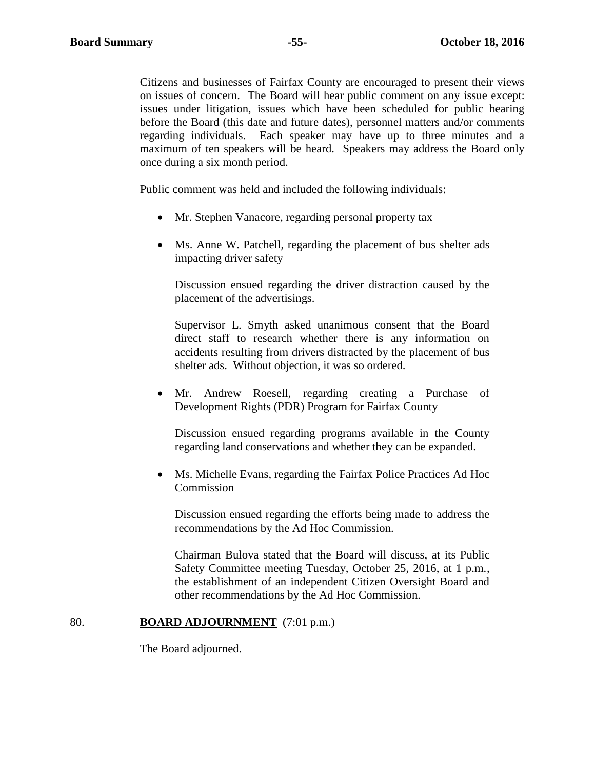Citizens and businesses of Fairfax County are encouraged to present their views on issues of concern. The Board will hear public comment on any issue except: issues under litigation, issues which have been scheduled for public hearing before the Board (this date and future dates), personnel matters and/or comments regarding individuals. Each speaker may have up to three minutes and a maximum of ten speakers will be heard. Speakers may address the Board only once during a six month period.

Public comment was held and included the following individuals:

- Mr. Stephen Vanacore, regarding personal property tax

- Ms. Anne W. Patchell, regarding the placement of bus shelter ads impacting driver safety

  Discussion ensued regarding the driver distraction caused by the placement of the advertisings.

  Supervisor L. Smyth asked unanimous consent that the Board direct staff to research whether there is any information on accidents resulting from drivers distracted by the placement of bus shelter ads. Without objection, it was so ordered.

- Mr. Andrew Roesell, regarding creating a Purchase of Development Rights (PDR) Program for Fairfax County

  Discussion ensued regarding programs available in the County regarding land conservations and whether they can be expanded.

- Ms. Michelle Evans, regarding the Fairfax Police Practices Ad Hoc Commission

  Discussion ensued regarding the efforts being made to address the recommendations by the Ad Hoc Commission.

  Chairman Bulova stated that the Board will discuss, at its Public Safety Committee meeting Tuesday, October 25, 2016, at 1 p.m., the establishment of an independent Citizen Oversight Board and other recommendations by the Ad Hoc Commission.

80. **BOARD ADJOURNMENT** (7:01 p.m.)

The Board adjourned.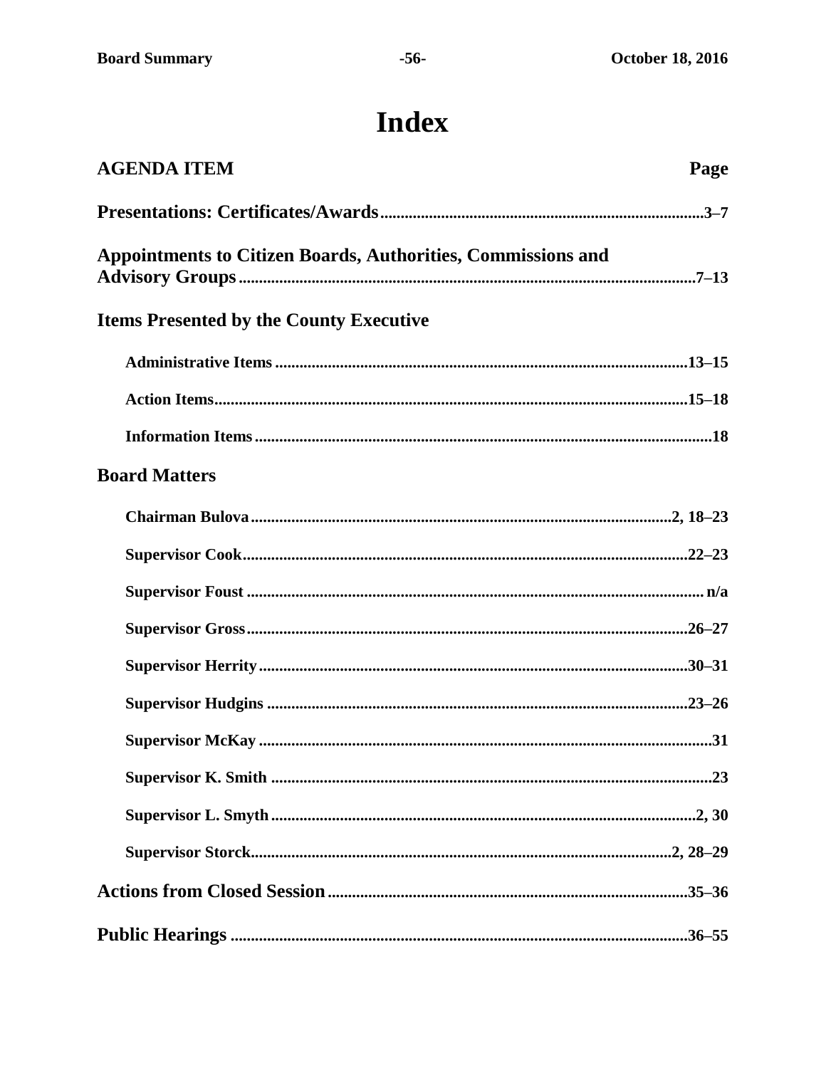# Index

| AGENDA ITEM | Page |
|---|---|
| **Presentations: Certificates/Awards** | 3–7 |
| **Appointments to Citizen Boards, Authorities, Commissions and Advisory Groups** | 7–13 |
| **Items Presented by the County Executive** | |
| Administrative Items | 13–15 |
| Action Items | 15–18 |
| Information Items | 18 |
| **Board Matters** | |
| Chairman Bulova | 2, 18–23 |
| Supervisor Cook | 22–23 |
| Supervisor Foust | n/a |
| Supervisor Gross | 26–27 |
| Supervisor Herrity | 30–31 |
| Supervisor Hudgins | 23–26 |
| Supervisor McKay | 31 |
| Supervisor K. Smith | 23 |
| Supervisor L. Smyth | 2, 30 |
| Supervisor Storck | 2, 28–29 |
| **Actions from Closed Session** | 35–36 |
| **Public Hearings** | 36–55 |